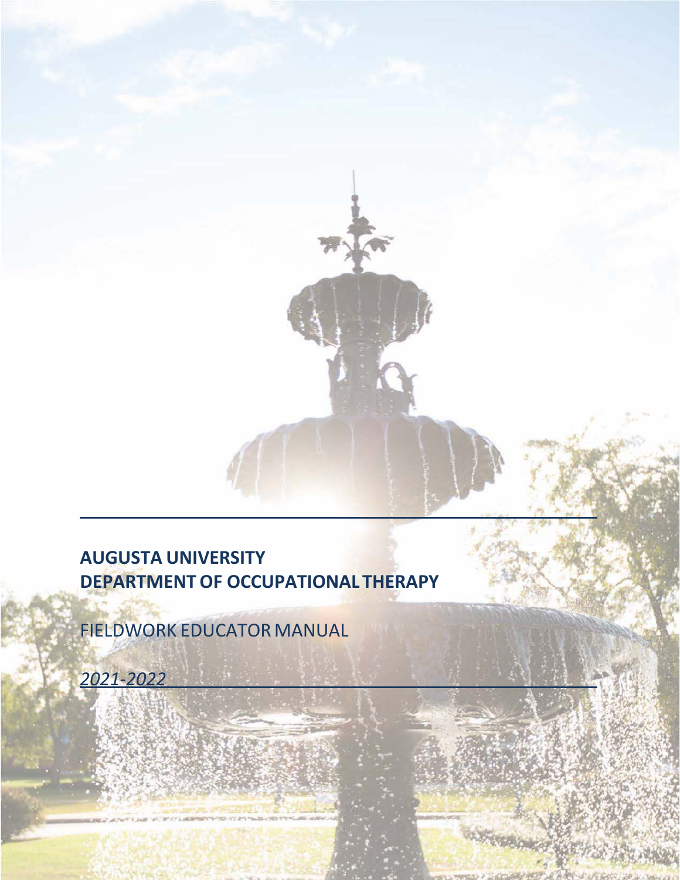# AUGUSTA UNIVERSITY
# DEPARTMENT OF OCCUPATIONAL THERAPY

## FIELDWORK EDUCATOR MANUAL

*2021-2022*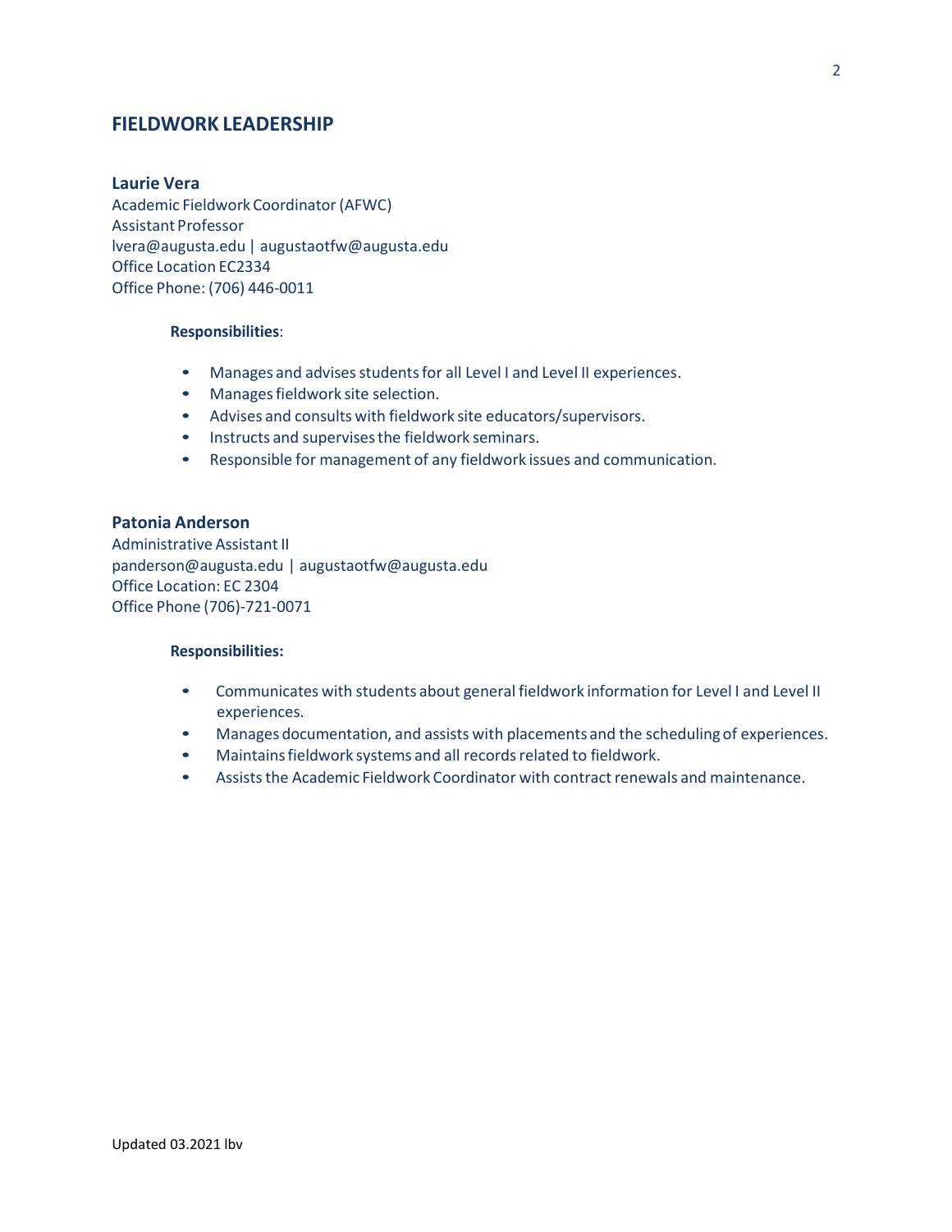## FIELDWORK LEADERSHIP

### Laurie Vera

Academic Fieldwork Coordinator (AFWC)
Assistant Professor
lvera@augusta.edu | augustaotfw@augusta.edu
Office Location EC2334
Office Phone: (706) 446-0011

**Responsibilities**:

- Manages and advises students for all Level I and Level II experiences.
- Manages fieldwork site selection.
- Advises and consults with fieldwork site educators/supervisors.
- Instructs and supervises the fieldwork seminars.
- Responsible for management of any fieldwork issues and communication.

### Patonia Anderson

Administrative Assistant II
panderson@augusta.edu | augustaotfw@augusta.edu
Office Location: EC 2304
Office Phone (706)-721-0071

**Responsibilities:**

- Communicates with students about general fieldwork information for Level I and Level II experiences.
- Manages documentation, and assists with placements and the scheduling of experiences.
- Maintains fieldwork systems and all records related to fieldwork.
- Assists the Academic Fieldwork Coordinator with contract renewals and maintenance.

Updated 03.2021 lbv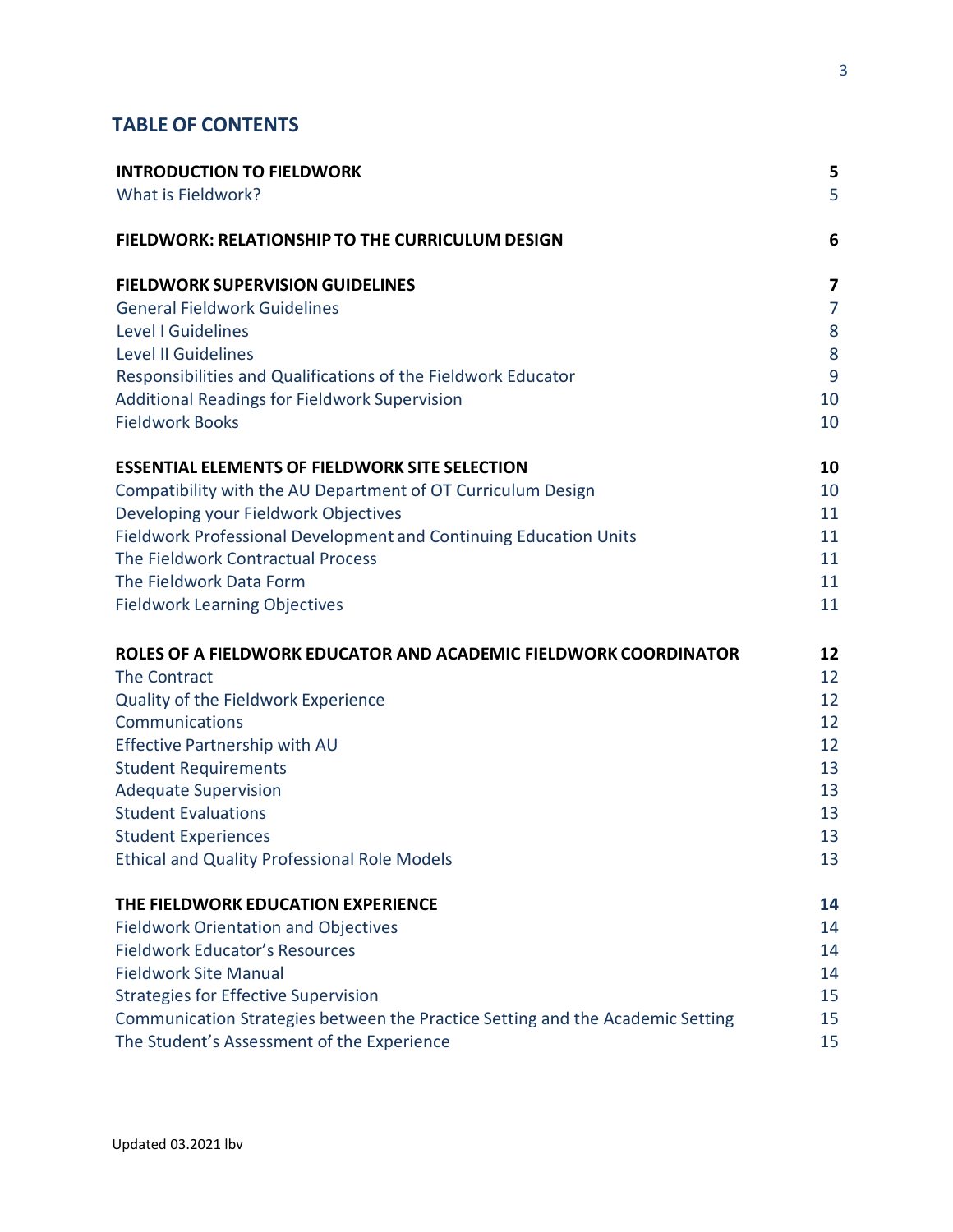## TABLE OF CONTENTS

| | |
|---|---|
| **INTRODUCTION TO FIELDWORK** | **5** |
| What is Fieldwork? | 5 |
| **FIELDWORK: RELATIONSHIP TO THE CURRICULUM DESIGN** | **6** |
| **FIELDWORK SUPERVISION GUIDELINES** | **7** |
| General Fieldwork Guidelines | 7 |
| Level I Guidelines | 8 |
| Level II Guidelines | 8 |
| Responsibilities and Qualifications of the Fieldwork Educator | 9 |
| Additional Readings for Fieldwork Supervision | 10 |
| Fieldwork Books | 10 |
| **ESSENTIAL ELEMENTS OF FIELDWORK SITE SELECTION** | **10** |
| Compatibility with the AU Department of OT Curriculum Design | 10 |
| Developing your Fieldwork Objectives | 11 |
| Fieldwork Professional Development and Continuing Education Units | 11 |
| The Fieldwork Contractual Process | 11 |
| The Fieldwork Data Form | 11 |
| Fieldwork Learning Objectives | 11 |
| **ROLES OF A FIELDWORK EDUCATOR AND ACADEMIC FIELDWORK COORDINATOR** | **12** |
| The Contract | 12 |
| Quality of the Fieldwork Experience | 12 |
| Communications | 12 |
| Effective Partnership with AU | 12 |
| Student Requirements | 13 |
| Adequate Supervision | 13 |
| Student Evaluations | 13 |
| Student Experiences | 13 |
| Ethical and Quality Professional Role Models | 13 |
| **THE FIELDWORK EDUCATION EXPERIENCE** | **14** |
| Fieldwork Orientation and Objectives | 14 |
| Fieldwork Educator's Resources | 14 |
| Fieldwork Site Manual | 14 |
| Strategies for Effective Supervision | 15 |
| Communication Strategies between the Practice Setting and the Academic Setting | 15 |
| The Student's Assessment of the Experience | 15 |

Updated 03.2021 lbv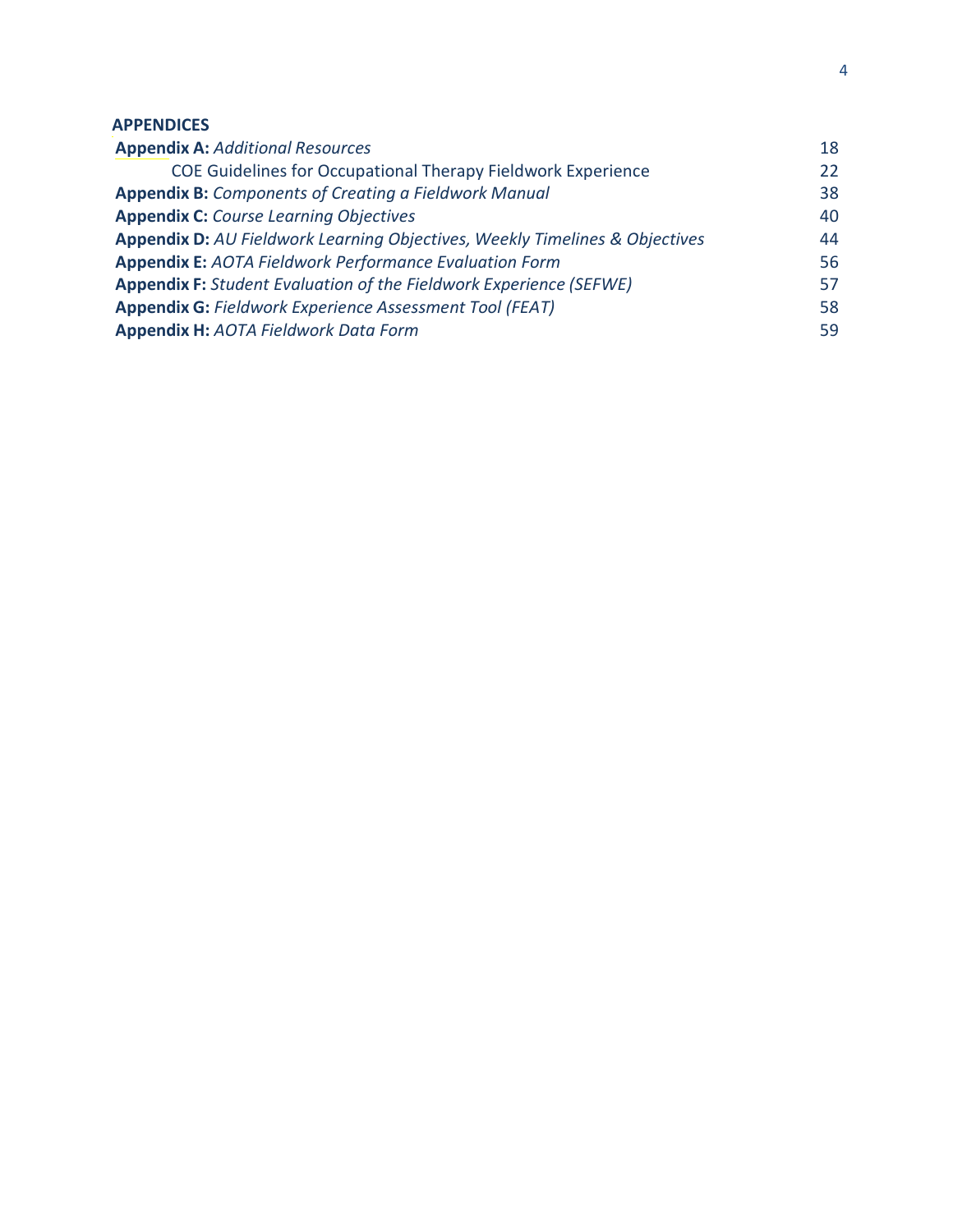**APPENDICES**

| | |
|---|---|
| **Appendix A:** *Additional Resources* | 18 |
| COE Guidelines for Occupational Therapy Fieldwork Experience | 22 |
| **Appendix B:** *Components of Creating a Fieldwork Manual* | 38 |
| **Appendix C:** *Course Learning Objectives* | 40 |
| **Appendix D:** *AU Fieldwork Learning Objectives, Weekly Timelines & Objectives* | 44 |
| **Appendix E:** *AOTA Fieldwork Performance Evaluation Form* | 56 |
| **Appendix F:** *Student Evaluation of the Fieldwork Experience (SEFWE)* | 57 |
| **Appendix G:** *Fieldwork Experience Assessment Tool (FEAT)* | 58 |
| **Appendix H:** *AOTA Fieldwork Data Form* | 59 |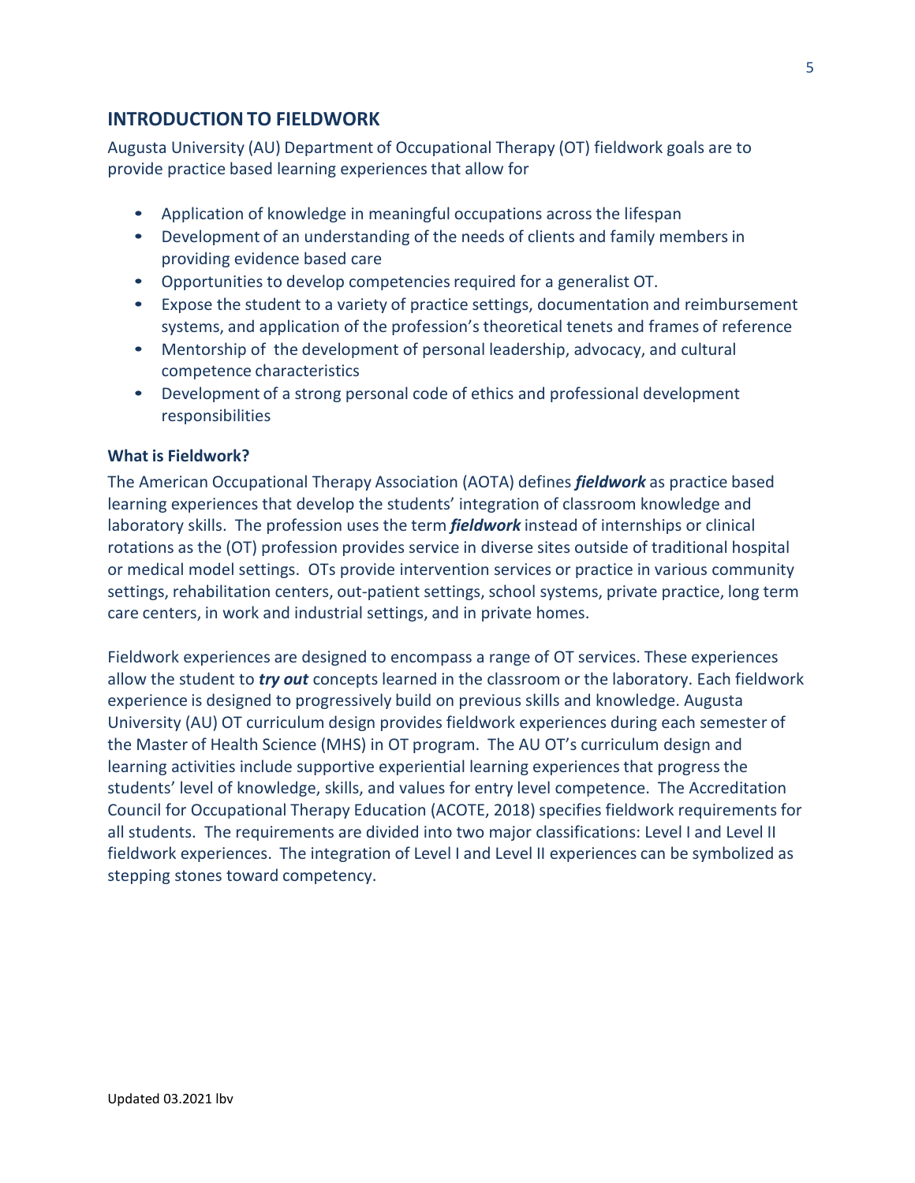## INTRODUCTION TO FIELDWORK

Augusta University (AU) Department of Occupational Therapy (OT) fieldwork goals are to provide practice based learning experiences that allow for

- Application of knowledge in meaningful occupations across the lifespan
- Development of an understanding of the needs of clients and family members in providing evidence based care
- Opportunities to develop competencies required for a generalist OT.
- Expose the student to a variety of practice settings, documentation and reimbursement systems, and application of the profession's theoretical tenets and frames of reference
- Mentorship of the development of personal leadership, advocacy, and cultural competence characteristics
- Development of a strong personal code of ethics and professional development responsibilities

### What is Fieldwork?

The American Occupational Therapy Association (AOTA) defines ***fieldwork*** as practice based learning experiences that develop the students' integration of classroom knowledge and laboratory skills. The profession uses the term ***fieldwork*** instead of internships or clinical rotations as the (OT) profession provides service in diverse sites outside of traditional hospital or medical model settings. OTs provide intervention services or practice in various community settings, rehabilitation centers, out-patient settings, school systems, private practice, long term care centers, in work and industrial settings, and in private homes.

Fieldwork experiences are designed to encompass a range of OT services. These experiences allow the student to ***try out*** concepts learned in the classroom or the laboratory. Each fieldwork experience is designed to progressively build on previous skills and knowledge. Augusta University (AU) OT curriculum design provides fieldwork experiences during each semester of the Master of Health Science (MHS) in OT program. The AU OT's curriculum design and learning activities include supportive experiential learning experiences that progress the students' level of knowledge, skills, and values for entry level competence. The Accreditation Council for Occupational Therapy Education (ACOTE, 2018) specifies fieldwork requirements for all students. The requirements are divided into two major classifications: Level I and Level II fieldwork experiences. The integration of Level I and Level II experiences can be symbolized as stepping stones toward competency.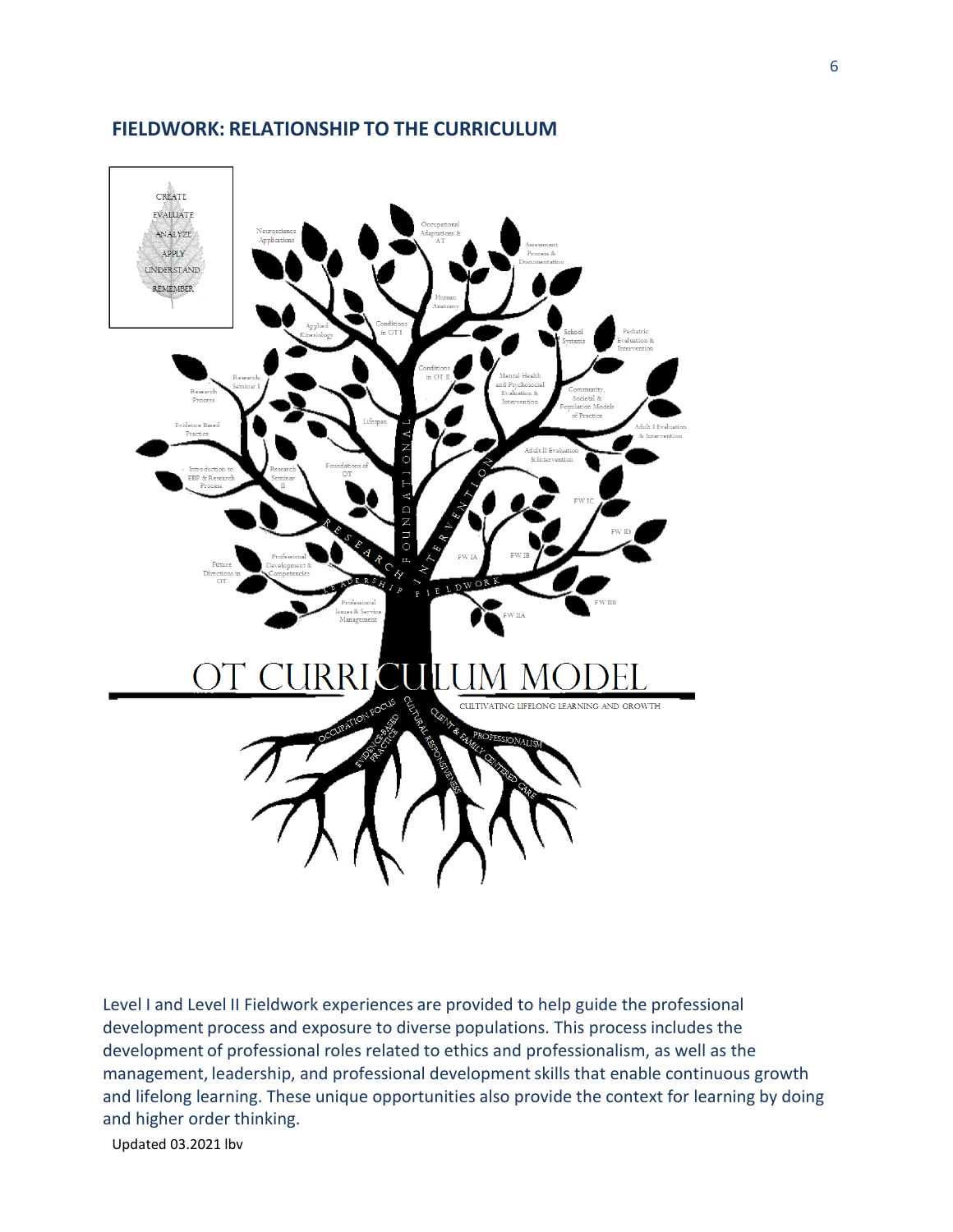## FIELDWORK: RELATIONSHIP TO THE CURRICULUM

Level I and Level II Fieldwork experiences are provided to help guide the professional development process and exposure to diverse populations. This process includes the development of professional roles related to ethics and professionalism, as well as the management, leadership, and professional development skills that enable continuous growth and lifelong learning. These unique opportunities also provide the context for learning by doing and higher order thinking.

Updated 03.2021 lbv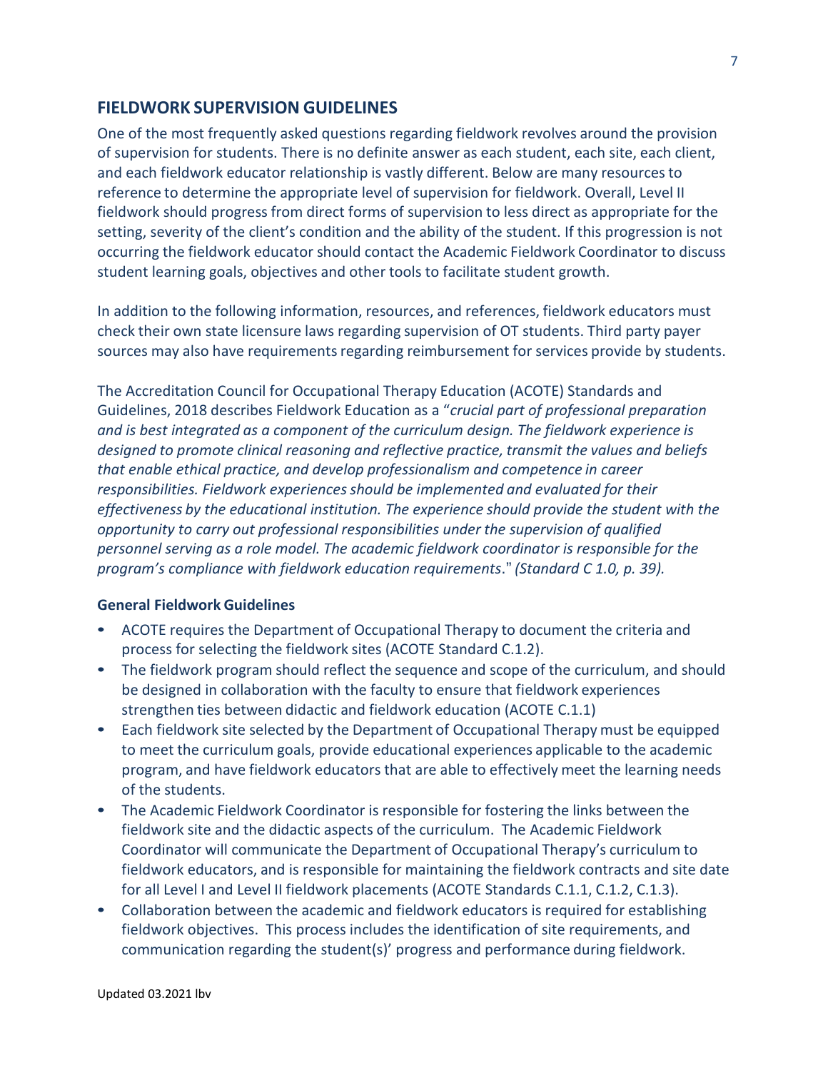## FIELDWORK SUPERVISION GUIDELINES

One of the most frequently asked questions regarding fieldwork revolves around the provision of supervision for students. There is no definite answer as each student, each site, each client, and each fieldwork educator relationship is vastly different. Below are many resources to reference to determine the appropriate level of supervision for fieldwork. Overall, Level II fieldwork should progress from direct forms of supervision to less direct as appropriate for the setting, severity of the client's condition and the ability of the student. If this progression is not occurring the fieldwork educator should contact the Academic Fieldwork Coordinator to discuss student learning goals, objectives and other tools to facilitate student growth.

In addition to the following information, resources, and references, fieldwork educators must check their own state licensure laws regarding supervision of OT students. Third party payer sources may also have requirements regarding reimbursement for services provide by students.

The Accreditation Council for Occupational Therapy Education (ACOTE) Standards and Guidelines, 2018 describes Fieldwork Education as a "*crucial part of professional preparation and is best integrated as a component of the curriculum design. The fieldwork experience is designed to promote clinical reasoning and reflective practice, transmit the values and beliefs that enable ethical practice, and develop professionalism and competence in career responsibilities. Fieldwork experiences should be implemented and evaluated for their effectiveness by the educational institution. The experience should provide the student with the opportunity to carry out professional responsibilities under the supervision of qualified personnel serving as a role model. The academic fieldwork coordinator is responsible for the program's compliance with fieldwork education requirements*." *(Standard C 1.0, p. 39).*

### General Fieldwork Guidelines

- ACOTE requires the Department of Occupational Therapy to document the criteria and process for selecting the fieldwork sites (ACOTE Standard C.1.2).
- The fieldwork program should reflect the sequence and scope of the curriculum, and should be designed in collaboration with the faculty to ensure that fieldwork experiences strengthen ties between didactic and fieldwork education (ACOTE C.1.1)
- Each fieldwork site selected by the Department of Occupational Therapy must be equipped to meet the curriculum goals, provide educational experiences applicable to the academic program, and have fieldwork educators that are able to effectively meet the learning needs of the students.
- The Academic Fieldwork Coordinator is responsible for fostering the links between the fieldwork site and the didactic aspects of the curriculum. The Academic Fieldwork Coordinator will communicate the Department of Occupational Therapy's curriculum to fieldwork educators, and is responsible for maintaining the fieldwork contracts and site date for all Level I and Level II fieldwork placements (ACOTE Standards C.1.1, C.1.2, C.1.3).
- Collaboration between the academic and fieldwork educators is required for establishing fieldwork objectives. This process includes the identification of site requirements, and communication regarding the student(s)' progress and performance during fieldwork.

Updated 03.2021 lbv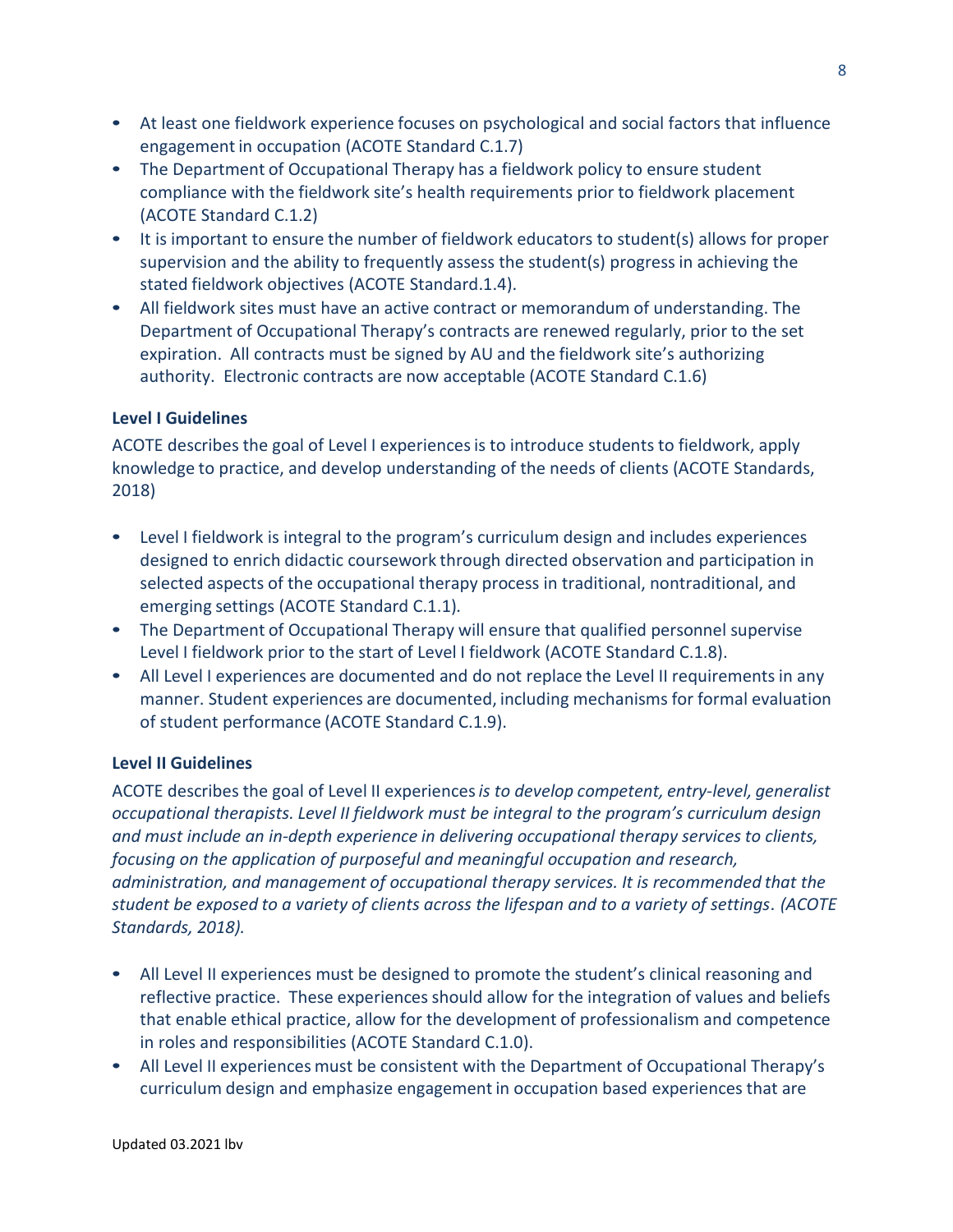- At least one fieldwork experience focuses on psychological and social factors that influence engagement in occupation (ACOTE Standard C.1.7)
- The Department of Occupational Therapy has a fieldwork policy to ensure student compliance with the fieldwork site's health requirements prior to fieldwork placement (ACOTE Standard C.1.2)
- It is important to ensure the number of fieldwork educators to student(s) allows for proper supervision and the ability to frequently assess the student(s) progress in achieving the stated fieldwork objectives (ACOTE Standard.1.4).
- All fieldwork sites must have an active contract or memorandum of understanding. The Department of Occupational Therapy's contracts are renewed regularly, prior to the set expiration. All contracts must be signed by AU and the fieldwork site's authorizing authority. Electronic contracts are now acceptable (ACOTE Standard C.1.6)

**Level I Guidelines**

ACOTE describes the goal of Level I experiences is to introduce students to fieldwork, apply knowledge to practice, and develop understanding of the needs of clients (ACOTE Standards, 2018)

- Level I fieldwork is integral to the program's curriculum design and includes experiences designed to enrich didactic coursework through directed observation and participation in selected aspects of the occupational therapy process in traditional, nontraditional, and emerging settings (ACOTE Standard C.1.1).
- The Department of Occupational Therapy will ensure that qualified personnel supervise Level I fieldwork prior to the start of Level I fieldwork (ACOTE Standard C.1.8).
- All Level I experiences are documented and do not replace the Level II requirements in any manner. Student experiences are documented, including mechanisms for formal evaluation of student performance (ACOTE Standard C.1.9).

**Level II Guidelines**

ACOTE describes the goal of Level II experiences *is to develop competent, entry-level, generalist occupational therapists. Level II fieldwork must be integral to the program's curriculum design and must include an in-depth experience in delivering occupational therapy services to clients, focusing on the application of purposeful and meaningful occupation and research, administration, and management of occupational therapy services. It is recommended that the student be exposed to a variety of clients across the lifespan and to a variety of settings. (ACOTE Standards, 2018).*

- All Level II experiences must be designed to promote the student's clinical reasoning and reflective practice. These experiences should allow for the integration of values and beliefs that enable ethical practice, allow for the development of professionalism and competence in roles and responsibilities (ACOTE Standard C.1.0).
- All Level II experiences must be consistent with the Department of Occupational Therapy's curriculum design and emphasize engagement in occupation based experiences that are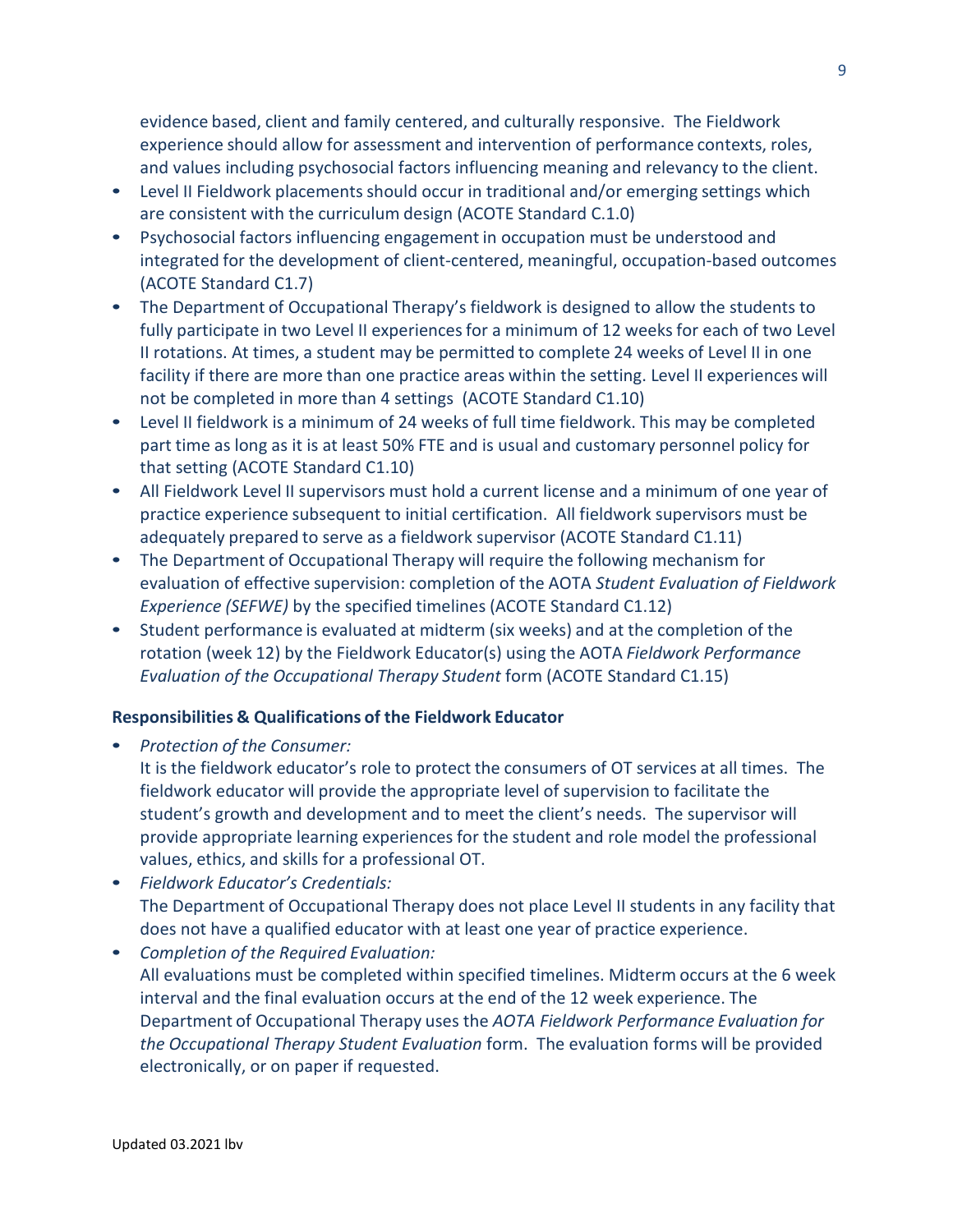evidence based, client and family centered, and culturally responsive. The Fieldwork experience should allow for assessment and intervention of performance contexts, roles, and values including psychosocial factors influencing meaning and relevancy to the client.

- Level II Fieldwork placements should occur in traditional and/or emerging settings which are consistent with the curriculum design (ACOTE Standard C.1.0)
- Psychosocial factors influencing engagement in occupation must be understood and integrated for the development of client-centered, meaningful, occupation-based outcomes (ACOTE Standard C1.7)
- The Department of Occupational Therapy's fieldwork is designed to allow the students to fully participate in two Level II experiences for a minimum of 12 weeks for each of two Level II rotations. At times, a student may be permitted to complete 24 weeks of Level II in one facility if there are more than one practice areas within the setting. Level II experiences will not be completed in more than 4 settings (ACOTE Standard C1.10)
- Level II fieldwork is a minimum of 24 weeks of full time fieldwork. This may be completed part time as long as it is at least 50% FTE and is usual and customary personnel policy for that setting (ACOTE Standard C1.10)
- All Fieldwork Level II supervisors must hold a current license and a minimum of one year of practice experience subsequent to initial certification. All fieldwork supervisors must be adequately prepared to serve as a fieldwork supervisor (ACOTE Standard C1.11)
- The Department of Occupational Therapy will require the following mechanism for evaluation of effective supervision: completion of the AOTA *Student Evaluation of Fieldwork Experience (SEFWE)* by the specified timelines (ACOTE Standard C1.12)
- Student performance is evaluated at midterm (six weeks) and at the completion of the rotation (week 12) by the Fieldwork Educator(s) using the AOTA *Fieldwork Performance Evaluation of the Occupational Therapy Student* form (ACOTE Standard C1.15)

**Responsibilities & Qualifications of the Fieldwork Educator**

- *Protection of the Consumer:*
  It is the fieldwork educator's role to protect the consumers of OT services at all times. The fieldwork educator will provide the appropriate level of supervision to facilitate the student's growth and development and to meet the client's needs. The supervisor will provide appropriate learning experiences for the student and role model the professional values, ethics, and skills for a professional OT.
- *Fieldwork Educator's Credentials:*
  The Department of Occupational Therapy does not place Level II students in any facility that does not have a qualified educator with at least one year of practice experience.
- *Completion of the Required Evaluation:*
  All evaluations must be completed within specified timelines. Midterm occurs at the 6 week interval and the final evaluation occurs at the end of the 12 week experience. The Department of Occupational Therapy uses the *AOTA Fieldwork Performance Evaluation for the Occupational Therapy Student Evaluation* form. The evaluation forms will be provided electronically, or on paper if requested.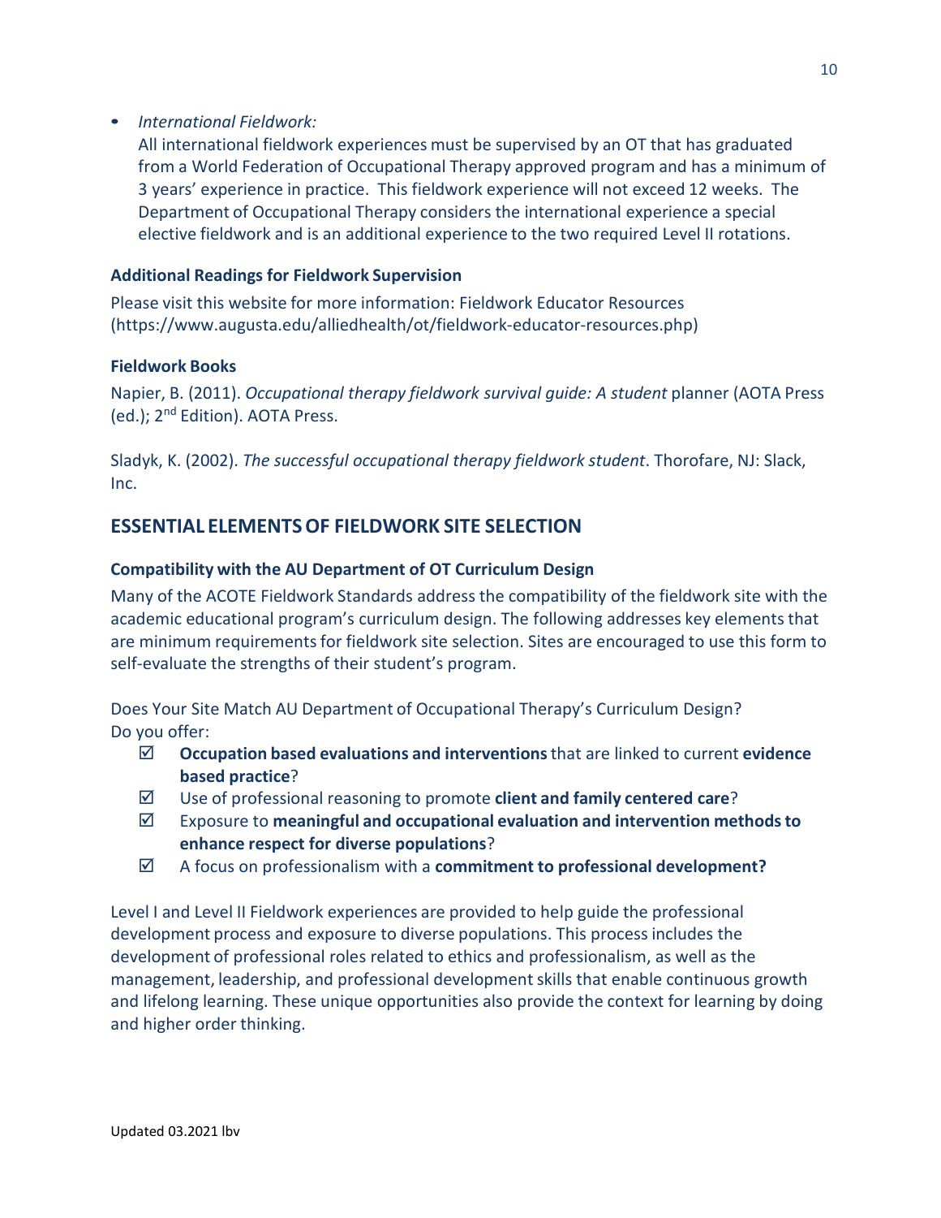- *International Fieldwork:*

  All international fieldwork experiences must be supervised by an OT that has graduated from a World Federation of Occupational Therapy approved program and has a minimum of 3 years' experience in practice. This fieldwork experience will not exceed 12 weeks. The Department of Occupational Therapy considers the international experience a special elective fieldwork and is an additional experience to the two required Level II rotations.

### Additional Readings for Fieldwork Supervision

Please visit this website for more information: Fieldwork Educator Resources (https://www.augusta.edu/alliedhealth/ot/fieldwork-educator-resources.php)

### Fieldwork Books

Napier, B. (2011). *Occupational therapy fieldwork survival guide: A student* planner (AOTA Press (ed.); 2nd Edition). AOTA Press.

Sladyk, K. (2002). *The successful occupational therapy fieldwork student*. Thorofare, NJ: Slack, Inc.

## ESSENTIAL ELEMENTS OF FIELDWORK SITE SELECTION

### Compatibility with the AU Department of OT Curriculum Design

Many of the ACOTE Fieldwork Standards address the compatibility of the fieldwork site with the academic educational program's curriculum design. The following addresses key elements that are minimum requirements for fieldwork site selection. Sites are encouraged to use this form to self-evaluate the strengths of their student's program.

Does Your Site Match AU Department of Occupational Therapy's Curriculum Design?
Do you offer:

- ☑ **Occupation based evaluations and interventions** that are linked to current **evidence based practice**?
- ☑ Use of professional reasoning to promote **client and family centered care**?
- ☑ Exposure to **meaningful and occupational evaluation and intervention methods to enhance respect for diverse populations**?
- ☑ A focus on professionalism with a **commitment to professional development?**

Level I and Level II Fieldwork experiences are provided to help guide the professional development process and exposure to diverse populations. This process includes the development of professional roles related to ethics and professionalism, as well as the management, leadership, and professional development skills that enable continuous growth and lifelong learning. These unique opportunities also provide the context for learning by doing and higher order thinking.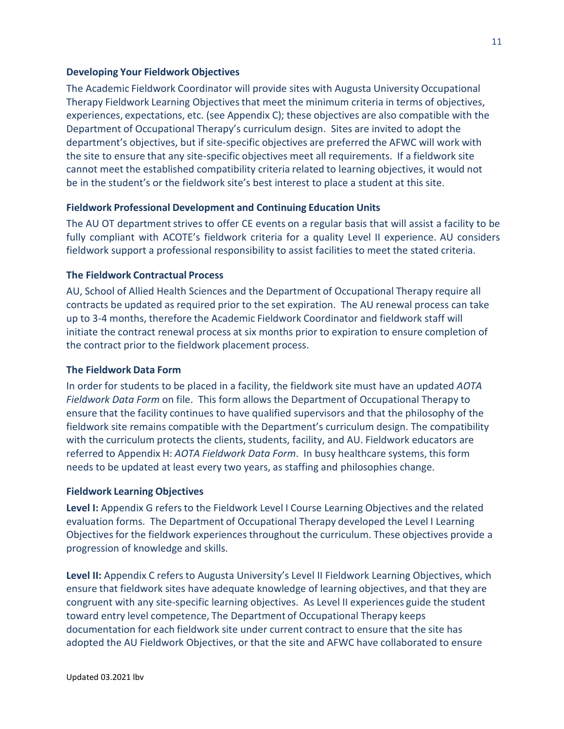### Developing Your Fieldwork Objectives

The Academic Fieldwork Coordinator will provide sites with Augusta University Occupational Therapy Fieldwork Learning Objectives that meet the minimum criteria in terms of objectives, experiences, expectations, etc. (see Appendix C); these objectives are also compatible with the Department of Occupational Therapy's curriculum design. Sites are invited to adopt the department's objectives, but if site-specific objectives are preferred the AFWC will work with the site to ensure that any site-specific objectives meet all requirements. If a fieldwork site cannot meet the established compatibility criteria related to learning objectives, it would not be in the student's or the fieldwork site's best interest to place a student at this site.

### Fieldwork Professional Development and Continuing Education Units

The AU OT department strives to offer CE events on a regular basis that will assist a facility to be fully compliant with ACOTE's fieldwork criteria for a quality Level II experience. AU considers fieldwork support a professional responsibility to assist facilities to meet the stated criteria.

### The Fieldwork Contractual Process

AU, School of Allied Health Sciences and the Department of Occupational Therapy require all contracts be updated as required prior to the set expiration. The AU renewal process can take up to 3-4 months, therefore the Academic Fieldwork Coordinator and fieldwork staff will initiate the contract renewal process at six months prior to expiration to ensure completion of the contract prior to the fieldwork placement process.

### The Fieldwork Data Form

In order for students to be placed in a facility, the fieldwork site must have an updated *AOTA Fieldwork Data Form* on file. This form allows the Department of Occupational Therapy to ensure that the facility continues to have qualified supervisors and that the philosophy of the fieldwork site remains compatible with the Department's curriculum design. The compatibility with the curriculum protects the clients, students, facility, and AU. Fieldwork educators are referred to Appendix H: *AOTA Fieldwork Data Form*. In busy healthcare systems, this form needs to be updated at least every two years, as staffing and philosophies change.

### Fieldwork Learning Objectives

**Level I:** Appendix G refers to the Fieldwork Level I Course Learning Objectives and the related evaluation forms. The Department of Occupational Therapy developed the Level I Learning Objectives for the fieldwork experiences throughout the curriculum. These objectives provide a progression of knowledge and skills.

**Level II:** Appendix C refers to Augusta University's Level II Fieldwork Learning Objectives, which ensure that fieldwork sites have adequate knowledge of learning objectives, and that they are congruent with any site-specific learning objectives. As Level II experiences guide the student toward entry level competence, The Department of Occupational Therapy keeps documentation for each fieldwork site under current contract to ensure that the site has adopted the AU Fieldwork Objectives, or that the site and AFWC have collaborated to ensure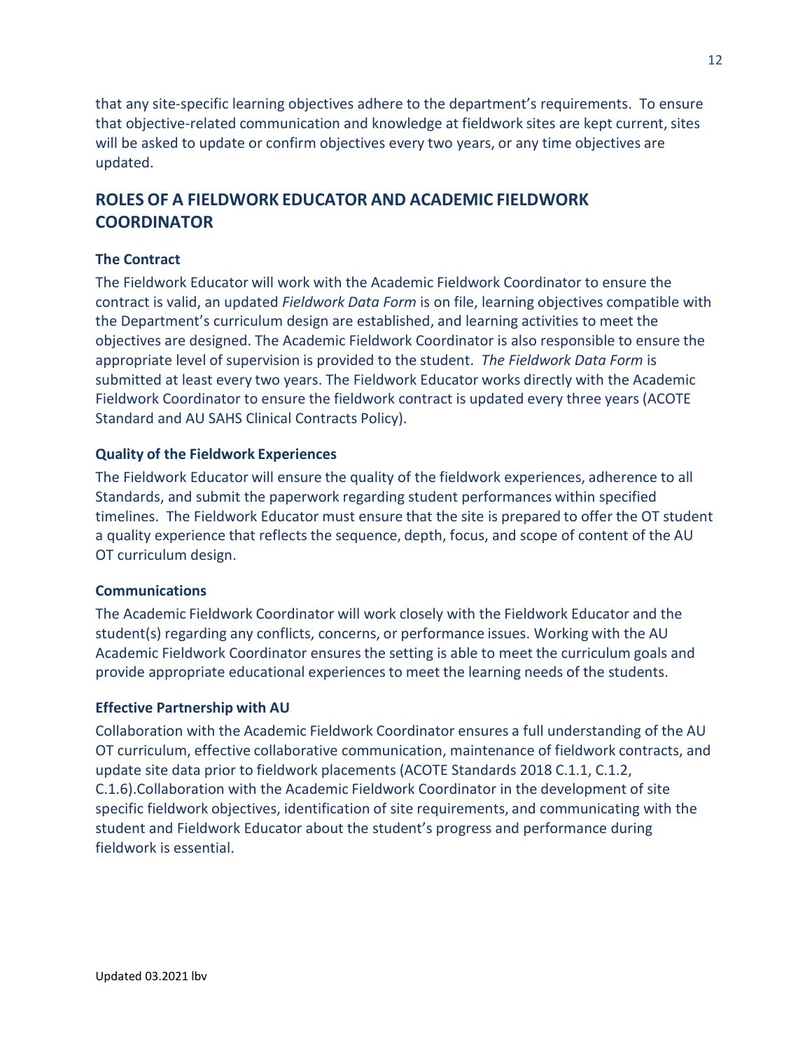that any site-specific learning objectives adhere to the department's requirements. To ensure that objective-related communication and knowledge at fieldwork sites are kept current, sites will be asked to update or confirm objectives every two years, or any time objectives are updated.

## ROLES OF A FIELDWORK EDUCATOR AND ACADEMIC FIELDWORK COORDINATOR

### The Contract

The Fieldwork Educator will work with the Academic Fieldwork Coordinator to ensure the contract is valid, an updated *Fieldwork Data Form* is on file, learning objectives compatible with the Department's curriculum design are established, and learning activities to meet the objectives are designed. The Academic Fieldwork Coordinator is also responsible to ensure the appropriate level of supervision is provided to the student. *The Fieldwork Data Form* is submitted at least every two years. The Fieldwork Educator works directly with the Academic Fieldwork Coordinator to ensure the fieldwork contract is updated every three years (ACOTE Standard and AU SAHS Clinical Contracts Policy).

### Quality of the Fieldwork Experiences

The Fieldwork Educator will ensure the quality of the fieldwork experiences, adherence to all Standards, and submit the paperwork regarding student performances within specified timelines. The Fieldwork Educator must ensure that the site is prepared to offer the OT student a quality experience that reflects the sequence, depth, focus, and scope of content of the AU OT curriculum design.

### Communications

The Academic Fieldwork Coordinator will work closely with the Fieldwork Educator and the student(s) regarding any conflicts, concerns, or performance issues. Working with the AU Academic Fieldwork Coordinator ensures the setting is able to meet the curriculum goals and provide appropriate educational experiences to meet the learning needs of the students.

### Effective Partnership with AU

Collaboration with the Academic Fieldwork Coordinator ensures a full understanding of the AU OT curriculum, effective collaborative communication, maintenance of fieldwork contracts, and update site data prior to fieldwork placements (ACOTE Standards 2018 C.1.1, C.1.2, C.1.6).Collaboration with the Academic Fieldwork Coordinator in the development of site specific fieldwork objectives, identification of site requirements, and communicating with the student and Fieldwork Educator about the student's progress and performance during fieldwork is essential.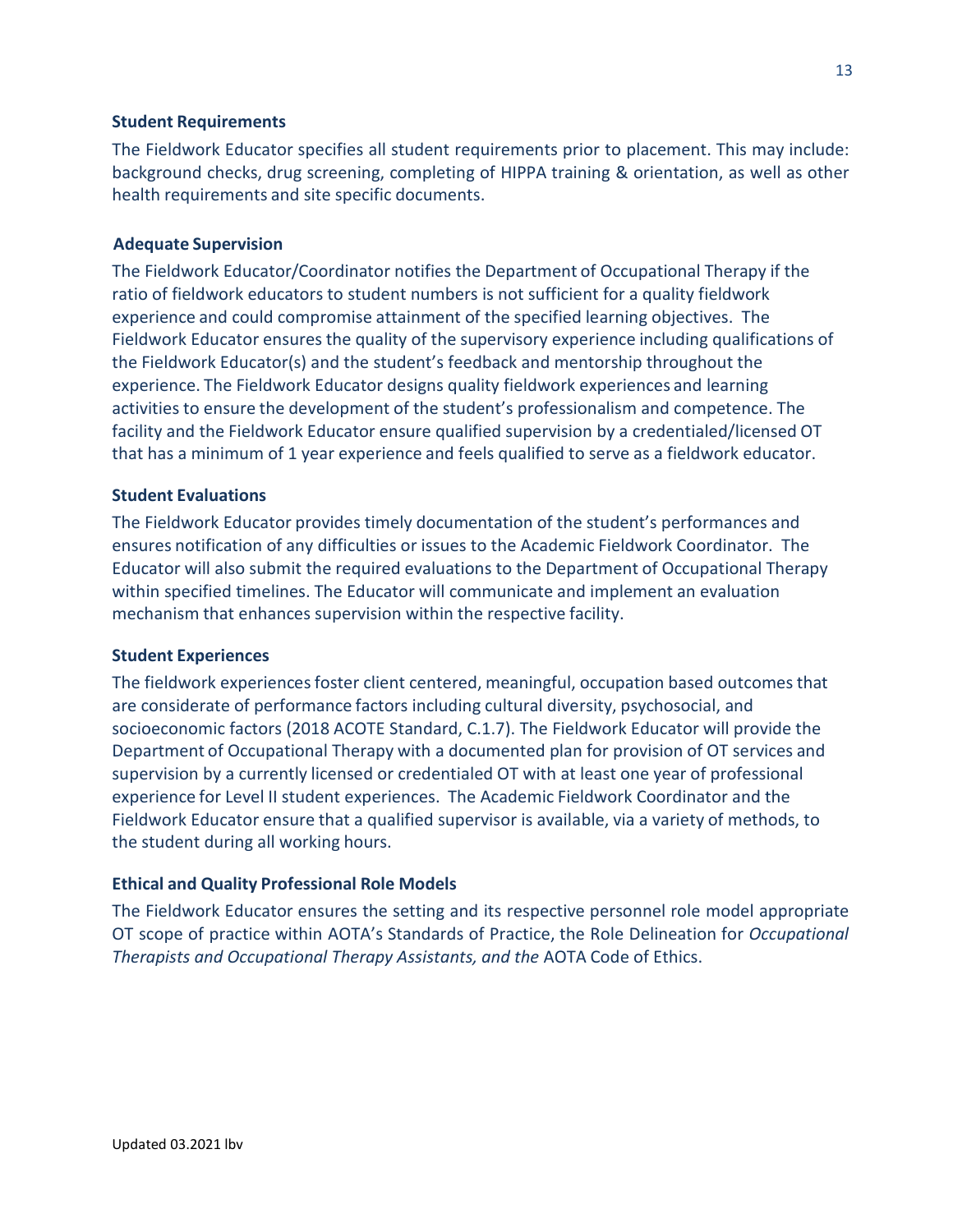**Student Requirements**

The Fieldwork Educator specifies all student requirements prior to placement. This may include: background checks, drug screening, completing of HIPPA training & orientation, as well as other health requirements and site specific documents.

**Adequate Supervision**

The Fieldwork Educator/Coordinator notifies the Department of Occupational Therapy if the ratio of fieldwork educators to student numbers is not sufficient for a quality fieldwork experience and could compromise attainment of the specified learning objectives. The Fieldwork Educator ensures the quality of the supervisory experience including qualifications of the Fieldwork Educator(s) and the student's feedback and mentorship throughout the experience. The Fieldwork Educator designs quality fieldwork experiences and learning activities to ensure the development of the student's professionalism and competence. The facility and the Fieldwork Educator ensure qualified supervision by a credentialed/licensed OT that has a minimum of 1 year experience and feels qualified to serve as a fieldwork educator.

**Student Evaluations**

The Fieldwork Educator provides timely documentation of the student's performances and ensures notification of any difficulties or issues to the Academic Fieldwork Coordinator. The Educator will also submit the required evaluations to the Department of Occupational Therapy within specified timelines. The Educator will communicate and implement an evaluation mechanism that enhances supervision within the respective facility.

**Student Experiences**

The fieldwork experiences foster client centered, meaningful, occupation based outcomes that are considerate of performance factors including cultural diversity, psychosocial, and socioeconomic factors (2018 ACOTE Standard, C.1.7). The Fieldwork Educator will provide the Department of Occupational Therapy with a documented plan for provision of OT services and supervision by a currently licensed or credentialed OT with at least one year of professional experience for Level II student experiences. The Academic Fieldwork Coordinator and the Fieldwork Educator ensure that a qualified supervisor is available, via a variety of methods, to the student during all working hours.

**Ethical and Quality Professional Role Models**

The Fieldwork Educator ensures the setting and its respective personnel role model appropriate OT scope of practice within AOTA's Standards of Practice, the Role Delineation for *Occupational Therapists and Occupational Therapy Assistants, and the* AOTA Code of Ethics.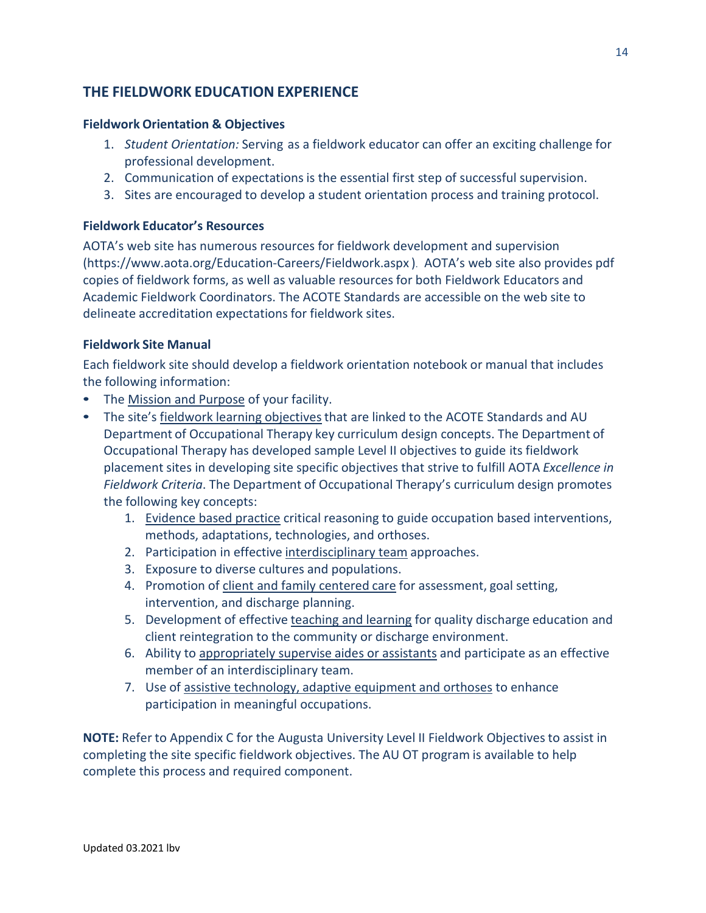## THE FIELDWORK EDUCATION EXPERIENCE

### Fieldwork Orientation & Objectives

1. *Student Orientation:* Serving as a fieldwork educator can offer an exciting challenge for professional development.
2. Communication of expectations is the essential first step of successful supervision.
3. Sites are encouraged to develop a student orientation process and training protocol.

### Fieldwork Educator's Resources

AOTA's web site has numerous resources for fieldwork development and supervision (https://www.aota.org/Education-Careers/Fieldwork.aspx ). AOTA's web site also provides pdf copies of fieldwork forms, as well as valuable resources for both Fieldwork Educators and Academic Fieldwork Coordinators. The ACOTE Standards are accessible on the web site to delineate accreditation expectations for fieldwork sites.

### Fieldwork Site Manual

Each fieldwork site should develop a fieldwork orientation notebook or manual that includes the following information:

- The <u>Mission and Purpose</u> of your facility.
- The site's <u>fieldwork learning objectives</u> that are linked to the ACOTE Standards and AU Department of Occupational Therapy key curriculum design concepts. The Department of Occupational Therapy has developed sample Level II objectives to guide its fieldwork placement sites in developing site specific objectives that strive to fulfill AOTA *Excellence in Fieldwork Criteria*. The Department of Occupational Therapy's curriculum design promotes the following key concepts:
    1. <u>Evidence based practice</u> critical reasoning to guide occupation based interventions, methods, adaptations, technologies, and orthoses.
    2. Participation in effective <u>interdisciplinary team</u> approaches.
    3. Exposure to diverse cultures and populations.
    4. Promotion of <u>client and family centered care</u> for assessment, goal setting, intervention, and discharge planning.
    5. Development of effective <u>teaching and learning</u> for quality discharge education and client reintegration to the community or discharge environment.
    6. Ability to <u>appropriately supervise aides or assistants</u> and participate as an effective member of an interdisciplinary team.
    7. Use of <u>assistive technology, adaptive equipment and orthoses</u> to enhance participation in meaningful occupations.

**NOTE:** Refer to Appendix C for the Augusta University Level II Fieldwork Objectives to assist in completing the site specific fieldwork objectives. The AU OT program is available to help complete this process and required component.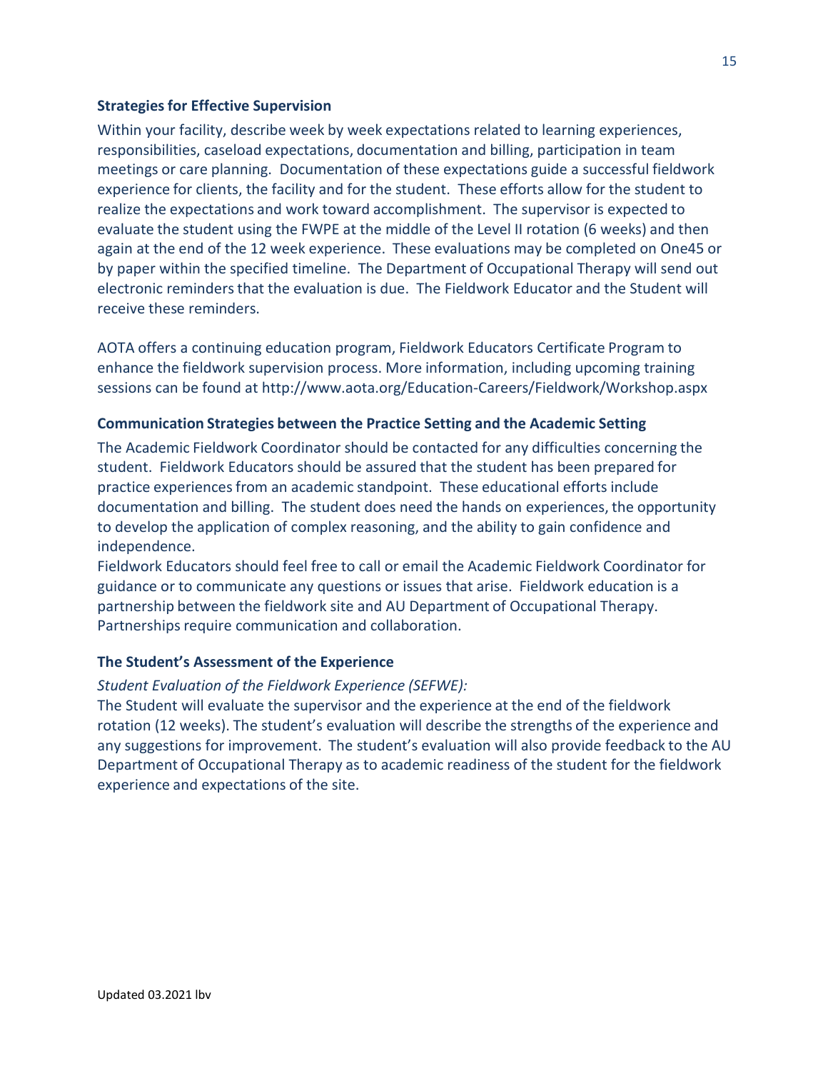**Strategies for Effective Supervision**

Within your facility, describe week by week expectations related to learning experiences, responsibilities, caseload expectations, documentation and billing, participation in team meetings or care planning. Documentation of these expectations guide a successful fieldwork experience for clients, the facility and for the student. These efforts allow for the student to realize the expectations and work toward accomplishment. The supervisor is expected to evaluate the student using the FWPE at the middle of the Level II rotation (6 weeks) and then again at the end of the 12 week experience. These evaluations may be completed on One45 or by paper within the specified timeline. The Department of Occupational Therapy will send out electronic reminders that the evaluation is due. The Fieldwork Educator and the Student will receive these reminders.

AOTA offers a continuing education program, Fieldwork Educators Certificate Program to enhance the fieldwork supervision process. More information, including upcoming training sessions can be found at http://www.aota.org/Education-Careers/Fieldwork/Workshop.aspx

**Communication Strategies between the Practice Setting and the Academic Setting**

The Academic Fieldwork Coordinator should be contacted for any difficulties concerning the student. Fieldwork Educators should be assured that the student has been prepared for practice experiences from an academic standpoint. These educational efforts include documentation and billing. The student does need the hands on experiences, the opportunity to develop the application of complex reasoning, and the ability to gain confidence and independence.

Fieldwork Educators should feel free to call or email the Academic Fieldwork Coordinator for guidance or to communicate any questions or issues that arise. Fieldwork education is a partnership between the fieldwork site and AU Department of Occupational Therapy. Partnerships require communication and collaboration.

**The Student's Assessment of the Experience**

*Student Evaluation of the Fieldwork Experience (SEFWE):*

The Student will evaluate the supervisor and the experience at the end of the fieldwork rotation (12 weeks). The student's evaluation will describe the strengths of the experience and any suggestions for improvement. The student's evaluation will also provide feedback to the AU Department of Occupational Therapy as to academic readiness of the student for the fieldwork experience and expectations of the site.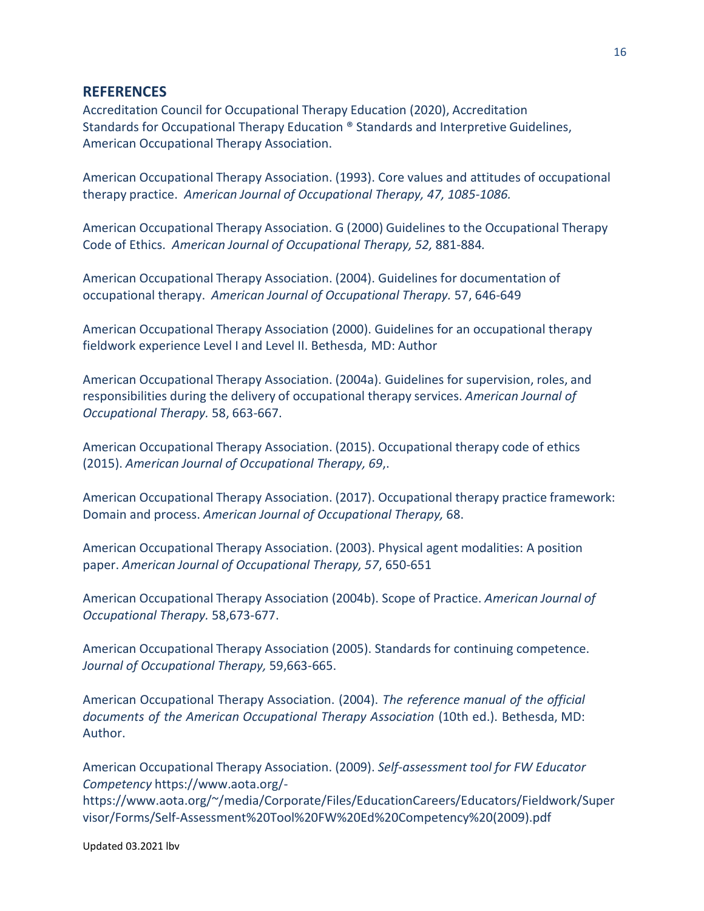## REFERENCES

Accreditation Council for Occupational Therapy Education (2020), Accreditation Standards for Occupational Therapy Education ® Standards and Interpretive Guidelines, American Occupational Therapy Association.

American Occupational Therapy Association. (1993). Core values and attitudes of occupational therapy practice. *American Journal of Occupational Therapy, 47, 1085-1086.*

American Occupational Therapy Association. G (2000) Guidelines to the Occupational Therapy Code of Ethics. *American Journal of Occupational Therapy, 52,* 881-884*.*

American Occupational Therapy Association. (2004). Guidelines for documentation of occupational therapy. *American Journal of Occupational Therapy.* 57, 646-649

American Occupational Therapy Association (2000). Guidelines for an occupational therapy fieldwork experience Level I and Level II. Bethesda, MD: Author

American Occupational Therapy Association. (2004a). Guidelines for supervision, roles, and responsibilities during the delivery of occupational therapy services. *American Journal of Occupational Therapy.* 58, 663-667.

American Occupational Therapy Association. (2015). Occupational therapy code of ethics (2015). *American Journal of Occupational Therapy, 69*,.

American Occupational Therapy Association. (2017). Occupational therapy practice framework: Domain and process. *American Journal of Occupational Therapy,* 68.

American Occupational Therapy Association. (2003). Physical agent modalities: A position paper. *American Journal of Occupational Therapy, 57*, 650-651

American Occupational Therapy Association (2004b). Scope of Practice. *American Journal of Occupational Therapy.* 58,673-677.

American Occupational Therapy Association (2005). Standards for continuing competence. *Journal of Occupational Therapy,* 59,663-665.

American Occupational Therapy Association. (2004). *The reference manual of the official documents of the American Occupational Therapy Association* (10th ed.). Bethesda, MD: Author.

American Occupational Therapy Association. (2009). *Self-assessment tool for FW Educator Competency* https://www.aota.org/- https://www.aota.org/~/media/Corporate/Files/EducationCareers/Educators/Fieldwork/Supervisor/Forms/Self-Assessment%20Tool%20FW%20Ed%20Competency%20(2009).pdf

Updated 03.2021 lbv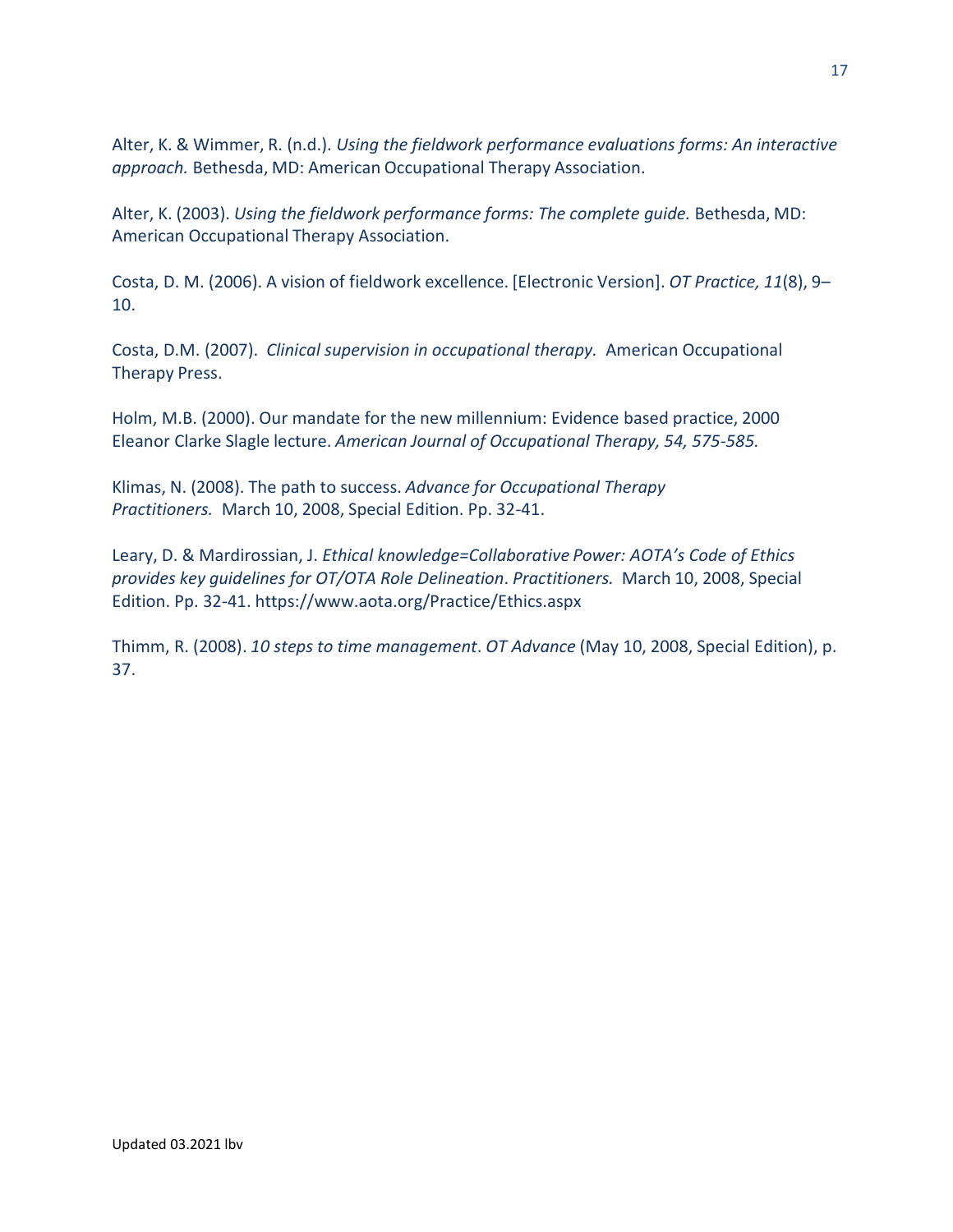Alter, K. & Wimmer, R. (n.d.). *Using the fieldwork performance evaluations forms: An interactive approach.* Bethesda, MD: American Occupational Therapy Association.

Alter, K. (2003). *Using the fieldwork performance forms: The complete guide.* Bethesda, MD: American Occupational Therapy Association.

Costa, D. M. (2006). A vision of fieldwork excellence. [Electronic Version]. *OT Practice, 11*(8), 9–10.

Costa, D.M. (2007). *Clinical supervision in occupational therapy.* American Occupational Therapy Press.

Holm, M.B. (2000). Our mandate for the new millennium: Evidence based practice, 2000 Eleanor Clarke Slagle lecture. *American Journal of Occupational Therapy, 54, 575-585.*

Klimas, N. (2008). The path to success. *Advance for Occupational Therapy Practitioners.* March 10, 2008, Special Edition. Pp. 32-41.

Leary, D. & Mardirossian, J. *Ethical knowledge=Collaborative Power: AOTA's Code of Ethics provides key guidelines for OT/OTA Role Delineation*. *Practitioners.* March 10, 2008, Special Edition. Pp. 32-41. https://www.aota.org/Practice/Ethics.aspx

Thimm, R. (2008). *10 steps to time management*. *OT Advance* (May 10, 2008, Special Edition), p. 37.

Updated 03.2021 lbv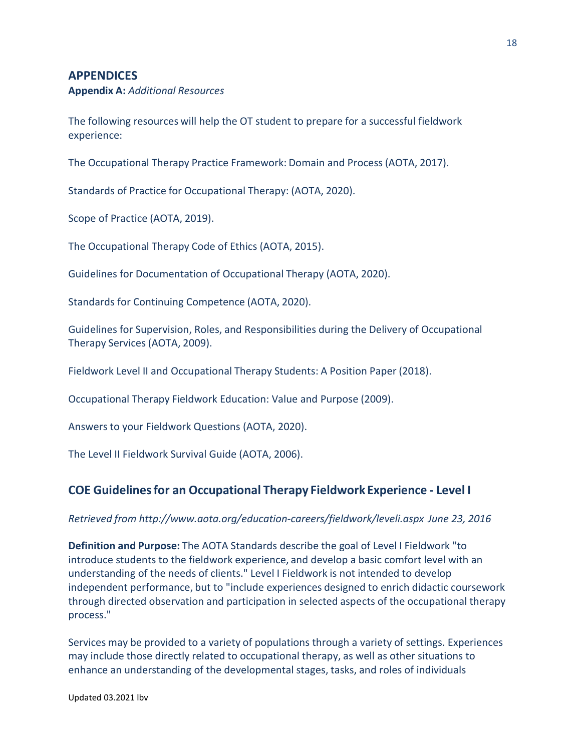## APPENDICES

**Appendix A:** *Additional Resources*

The following resources will help the OT student to prepare for a successful fieldwork experience:

The Occupational Therapy Practice Framework: Domain and Process (AOTA, 2017).

Standards of Practice for Occupational Therapy: (AOTA, 2020).

Scope of Practice (AOTA, 2019).

The Occupational Therapy Code of Ethics (AOTA, 2015).

Guidelines for Documentation of Occupational Therapy (AOTA, 2020).

Standards for Continuing Competence (AOTA, 2020).

Guidelines for Supervision, Roles, and Responsibilities during the Delivery of Occupational Therapy Services (AOTA, 2009).

Fieldwork Level II and Occupational Therapy Students: A Position Paper (2018).

Occupational Therapy Fieldwork Education: Value and Purpose (2009).

Answers to your Fieldwork Questions (AOTA, 2020).

The Level II Fieldwork Survival Guide (AOTA, 2006).

## COE Guidelines for an Occupational Therapy Fieldwork Experience - Level I

*Retrieved from http://www.aota.org/education-careers/fieldwork/leveli.aspx June 23, 2016*

**Definition and Purpose:** The AOTA Standards describe the goal of Level I Fieldwork "to introduce students to the fieldwork experience, and develop a basic comfort level with an understanding of the needs of clients." Level I Fieldwork is not intended to develop independent performance, but to "include experiences designed to enrich didactic coursework through directed observation and participation in selected aspects of the occupational therapy process."

Services may be provided to a variety of populations through a variety of settings. Experiences may include those directly related to occupational therapy, as well as other situations to enhance an understanding of the developmental stages, tasks, and roles of individuals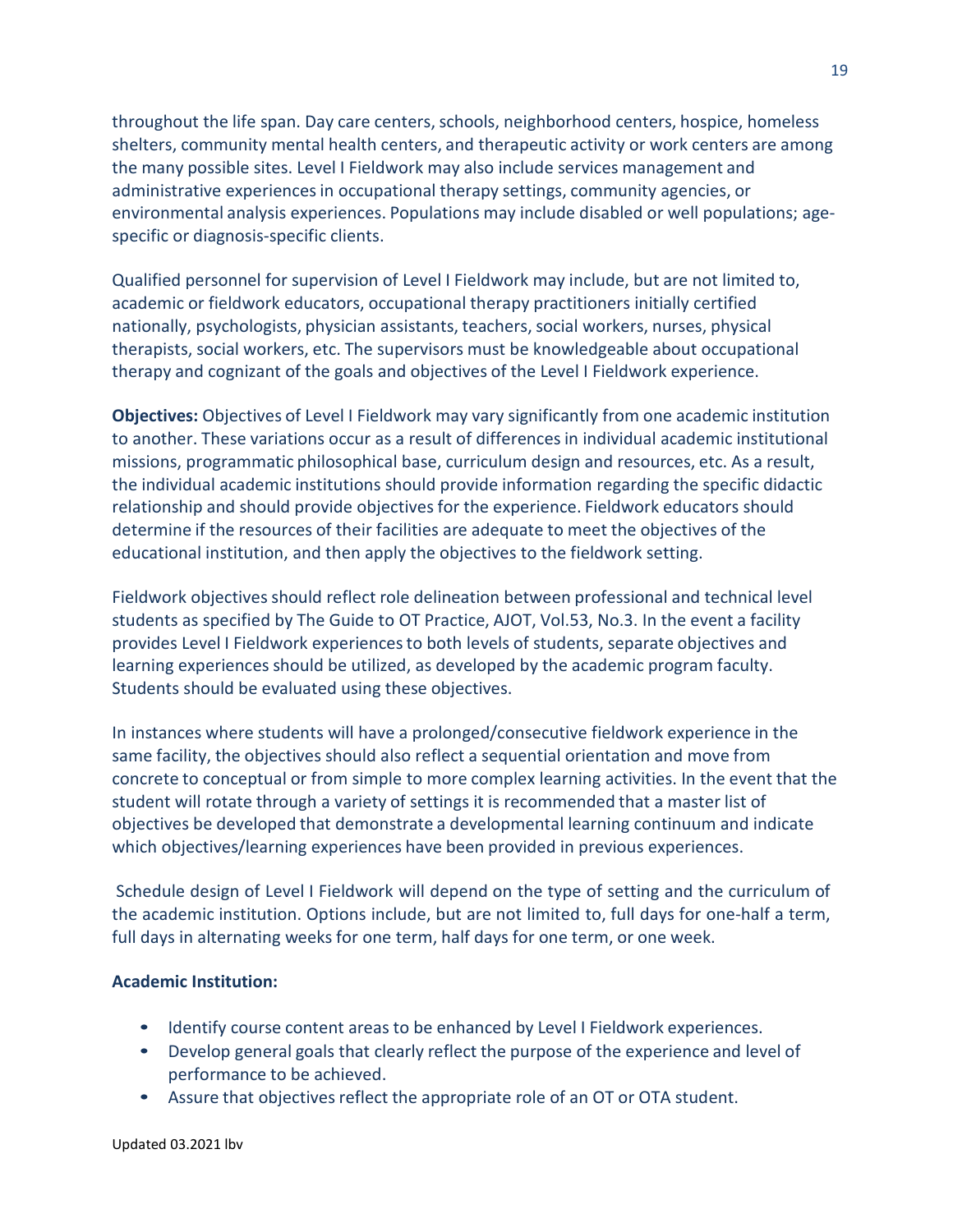throughout the life span. Day care centers, schools, neighborhood centers, hospice, homeless shelters, community mental health centers, and therapeutic activity or work centers are among the many possible sites. Level I Fieldwork may also include services management and administrative experiences in occupational therapy settings, community agencies, or environmental analysis experiences. Populations may include disabled or well populations; age-specific or diagnosis-specific clients.

Qualified personnel for supervision of Level I Fieldwork may include, but are not limited to, academic or fieldwork educators, occupational therapy practitioners initially certified nationally, psychologists, physician assistants, teachers, social workers, nurses, physical therapists, social workers, etc. The supervisors must be knowledgeable about occupational therapy and cognizant of the goals and objectives of the Level I Fieldwork experience.

**Objectives:** Objectives of Level I Fieldwork may vary significantly from one academic institution to another. These variations occur as a result of differences in individual academic institutional missions, programmatic philosophical base, curriculum design and resources, etc. As a result, the individual academic institutions should provide information regarding the specific didactic relationship and should provide objectives for the experience. Fieldwork educators should determine if the resources of their facilities are adequate to meet the objectives of the educational institution, and then apply the objectives to the fieldwork setting.

Fieldwork objectives should reflect role delineation between professional and technical level students as specified by The Guide to OT Practice, AJOT, Vol.53, No.3. In the event a facility provides Level I Fieldwork experiences to both levels of students, separate objectives and learning experiences should be utilized, as developed by the academic program faculty. Students should be evaluated using these objectives.

In instances where students will have a prolonged/consecutive fieldwork experience in the same facility, the objectives should also reflect a sequential orientation and move from concrete to conceptual or from simple to more complex learning activities. In the event that the student will rotate through a variety of settings it is recommended that a master list of objectives be developed that demonstrate a developmental learning continuum and indicate which objectives/learning experiences have been provided in previous experiences.

Schedule design of Level I Fieldwork will depend on the type of setting and the curriculum of the academic institution. Options include, but are not limited to, full days for one-half a term, full days in alternating weeks for one term, half days for one term, or one week.

**Academic Institution:**

- Identify course content areas to be enhanced by Level I Fieldwork experiences.
- Develop general goals that clearly reflect the purpose of the experience and level of performance to be achieved.
- Assure that objectives reflect the appropriate role of an OT or OTA student.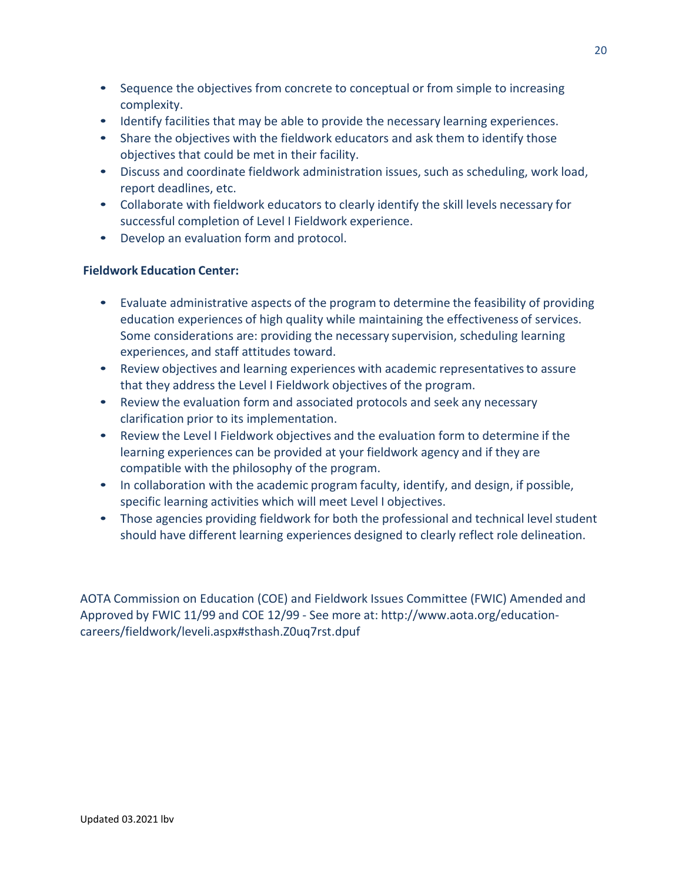- Sequence the objectives from concrete to conceptual or from simple to increasing complexity.
- Identify facilities that may be able to provide the necessary learning experiences.
- Share the objectives with the fieldwork educators and ask them to identify those objectives that could be met in their facility.
- Discuss and coordinate fieldwork administration issues, such as scheduling, work load, report deadlines, etc.
- Collaborate with fieldwork educators to clearly identify the skill levels necessary for successful completion of Level I Fieldwork experience.
- Develop an evaluation form and protocol.

**Fieldwork Education Center:**

- Evaluate administrative aspects of the program to determine the feasibility of providing education experiences of high quality while maintaining the effectiveness of services. Some considerations are: providing the necessary supervision, scheduling learning experiences, and staff attitudes toward.
- Review objectives and learning experiences with academic representatives to assure that they address the Level I Fieldwork objectives of the program.
- Review the evaluation form and associated protocols and seek any necessary clarification prior to its implementation.
- Review the Level I Fieldwork objectives and the evaluation form to determine if the learning experiences can be provided at your fieldwork agency and if they are compatible with the philosophy of the program.
- In collaboration with the academic program faculty, identify, and design, if possible, specific learning activities which will meet Level I objectives.
- Those agencies providing fieldwork for both the professional and technical level student should have different learning experiences designed to clearly reflect role delineation.

AOTA Commission on Education (COE) and Fieldwork Issues Committee (FWIC) Amended and Approved by FWIC 11/99 and COE 12/99 - See more at: http://www.aota.org/education-careers/fieldwork/leveli.aspx#sthash.Z0uq7rst.dpuf

Updated 03.2021 lbv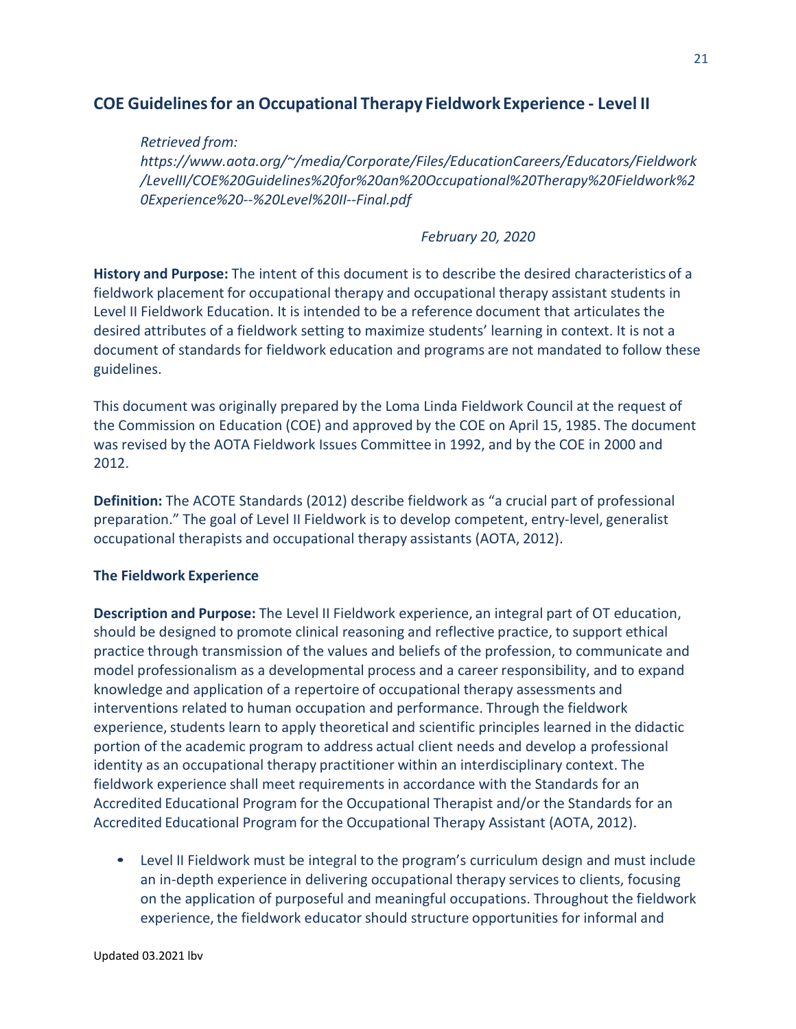## COE Guidelines for an Occupational Therapy Fieldwork Experience - Level II

*Retrieved from: https://www.aota.org/~/media/Corporate/Files/EducationCareers/Educators/Fieldwork/LevelII/COE%20Guidelines%20for%20an%20Occupational%20Therapy%20Fieldwork%20Experience%20--%20Level%20II--Final.pdf*

*February 20, 2020*

**History and Purpose:** The intent of this document is to describe the desired characteristics of a fieldwork placement for occupational therapy and occupational therapy assistant students in Level II Fieldwork Education. It is intended to be a reference document that articulates the desired attributes of a fieldwork setting to maximize students' learning in context. It is not a document of standards for fieldwork education and programs are not mandated to follow these guidelines.

This document was originally prepared by the Loma Linda Fieldwork Council at the request of the Commission on Education (COE) and approved by the COE on April 15, 1985. The document was revised by the AOTA Fieldwork Issues Committee in 1992, and by the COE in 2000 and 2012.

**Definition:** The ACOTE Standards (2012) describe fieldwork as "a crucial part of professional preparation." The goal of Level II Fieldwork is to develop competent, entry-level, generalist occupational therapists and occupational therapy assistants (AOTA, 2012).

### The Fieldwork Experience

**Description and Purpose:** The Level II Fieldwork experience, an integral part of OT education, should be designed to promote clinical reasoning and reflective practice, to support ethical practice through transmission of the values and beliefs of the profession, to communicate and model professionalism as a developmental process and a career responsibility, and to expand knowledge and application of a repertoire of occupational therapy assessments and interventions related to human occupation and performance. Through the fieldwork experience, students learn to apply theoretical and scientific principles learned in the didactic portion of the academic program to address actual client needs and develop a professional identity as an occupational therapy practitioner within an interdisciplinary context. The fieldwork experience shall meet requirements in accordance with the Standards for an Accredited Educational Program for the Occupational Therapist and/or the Standards for an Accredited Educational Program for the Occupational Therapy Assistant (AOTA, 2012).

- Level II Fieldwork must be integral to the program's curriculum design and must include an in-depth experience in delivering occupational therapy services to clients, focusing on the application of purposeful and meaningful occupations. Throughout the fieldwork experience, the fieldwork educator should structure opportunities for informal and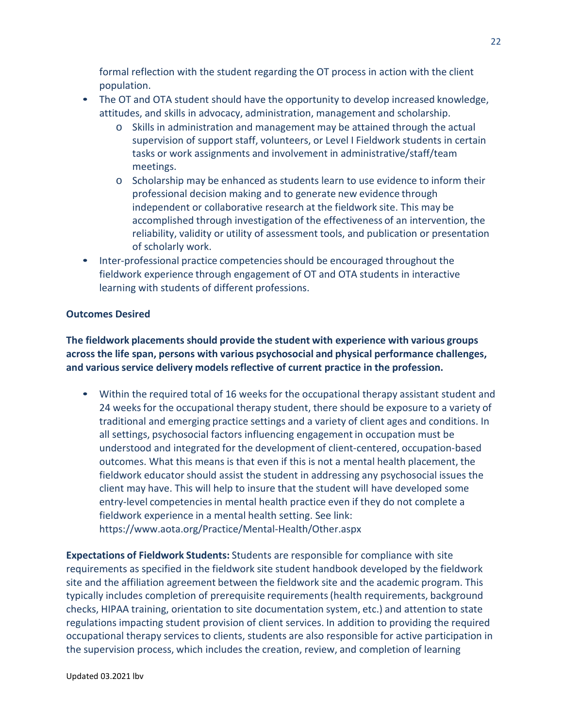formal reflection with the student regarding the OT process in action with the client population.

- The OT and OTA student should have the opportunity to develop increased knowledge, attitudes, and skills in advocacy, administration, management and scholarship.
  - Skills in administration and management may be attained through the actual supervision of support staff, volunteers, or Level I Fieldwork students in certain tasks or work assignments and involvement in administrative/staff/team meetings.
  - Scholarship may be enhanced as students learn to use evidence to inform their professional decision making and to generate new evidence through independent or collaborative research at the fieldwork site. This may be accomplished through investigation of the effectiveness of an intervention, the reliability, validity or utility of assessment tools, and publication or presentation of scholarly work.
- Inter-professional practice competencies should be encouraged throughout the fieldwork experience through engagement of OT and OTA students in interactive learning with students of different professions.

**Outcomes Desired**

**The fieldwork placements should provide the student with experience with various groups across the life span, persons with various psychosocial and physical performance challenges, and various service delivery models reflective of current practice in the profession.**

- Within the required total of 16 weeks for the occupational therapy assistant student and 24 weeks for the occupational therapy student, there should be exposure to a variety of traditional and emerging practice settings and a variety of client ages and conditions. In all settings, psychosocial factors influencing engagement in occupation must be understood and integrated for the development of client-centered, occupation-based outcomes. What this means is that even if this is not a mental health placement, the fieldwork educator should assist the student in addressing any psychosocial issues the client may have. This will help to insure that the student will have developed some entry-level competencies in mental health practice even if they do not complete a fieldwork experience in a mental health setting. See link: https://www.aota.org/Practice/Mental-Health/Other.aspx

**Expectations of Fieldwork Students:** Students are responsible for compliance with site requirements as specified in the fieldwork site student handbook developed by the fieldwork site and the affiliation agreement between the fieldwork site and the academic program. This typically includes completion of prerequisite requirements (health requirements, background checks, HIPAA training, orientation to site documentation system, etc.) and attention to state regulations impacting student provision of client services. In addition to providing the required occupational therapy services to clients, students are also responsible for active participation in the supervision process, which includes the creation, review, and completion of learning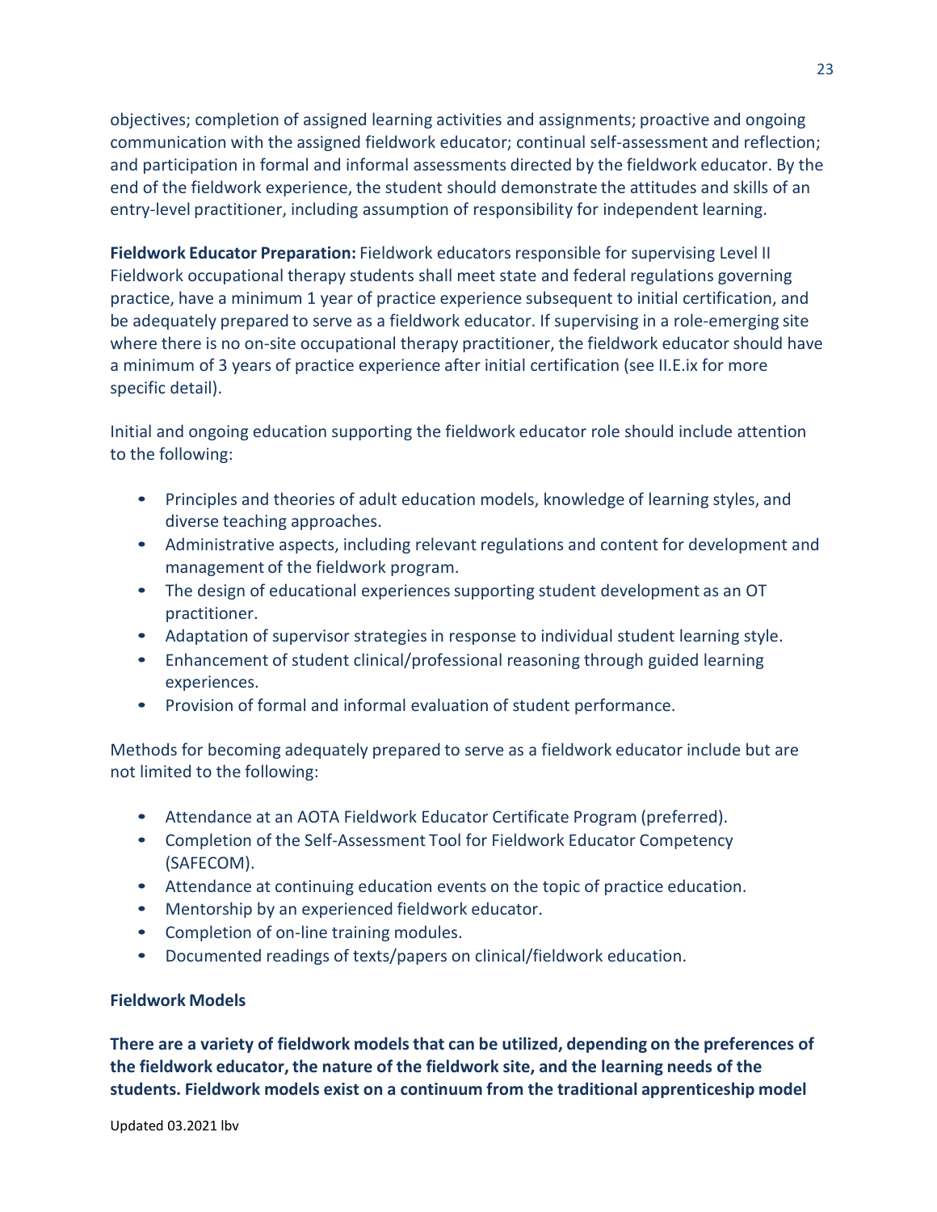objectives; completion of assigned learning activities and assignments; proactive and ongoing communication with the assigned fieldwork educator; continual self-assessment and reflection; and participation in formal and informal assessments directed by the fieldwork educator. By the end of the fieldwork experience, the student should demonstrate the attitudes and skills of an entry-level practitioner, including assumption of responsibility for independent learning.

**Fieldwork Educator Preparation:** Fieldwork educators responsible for supervising Level II Fieldwork occupational therapy students shall meet state and federal regulations governing practice, have a minimum 1 year of practice experience subsequent to initial certification, and be adequately prepared to serve as a fieldwork educator. If supervising in a role-emerging site where there is no on-site occupational therapy practitioner, the fieldwork educator should have a minimum of 3 years of practice experience after initial certification (see II.E.ix for more specific detail).

Initial and ongoing education supporting the fieldwork educator role should include attention to the following:

- Principles and theories of adult education models, knowledge of learning styles, and diverse teaching approaches.
- Administrative aspects, including relevant regulations and content for development and management of the fieldwork program.
- The design of educational experiences supporting student development as an OT practitioner.
- Adaptation of supervisor strategies in response to individual student learning style.
- Enhancement of student clinical/professional reasoning through guided learning experiences.
- Provision of formal and informal evaluation of student performance.

Methods for becoming adequately prepared to serve as a fieldwork educator include but are not limited to the following:

- Attendance at an AOTA Fieldwork Educator Certificate Program (preferred).
- Completion of the Self-Assessment Tool for Fieldwork Educator Competency (SAFECOM).
- Attendance at continuing education events on the topic of practice education.
- Mentorship by an experienced fieldwork educator.
- Completion of on-line training modules.
- Documented readings of texts/papers on clinical/fieldwork education.

**Fieldwork Models**

**There are a variety of fieldwork models that can be utilized, depending on the preferences of the fieldwork educator, the nature of the fieldwork site, and the learning needs of the students. Fieldwork models exist on a continuum from the traditional apprenticeship model**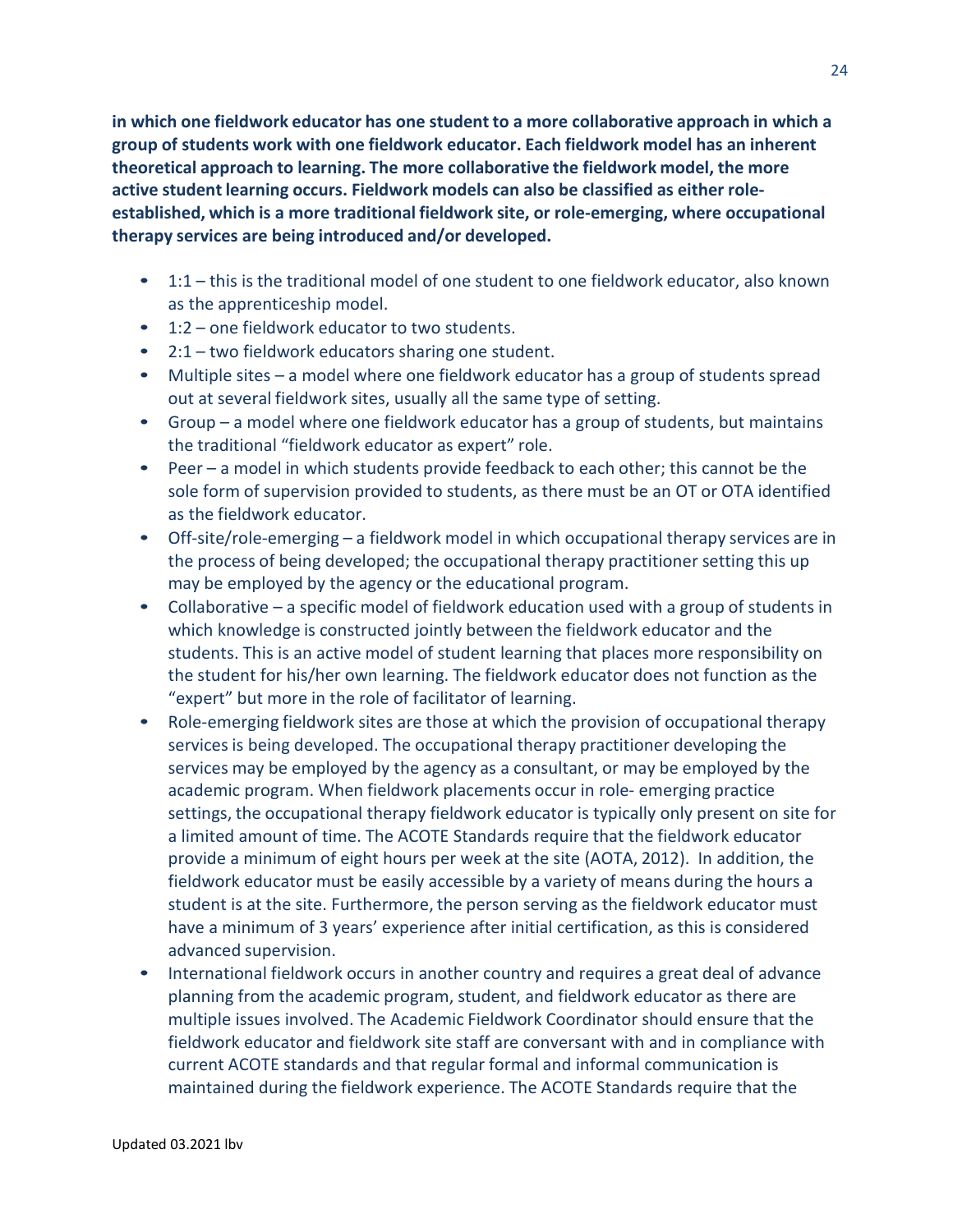**in which one fieldwork educator has one student to a more collaborative approach in which a group of students work with one fieldwork educator. Each fieldwork model has an inherent theoretical approach to learning. The more collaborative the fieldwork model, the more active student learning occurs. Fieldwork models can also be classified as either role-established, which is a more traditional fieldwork site, or role-emerging, where occupational therapy services are being introduced and/or developed.**

- 1:1 – this is the traditional model of one student to one fieldwork educator, also known as the apprenticeship model.
- 1:2 – one fieldwork educator to two students.
- 2:1 – two fieldwork educators sharing one student.
- Multiple sites – a model where one fieldwork educator has a group of students spread out at several fieldwork sites, usually all the same type of setting.
- Group – a model where one fieldwork educator has a group of students, but maintains the traditional "fieldwork educator as expert" role.
- Peer – a model in which students provide feedback to each other; this cannot be the sole form of supervision provided to students, as there must be an OT or OTA identified as the fieldwork educator.
- Off-site/role-emerging – a fieldwork model in which occupational therapy services are in the process of being developed; the occupational therapy practitioner setting this up may be employed by the agency or the educational program.
- Collaborative – a specific model of fieldwork education used with a group of students in which knowledge is constructed jointly between the fieldwork educator and the students. This is an active model of student learning that places more responsibility on the student for his/her own learning. The fieldwork educator does not function as the "expert" but more in the role of facilitator of learning.
- Role-emerging fieldwork sites are those at which the provision of occupational therapy services is being developed. The occupational therapy practitioner developing the services may be employed by the agency as a consultant, or may be employed by the academic program. When fieldwork placements occur in role- emerging practice settings, the occupational therapy fieldwork educator is typically only present on site for a limited amount of time. The ACOTE Standards require that the fieldwork educator provide a minimum of eight hours per week at the site (AOTA, 2012). In addition, the fieldwork educator must be easily accessible by a variety of means during the hours a student is at the site. Furthermore, the person serving as the fieldwork educator must have a minimum of 3 years' experience after initial certification, as this is considered advanced supervision.
- International fieldwork occurs in another country and requires a great deal of advance planning from the academic program, student, and fieldwork educator as there are multiple issues involved. The Academic Fieldwork Coordinator should ensure that the fieldwork educator and fieldwork site staff are conversant with and in compliance with current ACOTE standards and that regular formal and informal communication is maintained during the fieldwork experience. The ACOTE Standards require that the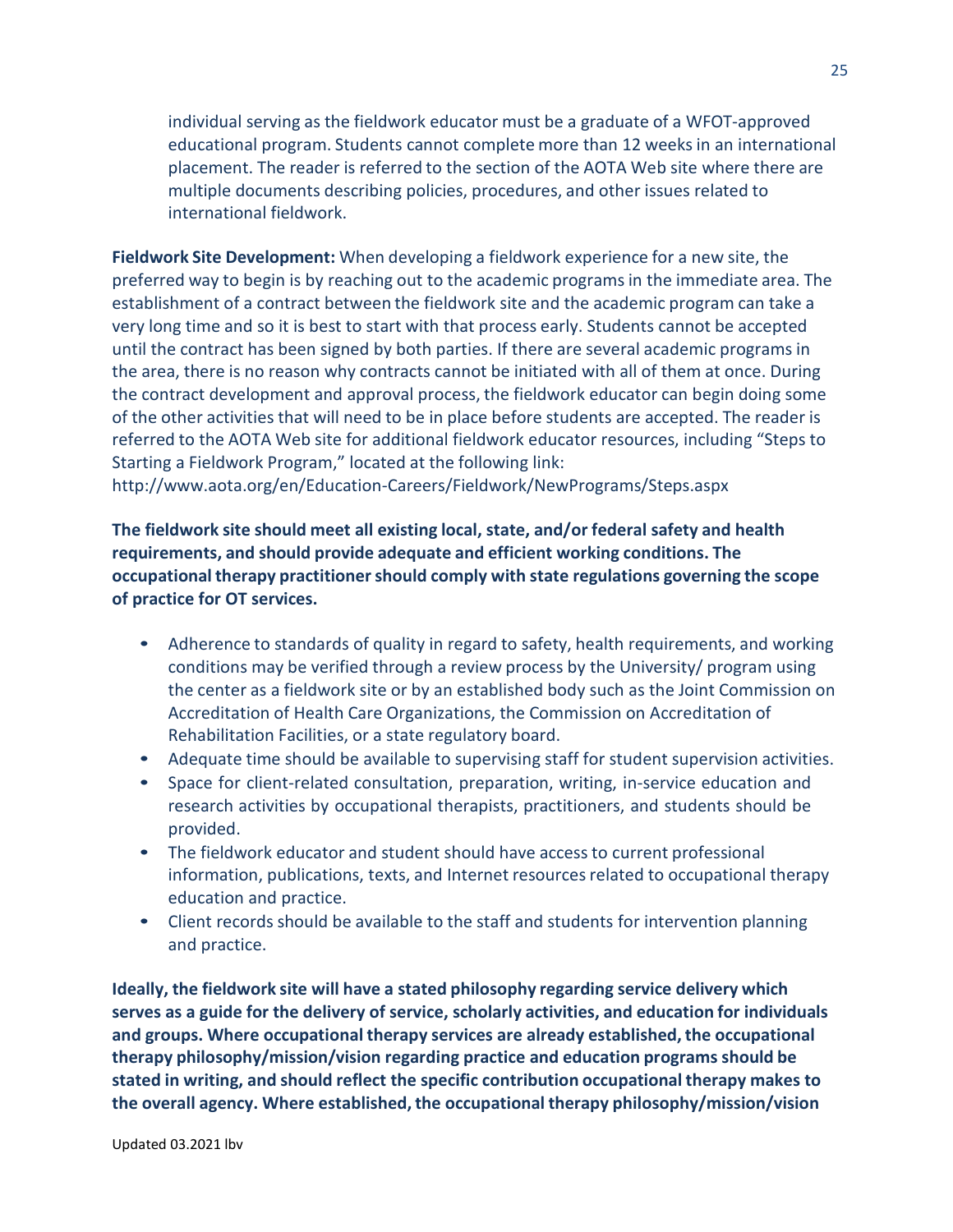individual serving as the fieldwork educator must be a graduate of a WFOT-approved educational program. Students cannot complete more than 12 weeks in an international placement. The reader is referred to the section of the AOTA Web site where there are multiple documents describing policies, procedures, and other issues related to international fieldwork.

**Fieldwork Site Development:** When developing a fieldwork experience for a new site, the preferred way to begin is by reaching out to the academic programs in the immediate area. The establishment of a contract between the fieldwork site and the academic program can take a very long time and so it is best to start with that process early. Students cannot be accepted until the contract has been signed by both parties. If there are several academic programs in the area, there is no reason why contracts cannot be initiated with all of them at once. During the contract development and approval process, the fieldwork educator can begin doing some of the other activities that will need to be in place before students are accepted. The reader is referred to the AOTA Web site for additional fieldwork educator resources, including "Steps to Starting a Fieldwork Program," located at the following link: http://www.aota.org/en/Education-Careers/Fieldwork/NewPrograms/Steps.aspx

**The fieldwork site should meet all existing local, state, and/or federal safety and health requirements, and should provide adequate and efficient working conditions. The occupational therapy practitioner should comply with state regulations governing the scope of practice for OT services.**

- Adherence to standards of quality in regard to safety, health requirements, and working conditions may be verified through a review process by the University/ program using the center as a fieldwork site or by an established body such as the Joint Commission on Accreditation of Health Care Organizations, the Commission on Accreditation of Rehabilitation Facilities, or a state regulatory board.
- Adequate time should be available to supervising staff for student supervision activities.
- Space for client-related consultation, preparation, writing, in-service education and research activities by occupational therapists, practitioners, and students should be provided.
- The fieldwork educator and student should have access to current professional information, publications, texts, and Internet resources related to occupational therapy education and practice.
- Client records should be available to the staff and students for intervention planning and practice.

**Ideally, the fieldwork site will have a stated philosophy regarding service delivery which serves as a guide for the delivery of service, scholarly activities, and education for individuals and groups. Where occupational therapy services are already established, the occupational therapy philosophy/mission/vision regarding practice and education programs should be stated in writing, and should reflect the specific contribution occupational therapy makes to the overall agency. Where established, the occupational therapy philosophy/mission/vision**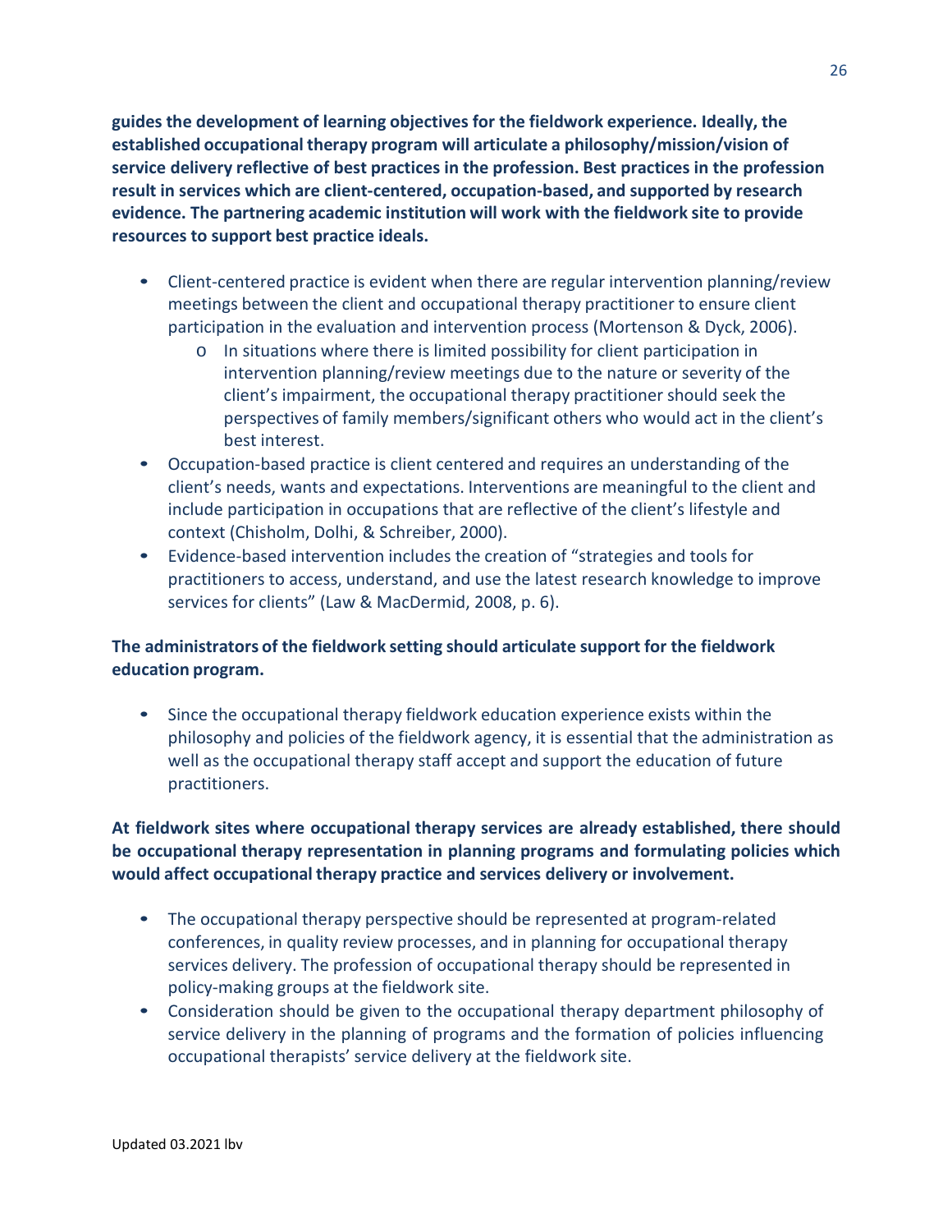**guides the development of learning objectives for the fieldwork experience. Ideally, the established occupational therapy program will articulate a philosophy/mission/vision of service delivery reflective of best practices in the profession. Best practices in the profession result in services which are client-centered, occupation-based, and supported by research evidence. The partnering academic institution will work with the fieldwork site to provide resources to support best practice ideals.**

- Client-centered practice is evident when there are regular intervention planning/review meetings between the client and occupational therapy practitioner to ensure client participation in the evaluation and intervention process (Mortenson & Dyck, 2006).
  - In situations where there is limited possibility for client participation in intervention planning/review meetings due to the nature or severity of the client's impairment, the occupational therapy practitioner should seek the perspectives of family members/significant others who would act in the client's best interest.
- Occupation-based practice is client centered and requires an understanding of the client's needs, wants and expectations. Interventions are meaningful to the client and include participation in occupations that are reflective of the client's lifestyle and context (Chisholm, Dolhi, & Schreiber, 2000).
- Evidence-based intervention includes the creation of "strategies and tools for practitioners to access, understand, and use the latest research knowledge to improve services for clients" (Law & MacDermid, 2008, p. 6).

**The administrators of the fieldwork setting should articulate support for the fieldwork education program.**

- Since the occupational therapy fieldwork education experience exists within the philosophy and policies of the fieldwork agency, it is essential that the administration as well as the occupational therapy staff accept and support the education of future practitioners.

**At fieldwork sites where occupational therapy services are already established, there should be occupational therapy representation in planning programs and formulating policies which would affect occupational therapy practice and services delivery or involvement.**

- The occupational therapy perspective should be represented at program-related conferences, in quality review processes, and in planning for occupational therapy services delivery. The profession of occupational therapy should be represented in policy-making groups at the fieldwork site.
- Consideration should be given to the occupational therapy department philosophy of service delivery in the planning of programs and the formation of policies influencing occupational therapists' service delivery at the fieldwork site.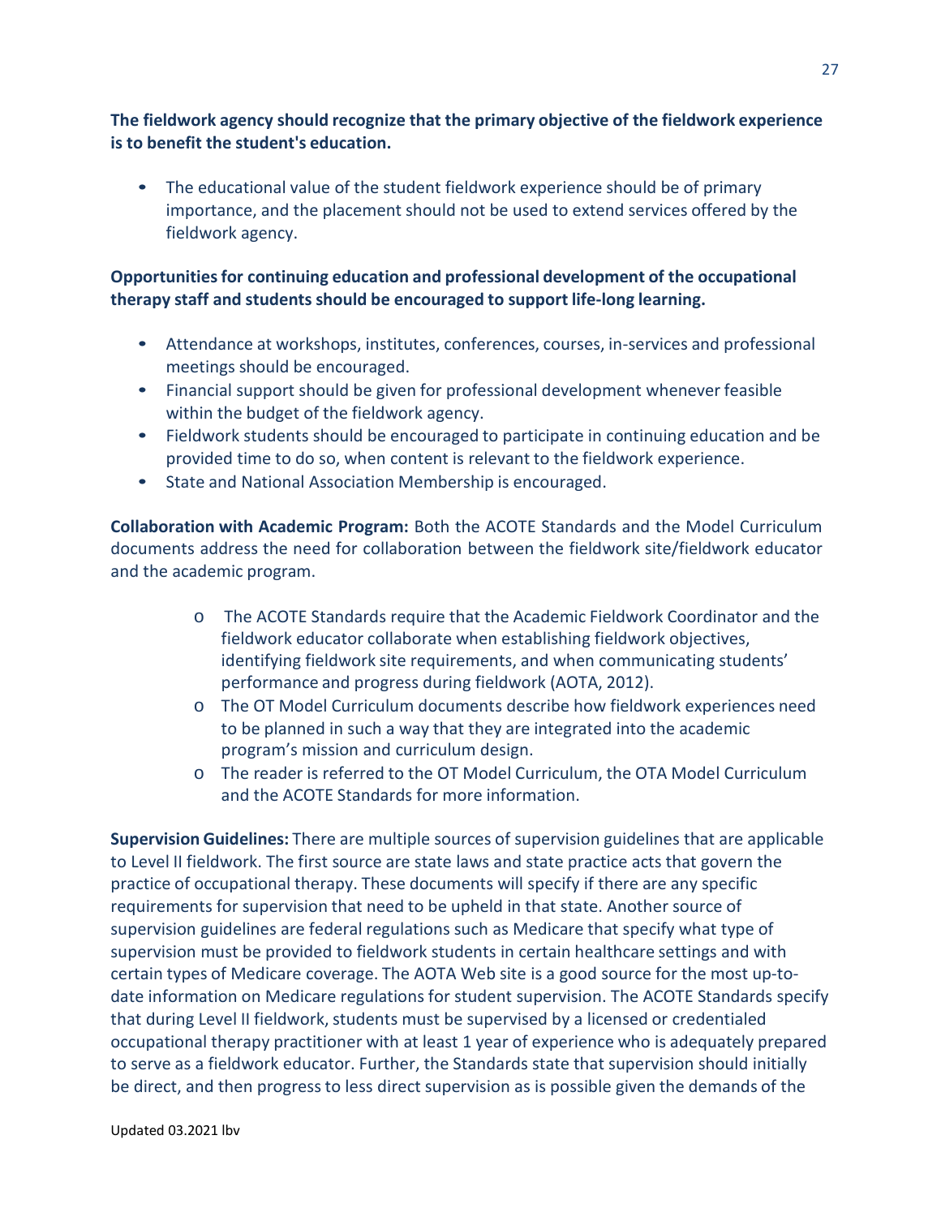**The fieldwork agency should recognize that the primary objective of the fieldwork experience is to benefit the student's education.**

- The educational value of the student fieldwork experience should be of primary importance, and the placement should not be used to extend services offered by the fieldwork agency.

**Opportunities for continuing education and professional development of the occupational therapy staff and students should be encouraged to support life-long learning.**

- Attendance at workshops, institutes, conferences, courses, in-services and professional meetings should be encouraged.
- Financial support should be given for professional development whenever feasible within the budget of the fieldwork agency.
- Fieldwork students should be encouraged to participate in continuing education and be provided time to do so, when content is relevant to the fieldwork experience.
- State and National Association Membership is encouraged.

**Collaboration with Academic Program:** Both the ACOTE Standards and the Model Curriculum documents address the need for collaboration between the fieldwork site/fieldwork educator and the academic program.

- The ACOTE Standards require that the Academic Fieldwork Coordinator and the fieldwork educator collaborate when establishing fieldwork objectives, identifying fieldwork site requirements, and when communicating students' performance and progress during fieldwork (AOTA, 2012).
- The OT Model Curriculum documents describe how fieldwork experiences need to be planned in such a way that they are integrated into the academic program's mission and curriculum design.
- The reader is referred to the OT Model Curriculum, the OTA Model Curriculum and the ACOTE Standards for more information.

**Supervision Guidelines:** There are multiple sources of supervision guidelines that are applicable to Level II fieldwork. The first source are state laws and state practice acts that govern the practice of occupational therapy. These documents will specify if there are any specific requirements for supervision that need to be upheld in that state. Another source of supervision guidelines are federal regulations such as Medicare that specify what type of supervision must be provided to fieldwork students in certain healthcare settings and with certain types of Medicare coverage. The AOTA Web site is a good source for the most up-to-date information on Medicare regulations for student supervision. The ACOTE Standards specify that during Level II fieldwork, students must be supervised by a licensed or credentialed occupational therapy practitioner with at least 1 year of experience who is adequately prepared to serve as a fieldwork educator. Further, the Standards state that supervision should initially be direct, and then progress to less direct supervision as is possible given the demands of the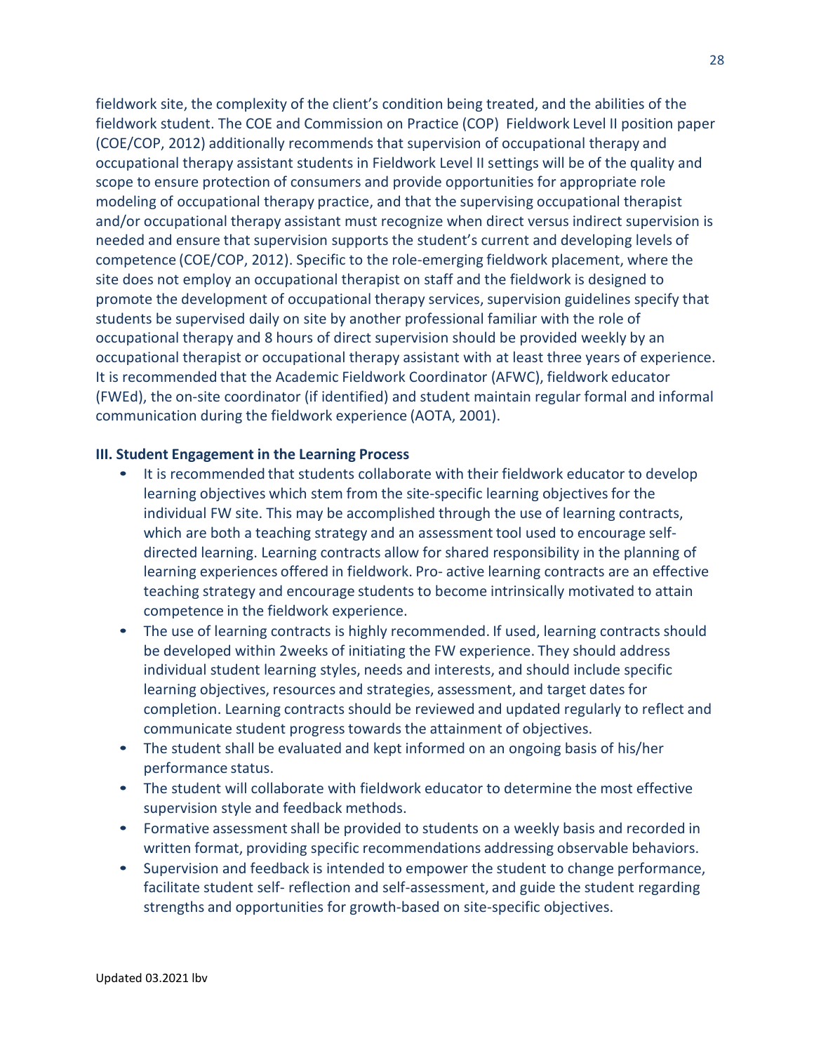fieldwork site, the complexity of the client's condition being treated, and the abilities of the fieldwork student. The COE and Commission on Practice (COP) Fieldwork Level II position paper (COE/COP, 2012) additionally recommends that supervision of occupational therapy and occupational therapy assistant students in Fieldwork Level II settings will be of the quality and scope to ensure protection of consumers and provide opportunities for appropriate role modeling of occupational therapy practice, and that the supervising occupational therapist and/or occupational therapy assistant must recognize when direct versus indirect supervision is needed and ensure that supervision supports the student's current and developing levels of competence (COE/COP, 2012). Specific to the role-emerging fieldwork placement, where the site does not employ an occupational therapist on staff and the fieldwork is designed to promote the development of occupational therapy services, supervision guidelines specify that students be supervised daily on site by another professional familiar with the role of occupational therapy and 8 hours of direct supervision should be provided weekly by an occupational therapist or occupational therapy assistant with at least three years of experience. It is recommended that the Academic Fieldwork Coordinator (AFWC), fieldwork educator (FWEd), the on-site coordinator (if identified) and student maintain regular formal and informal communication during the fieldwork experience (AOTA, 2001).

**III. Student Engagement in the Learning Process**

- It is recommended that students collaborate with their fieldwork educator to develop learning objectives which stem from the site-specific learning objectives for the individual FW site. This may be accomplished through the use of learning contracts, which are both a teaching strategy and an assessment tool used to encourage self-directed learning. Learning contracts allow for shared responsibility in the planning of learning experiences offered in fieldwork. Pro- active learning contracts are an effective teaching strategy and encourage students to become intrinsically motivated to attain competence in the fieldwork experience.
- The use of learning contracts is highly recommended. If used, learning contracts should be developed within 2weeks of initiating the FW experience. They should address individual student learning styles, needs and interests, and should include specific learning objectives, resources and strategies, assessment, and target dates for completion. Learning contracts should be reviewed and updated regularly to reflect and communicate student progress towards the attainment of objectives.
- The student shall be evaluated and kept informed on an ongoing basis of his/her performance status.
- The student will collaborate with fieldwork educator to determine the most effective supervision style and feedback methods.
- Formative assessment shall be provided to students on a weekly basis and recorded in written format, providing specific recommendations addressing observable behaviors.
- Supervision and feedback is intended to empower the student to change performance, facilitate student self- reflection and self-assessment, and guide the student regarding strengths and opportunities for growth-based on site-specific objectives.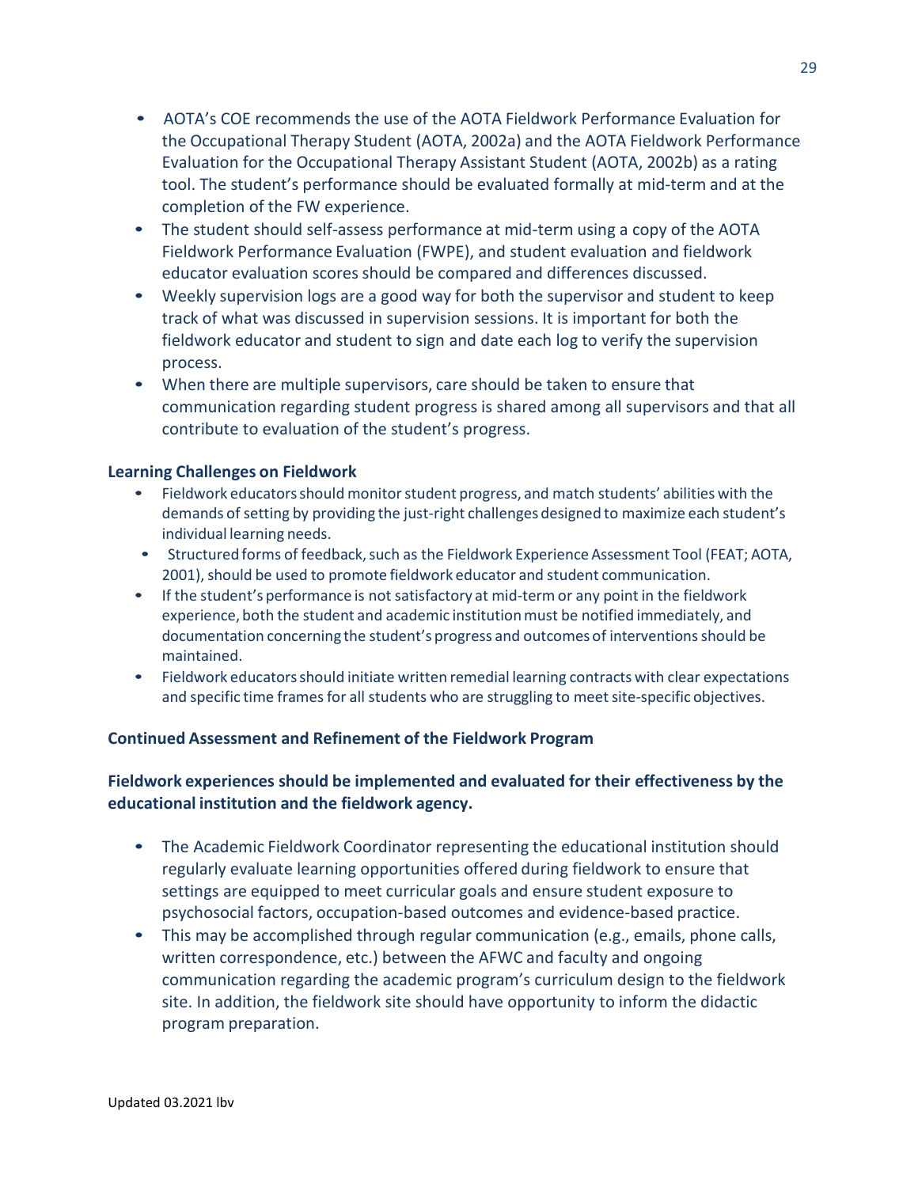- AOTA's COE recommends the use of the AOTA Fieldwork Performance Evaluation for the Occupational Therapy Student (AOTA, 2002a) and the AOTA Fieldwork Performance Evaluation for the Occupational Therapy Assistant Student (AOTA, 2002b) as a rating tool. The student's performance should be evaluated formally at mid-term and at the completion of the FW experience.
- The student should self-assess performance at mid-term using a copy of the AOTA Fieldwork Performance Evaluation (FWPE), and student evaluation and fieldwork educator evaluation scores should be compared and differences discussed.
- Weekly supervision logs are a good way for both the supervisor and student to keep track of what was discussed in supervision sessions. It is important for both the fieldwork educator and student to sign and date each log to verify the supervision process.
- When there are multiple supervisors, care should be taken to ensure that communication regarding student progress is shared among all supervisors and that all contribute to evaluation of the student's progress.

**Learning Challenges on Fieldwork**

- Fieldwork educators should monitor student progress, and match students' abilities with the demands of setting by providing the just-right challenges designed to maximize each student's individual learning needs.
- Structured forms of feedback, such as the Fieldwork Experience Assessment Tool (FEAT; AOTA, 2001), should be used to promote fieldwork educator and student communication.
- If the student's performance is not satisfactory at mid-term or any point in the fieldwork experience, both the student and academic institution must be notified immediately, and documentation concerning the student's progress and outcomes of interventions should be maintained.
- Fieldwork educators should initiate written remedial learning contracts with clear expectations and specific time frames for all students who are struggling to meet site-specific objectives.

**Continued Assessment and Refinement of the Fieldwork Program**

**Fieldwork experiences should be implemented and evaluated for their effectiveness by the educational institution and the fieldwork agency.**

- The Academic Fieldwork Coordinator representing the educational institution should regularly evaluate learning opportunities offered during fieldwork to ensure that settings are equipped to meet curricular goals and ensure student exposure to psychosocial factors, occupation-based outcomes and evidence-based practice.
- This may be accomplished through regular communication (e.g., emails, phone calls, written correspondence, etc.) between the AFWC and faculty and ongoing communication regarding the academic program's curriculum design to the fieldwork site. In addition, the fieldwork site should have opportunity to inform the didactic program preparation.

Updated 03.2021 lbv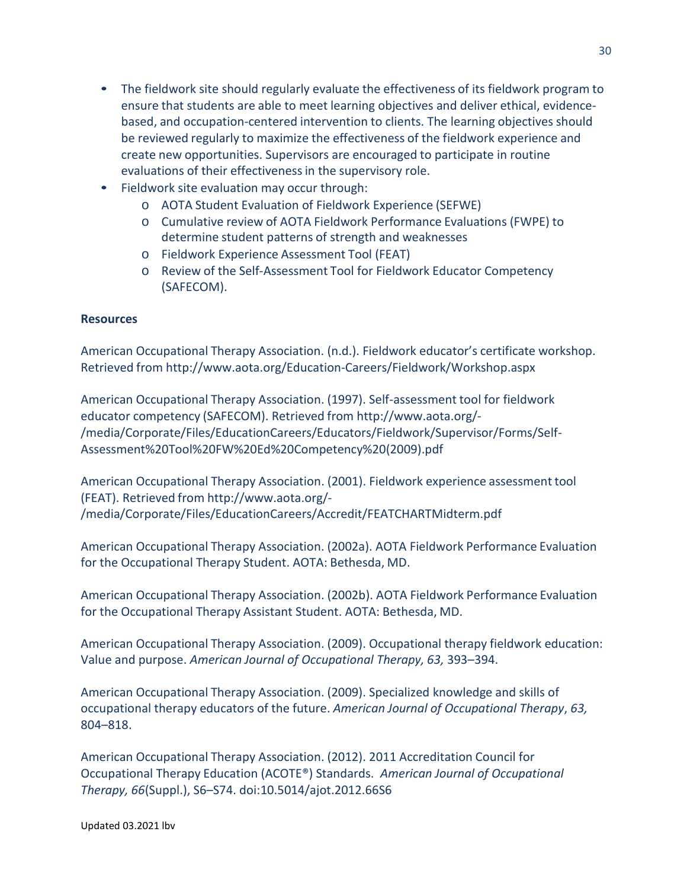- The fieldwork site should regularly evaluate the effectiveness of its fieldwork program to ensure that students are able to meet learning objectives and deliver ethical, evidence-based, and occupation-centered intervention to clients. The learning objectives should be reviewed regularly to maximize the effectiveness of the fieldwork experience and create new opportunities. Supervisors are encouraged to participate in routine evaluations of their effectiveness in the supervisory role.
- Fieldwork site evaluation may occur through:
  - AOTA Student Evaluation of Fieldwork Experience (SEFWE)
  - Cumulative review of AOTA Fieldwork Performance Evaluations (FWPE) to determine student patterns of strength and weaknesses
  - Fieldwork Experience Assessment Tool (FEAT)
  - Review of the Self-Assessment Tool for Fieldwork Educator Competency (SAFECOM).

**Resources**

American Occupational Therapy Association. (n.d.). Fieldwork educator's certificate workshop. Retrieved from http://www.aota.org/Education-Careers/Fieldwork/Workshop.aspx

American Occupational Therapy Association. (1997). Self-assessment tool for fieldwork educator competency (SAFECOM). Retrieved from http://www.aota.org/-/media/Corporate/Files/EducationCareers/Educators/Fieldwork/Supervisor/Forms/Self-Assessment%20Tool%20FW%20Ed%20Competency%20(2009).pdf

American Occupational Therapy Association. (2001). Fieldwork experience assessment tool (FEAT). Retrieved from http://www.aota.org/-/media/Corporate/Files/EducationCareers/Accredit/FEATCHARTMidterm.pdf

American Occupational Therapy Association. (2002a). AOTA Fieldwork Performance Evaluation for the Occupational Therapy Student. AOTA: Bethesda, MD.

American Occupational Therapy Association. (2002b). AOTA Fieldwork Performance Evaluation for the Occupational Therapy Assistant Student. AOTA: Bethesda, MD.

American Occupational Therapy Association. (2009). Occupational therapy fieldwork education: Value and purpose. *American Journal of Occupational Therapy, 63,* 393–394.

American Occupational Therapy Association. (2009). Specialized knowledge and skills of occupational therapy educators of the future. *American Journal of Occupational Therapy*, *63,* 804–818.

American Occupational Therapy Association. (2012). 2011 Accreditation Council for Occupational Therapy Education (ACOTE®) Standards. *American Journal of Occupational Therapy, 66*(Suppl.), S6–S74. doi:10.5014/ajot.2012.66S6

Updated 03.2021 lbv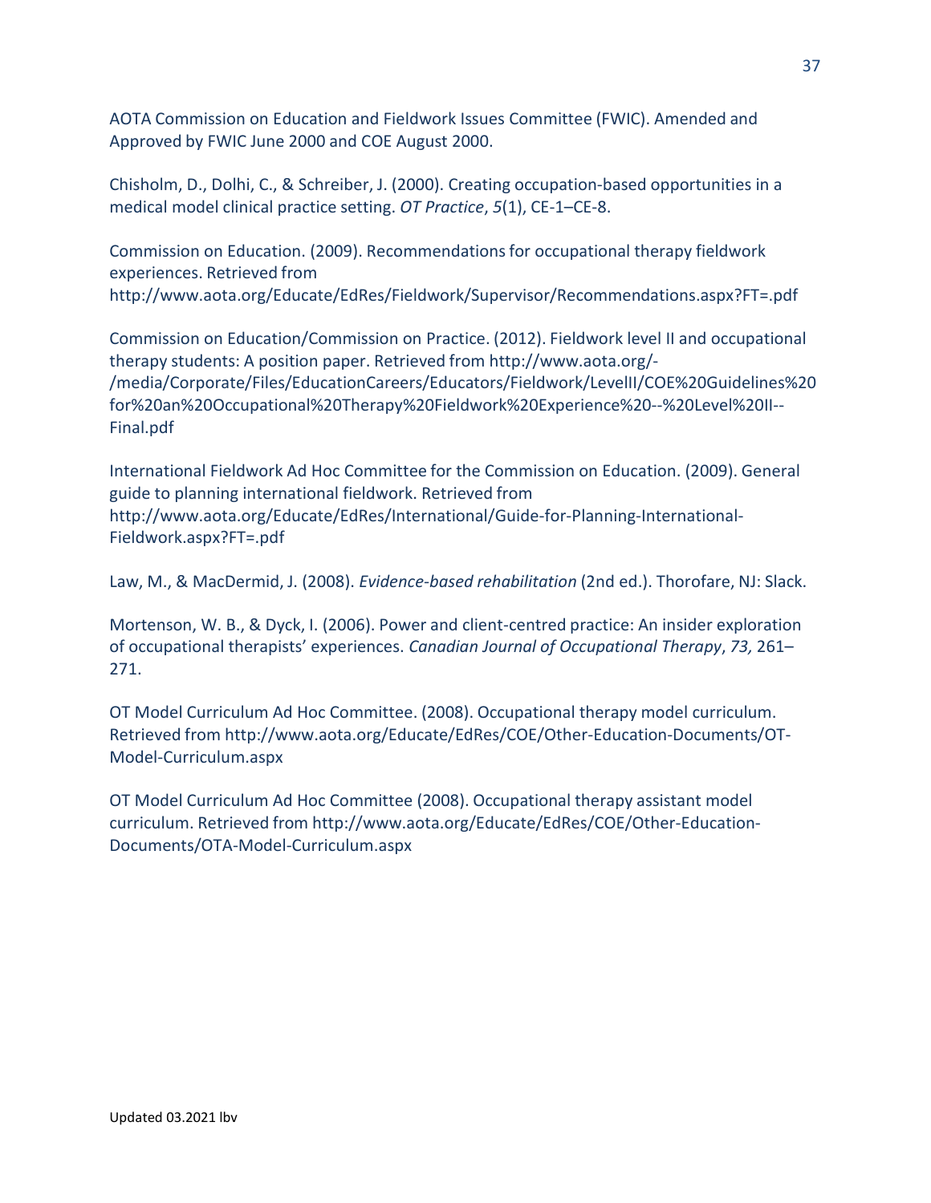AOTA Commission on Education and Fieldwork Issues Committee (FWIC). Amended and Approved by FWIC June 2000 and COE August 2000.

Chisholm, D., Dolhi, C., & Schreiber, J. (2000). Creating occupation-based opportunities in a medical model clinical practice setting. *OT Practice*, *5*(1), CE-1–CE-8.

Commission on Education. (2009). Recommendations for occupational therapy fieldwork experiences. Retrieved from http://www.aota.org/Educate/EdRes/Fieldwork/Supervisor/Recommendations.aspx?FT=.pdf

Commission on Education/Commission on Practice. (2012). Fieldwork level II and occupational therapy students: A position paper. Retrieved from http://www.aota.org/-/media/Corporate/Files/EducationCareers/Educators/Fieldwork/LevelII/COE%20Guidelines%20for%20an%20Occupational%20Therapy%20Fieldwork%20Experience%20--%20Level%20II--Final.pdf

International Fieldwork Ad Hoc Committee for the Commission on Education. (2009). General guide to planning international fieldwork. Retrieved from http://www.aota.org/Educate/EdRes/International/Guide-for-Planning-International-Fieldwork.aspx?FT=.pdf

Law, M., & MacDermid, J. (2008). *Evidence-based rehabilitation* (2nd ed.). Thorofare, NJ: Slack.

Mortenson, W. B., & Dyck, I. (2006). Power and client-centred practice: An insider exploration of occupational therapists' experiences. *Canadian Journal of Occupational Therapy*, *73,* 261–271.

OT Model Curriculum Ad Hoc Committee. (2008). Occupational therapy model curriculum. Retrieved from http://www.aota.org/Educate/EdRes/COE/Other-Education-Documents/OT-Model-Curriculum.aspx

OT Model Curriculum Ad Hoc Committee (2008). Occupational therapy assistant model curriculum. Retrieved from http://www.aota.org/Educate/EdRes/COE/Other-Education-Documents/OTA-Model-Curriculum.aspx

Updated 03.2021 lbv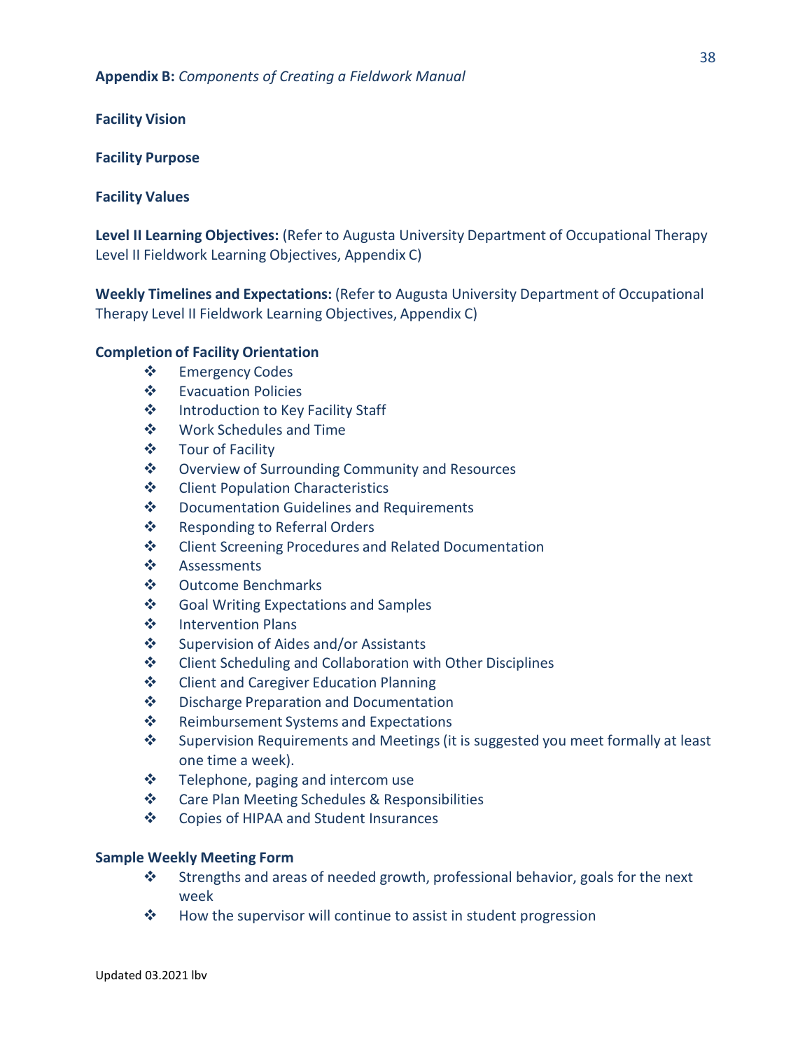**Appendix B:** *Components of Creating a Fieldwork Manual*

**Facility Vision**

**Facility Purpose**

**Facility Values**

**Level II Learning Objectives:** (Refer to Augusta University Department of Occupational Therapy Level II Fieldwork Learning Objectives, Appendix C)

**Weekly Timelines and Expectations:** (Refer to Augusta University Department of Occupational Therapy Level II Fieldwork Learning Objectives, Appendix C)

**Completion of Facility Orientation**

- Emergency Codes
- Evacuation Policies
- Introduction to Key Facility Staff
- Work Schedules and Time
- Tour of Facility
- Overview of Surrounding Community and Resources
- Client Population Characteristics
- Documentation Guidelines and Requirements
- Responding to Referral Orders
- Client Screening Procedures and Related Documentation
- Assessments
- Outcome Benchmarks
- Goal Writing Expectations and Samples
- Intervention Plans
- Supervision of Aides and/or Assistants
- Client Scheduling and Collaboration with Other Disciplines
- Client and Caregiver Education Planning
- Discharge Preparation and Documentation
- Reimbursement Systems and Expectations
- Supervision Requirements and Meetings (it is suggested you meet formally at least one time a week).
- Telephone, paging and intercom use
- Care Plan Meeting Schedules & Responsibilities
- Copies of HIPAA and Student Insurances

**Sample Weekly Meeting Form**

- Strengths and areas of needed growth, professional behavior, goals for the next week
- How the supervisor will continue to assist in student progression

Updated 03.2021 lbv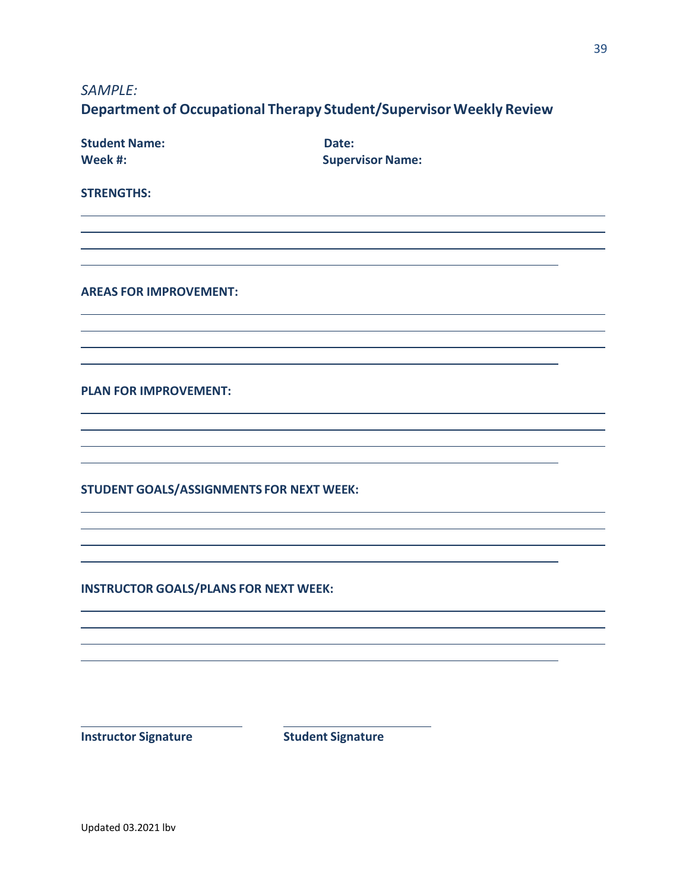*SAMPLE:*

## Department of Occupational Therapy Student/Supervisor Weekly Review

**Student Name:** **Date:**
**Week #:** **Supervisor Name:**

**STRENGTHS:**

______________________________________________________________________________
______________________________________________________________________________
______________________________________________________________________________
______________________________________________________________________

**AREAS FOR IMPROVEMENT:**

______________________________________________________________________________
______________________________________________________________________________
______________________________________________________________________________
______________________________________________________________________

**PLAN FOR IMPROVEMENT:**

______________________________________________________________________________
______________________________________________________________________________
______________________________________________________________________________
______________________________________________________________________

**STUDENT GOALS/ASSIGNMENTS FOR NEXT WEEK:**

______________________________________________________________________________
______________________________________________________________________________
______________________________________________________________________________
______________________________________________________________________

**INSTRUCTOR GOALS/PLANS FOR NEXT WEEK:**

______________________________________________________________________________
______________________________________________________________________________
______________________________________________________________________________
______________________________________________________________________

________________________ ________________________
**Instructor Signature** **Student Signature**

Updated 03.2021 lbv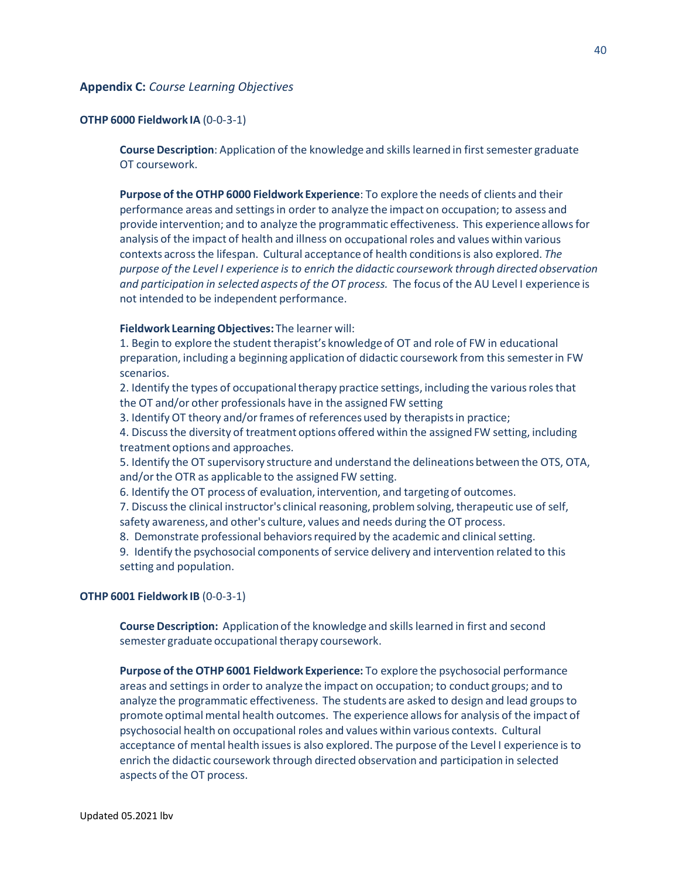## **Appendix C:** *Course Learning Objectives*

**OTHP 6000 Fieldwork IA** (0-0-3-1)

**Course Description**: Application of the knowledge and skills learned in first semester graduate OT coursework.

**Purpose of the OTHP 6000 Fieldwork Experience**: To explore the needs of clients and their performance areas and settings in order to analyze the impact on occupation; to assess and provide intervention; and to analyze the programmatic effectiveness. This experience allows for analysis of the impact of health and illness on occupational roles and values within various contexts across the lifespan. Cultural acceptance of health conditions is also explored. *The purpose of the Level I experience is to enrich the didactic coursework through directed observation and participation in selected aspects of the OT process.* The focus of the AU Level I experience is not intended to be independent performance.

**Fieldwork Learning Objectives:** The learner will:

1. Begin to explore the student therapist's knowledge of OT and role of FW in educational preparation, including a beginning application of didactic coursework from this semester in FW scenarios.
2. Identify the types of occupational therapy practice settings, including the various roles that the OT and/or other professionals have in the assigned FW setting
3. Identify OT theory and/or frames of references used by therapists in practice;
4. Discuss the diversity of treatment options offered within the assigned FW setting, including treatment options and approaches.
5. Identify the OT supervisory structure and understand the delineations between the OTS, OTA, and/or the OTR as applicable to the assigned FW setting.
6. Identify the OT process of evaluation, intervention, and targeting of outcomes.
7. Discuss the clinical instructor's clinical reasoning, problem solving, therapeutic use of self, safety awareness, and other's culture, values and needs during the OT process.
8. Demonstrate professional behaviors required by the academic and clinical setting.
9. Identify the psychosocial components of service delivery and intervention related to this setting and population.

**OTHP 6001 Fieldwork IB** (0-0-3-1)

**Course Description:** Application of the knowledge and skills learned in first and second semester graduate occupational therapy coursework.

**Purpose of the OTHP 6001 Fieldwork Experience:** To explore the psychosocial performance areas and settings in order to analyze the impact on occupation; to conduct groups; and to analyze the programmatic effectiveness. The students are asked to design and lead groups to promote optimal mental health outcomes. The experience allows for analysis of the impact of psychosocial health on occupational roles and values within various contexts. Cultural acceptance of mental health issues is also explored. The purpose of the Level I experience is to enrich the didactic coursework through directed observation and participation in selected aspects of the OT process.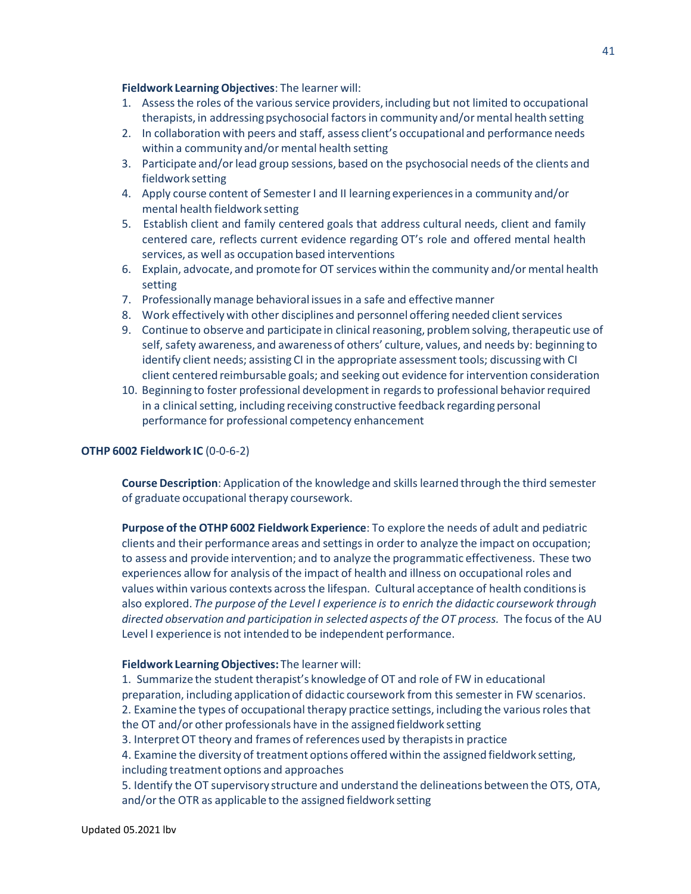**Fieldwork Learning Objectives**: The learner will:

1. Assess the roles of the various service providers, including but not limited to occupational therapists, in addressing psychosocial factors in community and/or mental health setting
2. In collaboration with peers and staff, assess client's occupational and performance needs within a community and/or mental health setting
3. Participate and/or lead group sessions, based on the psychosocial needs of the clients and fieldwork setting
4. Apply course content of Semester I and II learning experiences in a community and/or mental health fieldwork setting
5. Establish client and family centered goals that address cultural needs, client and family centered care, reflects current evidence regarding OT's role and offered mental health services, as well as occupation based interventions
6. Explain, advocate, and promote for OT services within the community and/or mental health setting
7. Professionally manage behavioral issues in a safe and effective manner
8. Work effectively with other disciplines and personnel offering needed client services
9. Continue to observe and participate in clinical reasoning, problem solving, therapeutic use of self, safety awareness, and awareness of others' culture, values, and needs by: beginning to identify client needs; assisting CI in the appropriate assessment tools; discussing with CI client centered reimbursable goals; and seeking out evidence for intervention consideration
10. Beginning to foster professional development in regards to professional behavior required in a clinical setting, including receiving constructive feedback regarding personal performance for professional competency enhancement

**OTHP 6002 Fieldwork IC** (0-0-6-2)

**Course Description**: Application of the knowledge and skills learned through the third semester of graduate occupational therapy coursework.

**Purpose of the OTHP 6002 Fieldwork Experience**: To explore the needs of adult and pediatric clients and their performance areas and settings in order to analyze the impact on occupation; to assess and provide intervention; and to analyze the programmatic effectiveness. These two experiences allow for analysis of the impact of health and illness on occupational roles and values within various contexts across the lifespan. Cultural acceptance of health conditions is also explored. *The purpose of the Level I experience is to enrich the didactic coursework through directed observation and participation in selected aspects of the OT process.* The focus of the AU Level I experience is not intended to be independent performance.

**Fieldwork Learning Objectives:** The learner will:

1. Summarize the student therapist's knowledge of OT and role of FW in educational preparation, including application of didactic coursework from this semester in FW scenarios.
2. Examine the types of occupational therapy practice settings, including the various roles that the OT and/or other professionals have in the assigned fieldwork setting
3. Interpret OT theory and frames of references used by therapists in practice
4. Examine the diversity of treatment options offered within the assigned fieldwork setting, including treatment options and approaches
5. Identify the OT supervisory structure and understand the delineations between the OTS, OTA, and/or the OTR as applicable to the assigned fieldwork setting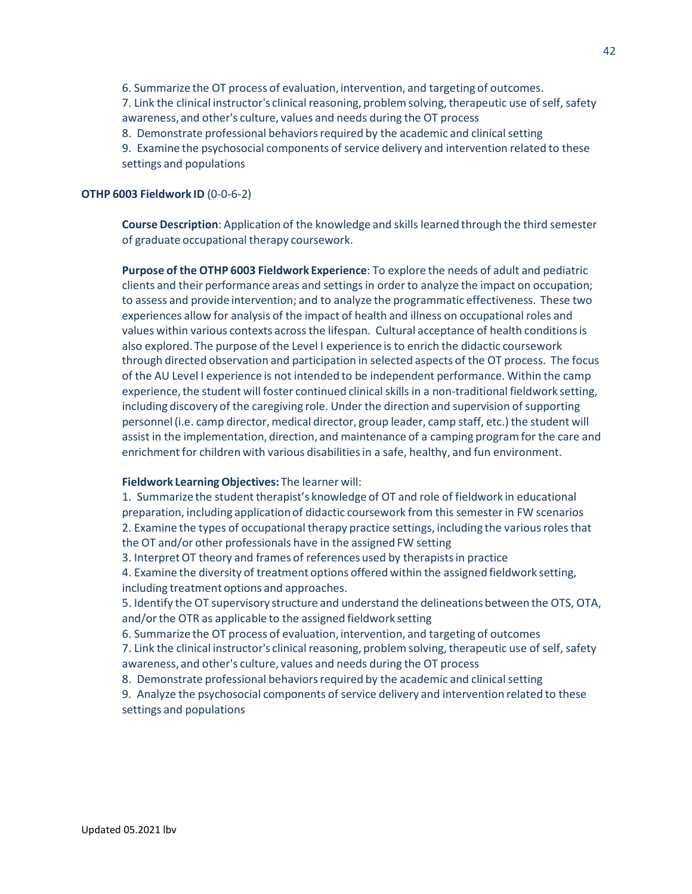6. Summarize the OT process of evaluation, intervention, and targeting of outcomes.
7. Link the clinical instructor's clinical reasoning, problem solving, therapeutic use of self, safety awareness, and other's culture, values and needs during the OT process
8. Demonstrate professional behaviors required by the academic and clinical setting
9. Examine the psychosocial components of service delivery and intervention related to these settings and populations

**OTHP 6003 Fieldwork ID** (0-0-6-2)

**Course Description**: Application of the knowledge and skills learned through the third semester of graduate occupational therapy coursework.

**Purpose of the OTHP 6003 Fieldwork Experience**: To explore the needs of adult and pediatric clients and their performance areas and settings in order to analyze the impact on occupation; to assess and provide intervention; and to analyze the programmatic effectiveness. These two experiences allow for analysis of the impact of health and illness on occupational roles and values within various contexts across the lifespan. Cultural acceptance of health conditions is also explored. The purpose of the Level I experience is to enrich the didactic coursework through directed observation and participation in selected aspects of the OT process. The focus of the AU Level I experience is not intended to be independent performance. Within the camp experience, the student will foster continued clinical skills in a non-traditional fieldwork setting, including discovery of the caregiving role. Under the direction and supervision of supporting personnel (i.e. camp director, medical director, group leader, camp staff, etc.) the student will assist in the implementation, direction, and maintenance of a camping program for the care and enrichment for children with various disabilities in a safe, healthy, and fun environment.

**Fieldwork Learning Objectives:** The learner will:
1. Summarize the student therapist's knowledge of OT and role of fieldwork in educational preparation, including application of didactic coursework from this semester in FW scenarios
2. Examine the types of occupational therapy practice settings, including the various roles that the OT and/or other professionals have in the assigned FW setting
3. Interpret OT theory and frames of references used by therapists in practice
4. Examine the diversity of treatment options offered within the assigned fieldwork setting, including treatment options and approaches.
5. Identify the OT supervisory structure and understand the delineations between the OTS, OTA, and/or the OTR as applicable to the assigned fieldwork setting
6. Summarize the OT process of evaluation, intervention, and targeting of outcomes
7. Link the clinical instructor's clinical reasoning, problem solving, therapeutic use of self, safety awareness, and other's culture, values and needs during the OT process
8. Demonstrate professional behaviors required by the academic and clinical setting
9. Analyze the psychosocial components of service delivery and intervention related to these settings and populations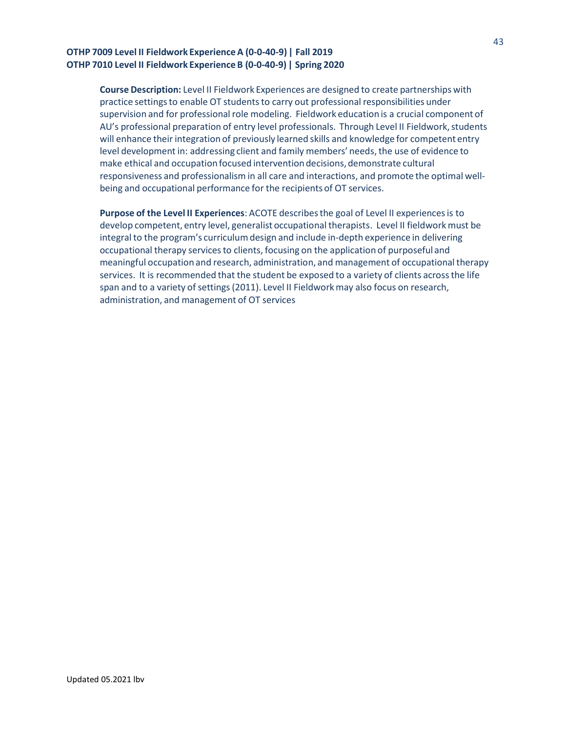**OTHP 7009 Level II Fieldwork Experience A (0-0-40-9) | Fall 2019**
**OTHP 7010 Level II Fieldwork Experience B (0-0-40-9) | Spring 2020**

**Course Description:** Level II Fieldwork Experiences are designed to create partnerships with practice settings to enable OT students to carry out professional responsibilities under supervision and for professional role modeling. Fieldwork education is a crucial component of AU's professional preparation of entry level professionals. Through Level II Fieldwork, students will enhance their integration of previously learned skills and knowledge for competent entry level development in: addressing client and family members' needs, the use of evidence to make ethical and occupation focused intervention decisions, demonstrate cultural responsiveness and professionalism in all care and interactions, and promote the optimal well-being and occupational performance for the recipients of OT services.

**Purpose of the Level II Experiences**: ACOTE describes the goal of Level II experiences is to develop competent, entry level, generalist occupational therapists. Level II fieldwork must be integral to the program's curriculum design and include in-depth experience in delivering occupational therapy services to clients, focusing on the application of purposeful and meaningful occupation and research, administration, and management of occupational therapy services. It is recommended that the student be exposed to a variety of clients across the life span and to a variety of settings (2011). Level II Fieldwork may also focus on research, administration, and management of OT services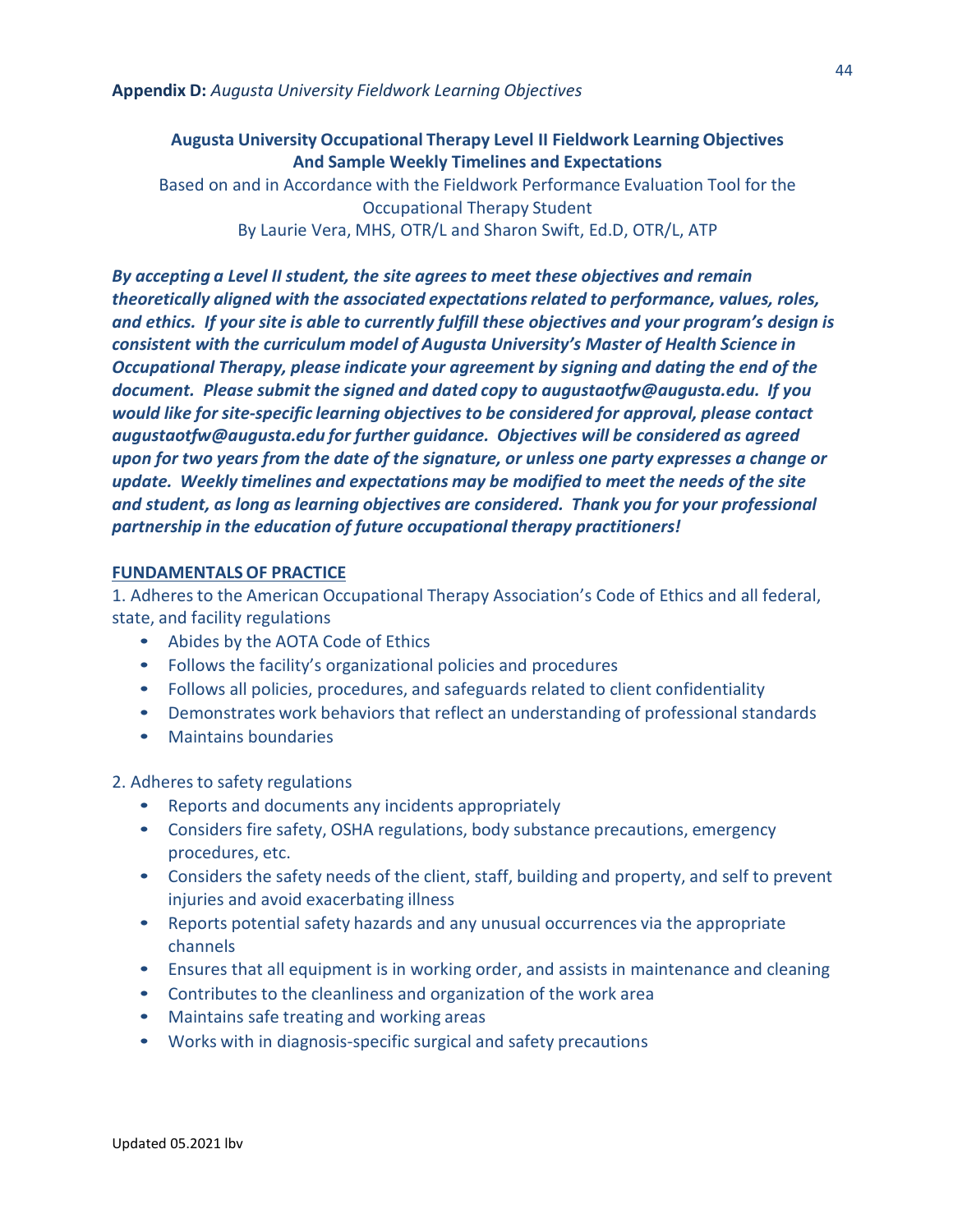**Appendix D:** *Augusta University Fieldwork Learning Objectives*

**Augusta University Occupational Therapy Level II Fieldwork Learning Objectives And Sample Weekly Timelines and Expectations**

Based on and in Accordance with the Fieldwork Performance Evaluation Tool for the Occupational Therapy Student

By Laurie Vera, MHS, OTR/L and Sharon Swift, Ed.D, OTR/L, ATP

***By accepting a Level II student, the site agrees to meet these objectives and remain theoretically aligned with the associated expectations related to performance, values, roles, and ethics. If your site is able to currently fulfill these objectives and your program's design is consistent with the curriculum model of Augusta University's Master of Health Science in Occupational Therapy, please indicate your agreement by signing and dating the end of the document. Please submit the signed and dated copy to augustaotfw@augusta.edu. If you would like for site-specific learning objectives to be considered for approval, please contact augustaotfw@augusta.edu for further guidance. Objectives will be considered as agreed upon for two years from the date of the signature, or unless one party expresses a change or update. Weekly timelines and expectations may be modified to meet the needs of the site and student, as long as learning objectives are considered. Thank you for your professional partnership in the education of future occupational therapy practitioners!***

**FUNDAMENTALS OF PRACTICE**

1. Adheres to the American Occupational Therapy Association's Code of Ethics and all federal, state, and facility regulations
   - Abides by the AOTA Code of Ethics
   - Follows the facility's organizational policies and procedures
   - Follows all policies, procedures, and safeguards related to client confidentiality
   - Demonstrates work behaviors that reflect an understanding of professional standards
   - Maintains boundaries

2. Adheres to safety regulations
   - Reports and documents any incidents appropriately
   - Considers fire safety, OSHA regulations, body substance precautions, emergency procedures, etc.
   - Considers the safety needs of the client, staff, building and property, and self to prevent injuries and avoid exacerbating illness
   - Reports potential safety hazards and any unusual occurrences via the appropriate channels
   - Ensures that all equipment is in working order, and assists in maintenance and cleaning
   - Contributes to the cleanliness and organization of the work area
   - Maintains safe treating and working areas
   - Works with in diagnosis-specific surgical and safety precautions

Updated 05.2021 lbv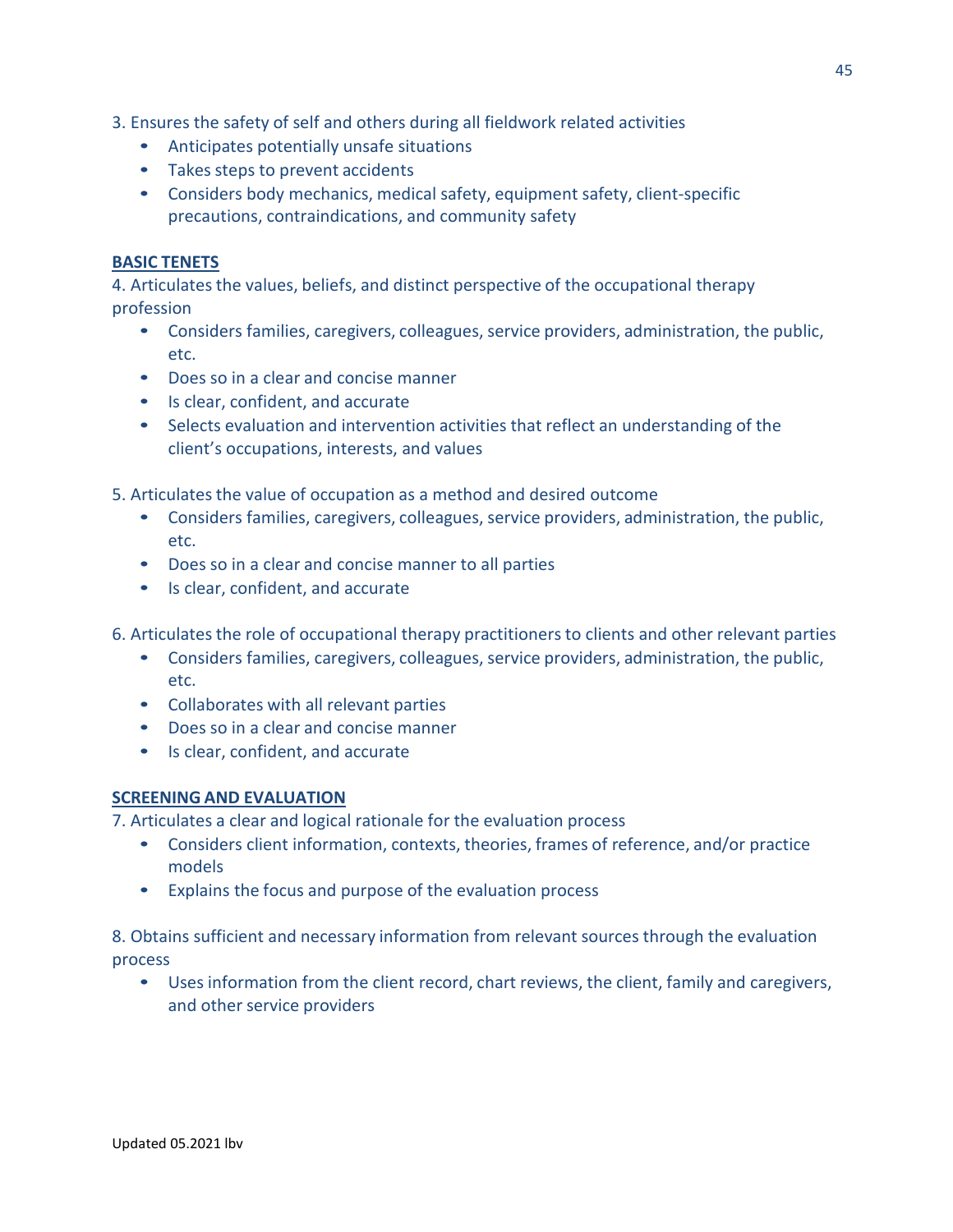3. Ensures the safety of self and others during all fieldwork related activities
    - Anticipates potentially unsafe situations
    - Takes steps to prevent accidents
    - Considers body mechanics, medical safety, equipment safety, client-specific precautions, contraindications, and community safety

**BASIC TENETS**

4. Articulates the values, beliefs, and distinct perspective of the occupational therapy profession
    - Considers families, caregivers, colleagues, service providers, administration, the public, etc.
    - Does so in a clear and concise manner
    - Is clear, confident, and accurate
    - Selects evaluation and intervention activities that reflect an understanding of the client's occupations, interests, and values

5. Articulates the value of occupation as a method and desired outcome
    - Considers families, caregivers, colleagues, service providers, administration, the public, etc.
    - Does so in a clear and concise manner to all parties
    - Is clear, confident, and accurate

6. Articulates the role of occupational therapy practitioners to clients and other relevant parties
    - Considers families, caregivers, colleagues, service providers, administration, the public, etc.
    - Collaborates with all relevant parties
    - Does so in a clear and concise manner
    - Is clear, confident, and accurate

**SCREENING AND EVALUATION**

7. Articulates a clear and logical rationale for the evaluation process
    - Considers client information, contexts, theories, frames of reference, and/or practice models
    - Explains the focus and purpose of the evaluation process

8. Obtains sufficient and necessary information from relevant sources through the evaluation process
    - Uses information from the client record, chart reviews, the client, family and caregivers, and other service providers

Updated 05.2021 lbv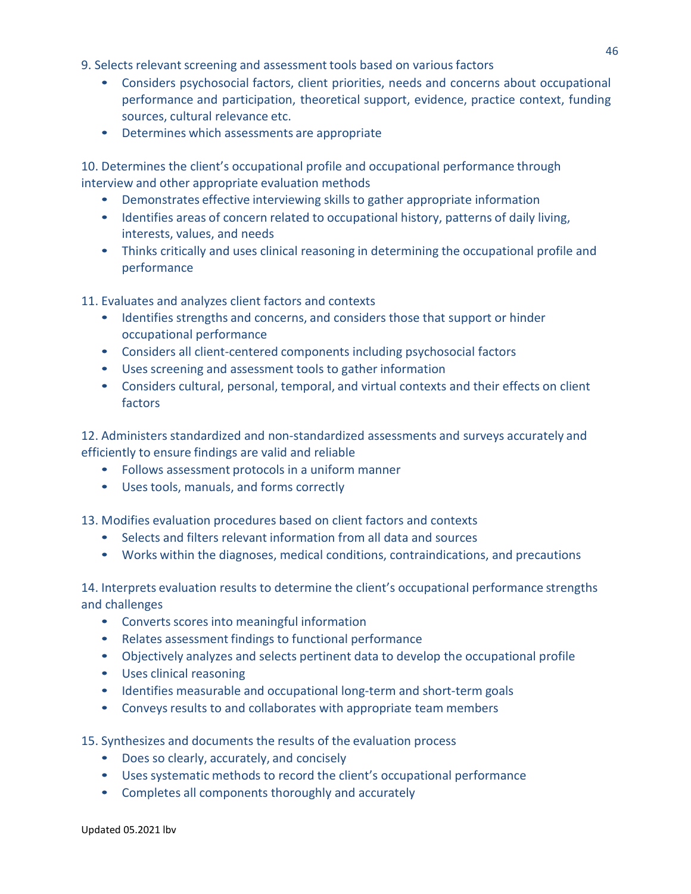9. Selects relevant screening and assessment tools based on various factors

- Considers psychosocial factors, client priorities, needs and concerns about occupational performance and participation, theoretical support, evidence, practice context, funding sources, cultural relevance etc.
- Determines which assessments are appropriate

10. Determines the client's occupational profile and occupational performance through interview and other appropriate evaluation methods

- Demonstrates effective interviewing skills to gather appropriate information
- Identifies areas of concern related to occupational history, patterns of daily living, interests, values, and needs
- Thinks critically and uses clinical reasoning in determining the occupational profile and performance

11. Evaluates and analyzes client factors and contexts

- Identifies strengths and concerns, and considers those that support or hinder occupational performance
- Considers all client-centered components including psychosocial factors
- Uses screening and assessment tools to gather information
- Considers cultural, personal, temporal, and virtual contexts and their effects on client factors

12. Administers standardized and non-standardized assessments and surveys accurately and efficiently to ensure findings are valid and reliable

- Follows assessment protocols in a uniform manner
- Uses tools, manuals, and forms correctly

13. Modifies evaluation procedures based on client factors and contexts

- Selects and filters relevant information from all data and sources
- Works within the diagnoses, medical conditions, contraindications, and precautions

14. Interprets evaluation results to determine the client's occupational performance strengths and challenges

- Converts scores into meaningful information
- Relates assessment findings to functional performance
- Objectively analyzes and selects pertinent data to develop the occupational profile
- Uses clinical reasoning
- Identifies measurable and occupational long-term and short-term goals
- Conveys results to and collaborates with appropriate team members

15. Synthesizes and documents the results of the evaluation process

- Does so clearly, accurately, and concisely
- Uses systematic methods to record the client's occupational performance
- Completes all components thoroughly and accurately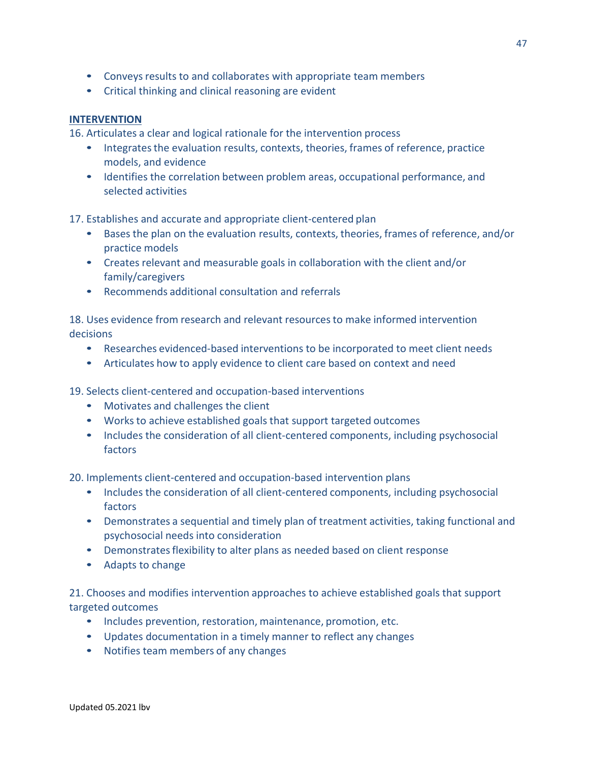- Conveys results to and collaborates with appropriate team members
- Critical thinking and clinical reasoning are evident

**INTERVENTION**

16. Articulates a clear and logical rationale for the intervention process
    - Integrates the evaluation results, contexts, theories, frames of reference, practice models, and evidence
    - Identifies the correlation between problem areas, occupational performance, and selected activities

17. Establishes and accurate and appropriate client-centered plan
    - Bases the plan on the evaluation results, contexts, theories, frames of reference, and/or practice models
    - Creates relevant and measurable goals in collaboration with the client and/or family/caregivers
    - Recommends additional consultation and referrals

18. Uses evidence from research and relevant resources to make informed intervention decisions
    - Researches evidenced-based interventions to be incorporated to meet client needs
    - Articulates how to apply evidence to client care based on context and need

19. Selects client-centered and occupation-based interventions
    - Motivates and challenges the client
    - Works to achieve established goals that support targeted outcomes
    - Includes the consideration of all client-centered components, including psychosocial factors

20. Implements client-centered and occupation-based intervention plans
    - Includes the consideration of all client-centered components, including psychosocial factors
    - Demonstrates a sequential and timely plan of treatment activities, taking functional and psychosocial needs into consideration
    - Demonstrates flexibility to alter plans as needed based on client response
    - Adapts to change

21. Chooses and modifies intervention approaches to achieve established goals that support targeted outcomes
    - Includes prevention, restoration, maintenance, promotion, etc.
    - Updates documentation in a timely manner to reflect any changes
    - Notifies team members of any changes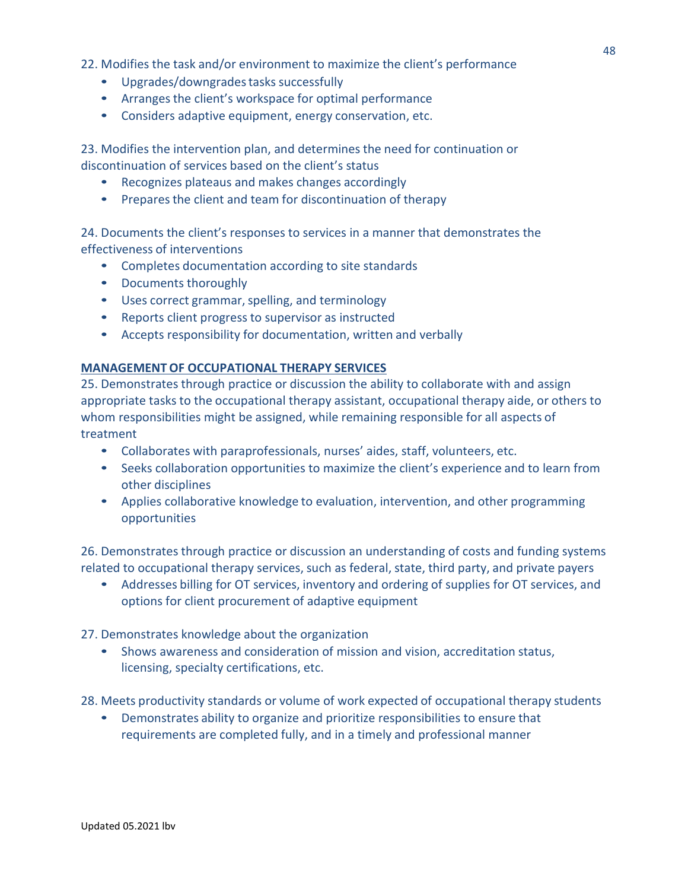22. Modifies the task and/or environment to maximize the client's performance

- Upgrades/downgrades tasks successfully
- Arranges the client's workspace for optimal performance
- Considers adaptive equipment, energy conservation, etc.

23. Modifies the intervention plan, and determines the need for continuation or discontinuation of services based on the client's status

- Recognizes plateaus and makes changes accordingly
- Prepares the client and team for discontinuation of therapy

24. Documents the client's responses to services in a manner that demonstrates the effectiveness of interventions

- Completes documentation according to site standards
- Documents thoroughly
- Uses correct grammar, spelling, and terminology
- Reports client progress to supervisor as instructed
- Accepts responsibility for documentation, written and verbally

**MANAGEMENT OF OCCUPATIONAL THERAPY SERVICES**

25. Demonstrates through practice or discussion the ability to collaborate with and assign appropriate tasks to the occupational therapy assistant, occupational therapy aide, or others to whom responsibilities might be assigned, while remaining responsible for all aspects of treatment

- Collaborates with paraprofessionals, nurses' aides, staff, volunteers, etc.
- Seeks collaboration opportunities to maximize the client's experience and to learn from other disciplines
- Applies collaborative knowledge to evaluation, intervention, and other programming opportunities

26. Demonstrates through practice or discussion an understanding of costs and funding systems related to occupational therapy services, such as federal, state, third party, and private payers

- Addresses billing for OT services, inventory and ordering of supplies for OT services, and options for client procurement of adaptive equipment

27. Demonstrates knowledge about the organization

- Shows awareness and consideration of mission and vision, accreditation status, licensing, specialty certifications, etc.

28. Meets productivity standards or volume of work expected of occupational therapy students

- Demonstrates ability to organize and prioritize responsibilities to ensure that requirements are completed fully, and in a timely and professional manner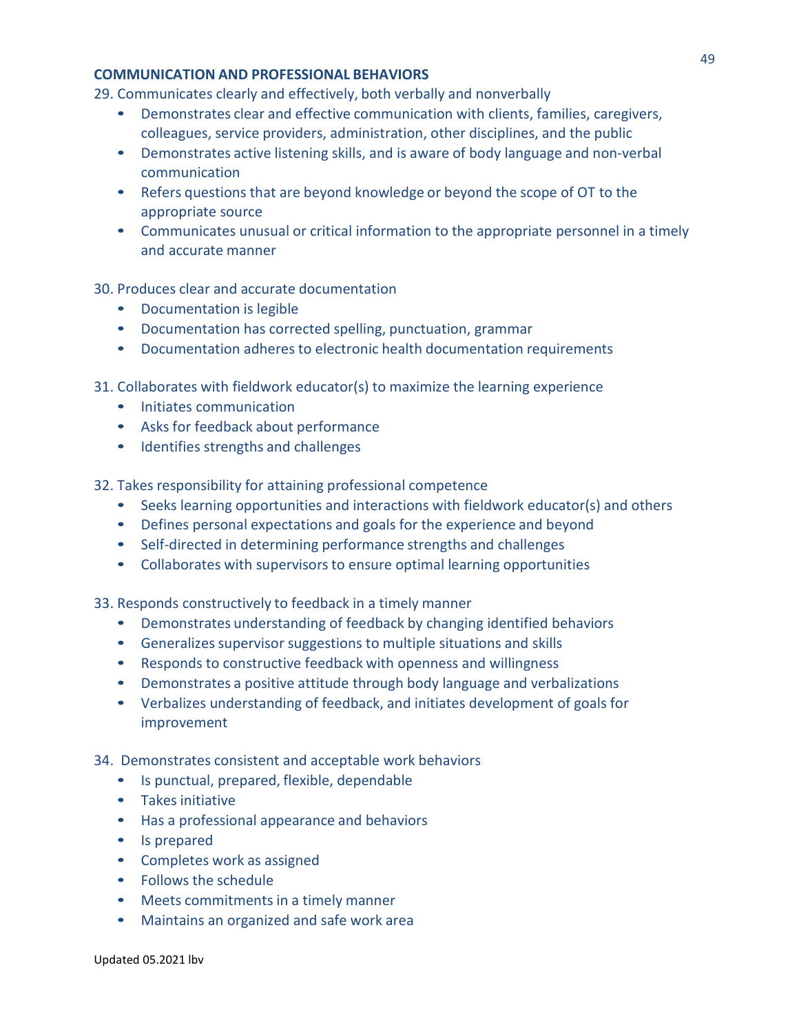**COMMUNICATION AND PROFESSIONAL BEHAVIORS**

29. Communicates clearly and effectively, both verbally and nonverbally
    - Demonstrates clear and effective communication with clients, families, caregivers, colleagues, service providers, administration, other disciplines, and the public
    - Demonstrates active listening skills, and is aware of body language and non-verbal communication
    - Refers questions that are beyond knowledge or beyond the scope of OT to the appropriate source
    - Communicates unusual or critical information to the appropriate personnel in a timely and accurate manner

30. Produces clear and accurate documentation
    - Documentation is legible
    - Documentation has corrected spelling, punctuation, grammar
    - Documentation adheres to electronic health documentation requirements

31. Collaborates with fieldwork educator(s) to maximize the learning experience
    - Initiates communication
    - Asks for feedback about performance
    - Identifies strengths and challenges

32. Takes responsibility for attaining professional competence
    - Seeks learning opportunities and interactions with fieldwork educator(s) and others
    - Defines personal expectations and goals for the experience and beyond
    - Self-directed in determining performance strengths and challenges
    - Collaborates with supervisors to ensure optimal learning opportunities

33. Responds constructively to feedback in a timely manner
    - Demonstrates understanding of feedback by changing identified behaviors
    - Generalizes supervisor suggestions to multiple situations and skills
    - Responds to constructive feedback with openness and willingness
    - Demonstrates a positive attitude through body language and verbalizations
    - Verbalizes understanding of feedback, and initiates development of goals for improvement

34. Demonstrates consistent and acceptable work behaviors
    - Is punctual, prepared, flexible, dependable
    - Takes initiative
    - Has a professional appearance and behaviors
    - Is prepared
    - Completes work as assigned
    - Follows the schedule
    - Meets commitments in a timely manner
    - Maintains an organized and safe work area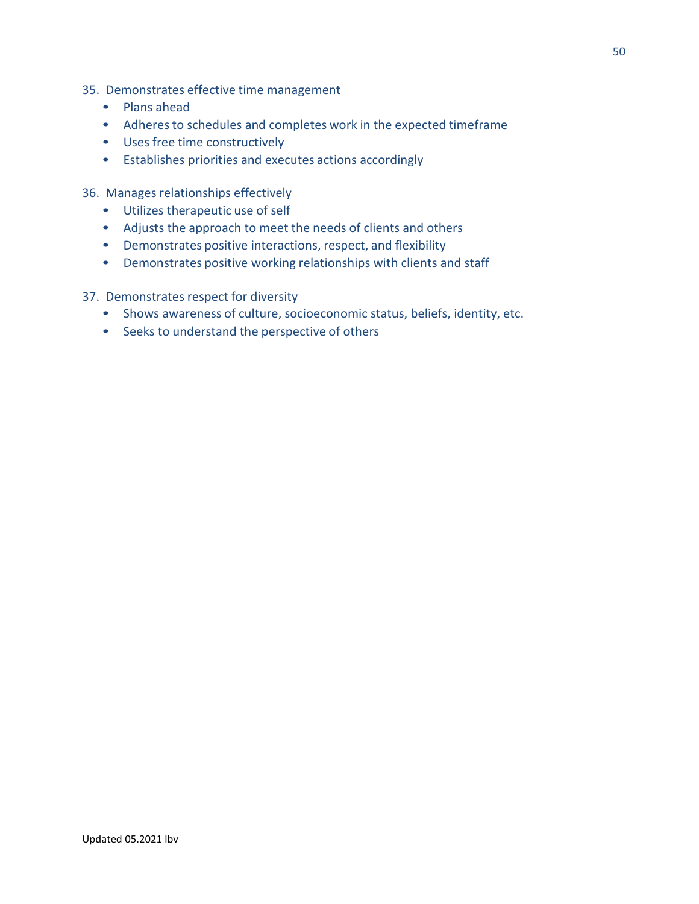35. Demonstrates effective time management
    - Plans ahead
    - Adheres to schedules and completes work in the expected timeframe
    - Uses free time constructively
    - Establishes priorities and executes actions accordingly

36. Manages relationships effectively
    - Utilizes therapeutic use of self
    - Adjusts the approach to meet the needs of clients and others
    - Demonstrates positive interactions, respect, and flexibility
    - Demonstrates positive working relationships with clients and staff

37. Demonstrates respect for diversity
    - Shows awareness of culture, socioeconomic status, beliefs, identity, etc.
    - Seeks to understand the perspective of others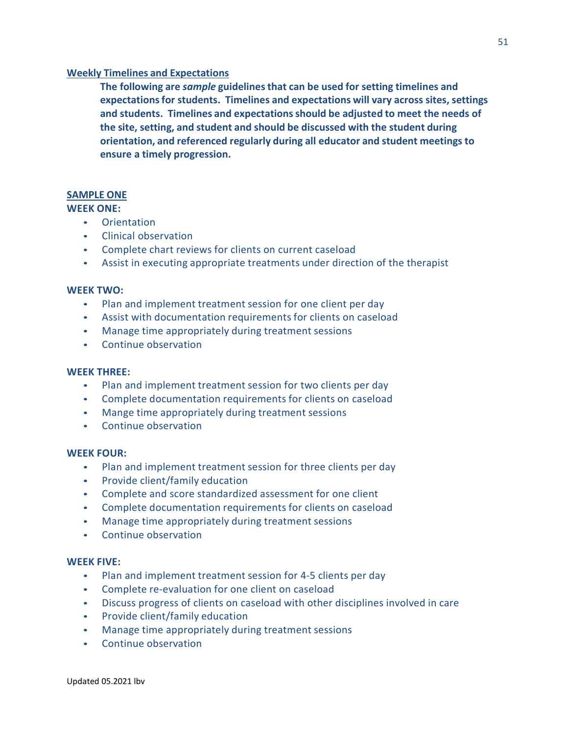## Weekly Timelines and Expectations

**The following are *sample* guidelines that can be used for setting timelines and expectations for students. Timelines and expectations will vary across sites, settings and students. Timelines and expectations should be adjusted to meet the needs of the site, setting, and student and should be discussed with the student during orientation, and referenced regularly during all educator and student meetings to ensure a timely progression.**

### SAMPLE ONE

**WEEK ONE:**

- Orientation
- Clinical observation
- Complete chart reviews for clients on current caseload
- Assist in executing appropriate treatments under direction of the therapist

**WEEK TWO:**

- Plan and implement treatment session for one client per day
- Assist with documentation requirements for clients on caseload
- Manage time appropriately during treatment sessions
- Continue observation

**WEEK THREE:**

- Plan and implement treatment session for two clients per day
- Complete documentation requirements for clients on caseload
- Mange time appropriately during treatment sessions
- Continue observation

**WEEK FOUR:**

- Plan and implement treatment session for three clients per day
- Provide client/family education
- Complete and score standardized assessment for one client
- Complete documentation requirements for clients on caseload
- Manage time appropriately during treatment sessions
- Continue observation

**WEEK FIVE:**

- Plan and implement treatment session for 4-5 clients per day
- Complete re-evaluation for one client on caseload
- Discuss progress of clients on caseload with other disciplines involved in care
- Provide client/family education
- Manage time appropriately during treatment sessions
- Continue observation

Updated 05.2021 lbv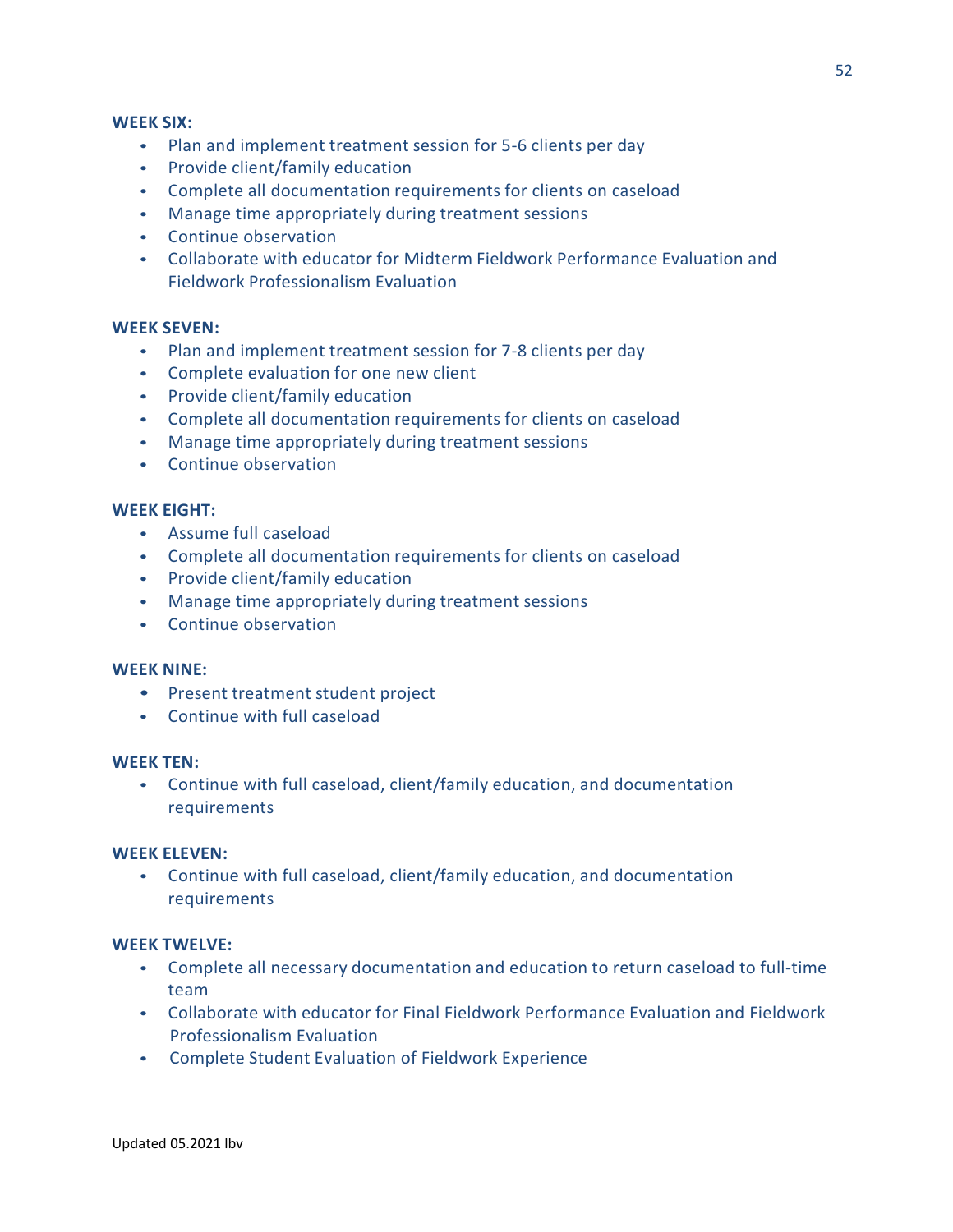**WEEK SIX:**

- Plan and implement treatment session for 5-6 clients per day
- Provide client/family education
- Complete all documentation requirements for clients on caseload
- Manage time appropriately during treatment sessions
- Continue observation
- Collaborate with educator for Midterm Fieldwork Performance Evaluation and Fieldwork Professionalism Evaluation

**WEEK SEVEN:**

- Plan and implement treatment session for 7-8 clients per day
- Complete evaluation for one new client
- Provide client/family education
- Complete all documentation requirements for clients on caseload
- Manage time appropriately during treatment sessions
- Continue observation

**WEEK EIGHT:**

- Assume full caseload
- Complete all documentation requirements for clients on caseload
- Provide client/family education
- Manage time appropriately during treatment sessions
- Continue observation

**WEEK NINE:**

- Present treatment student project
- Continue with full caseload

**WEEK TEN:**

- Continue with full caseload, client/family education, and documentation requirements

**WEEK ELEVEN:**

- Continue with full caseload, client/family education, and documentation requirements

**WEEK TWELVE:**

- Complete all necessary documentation and education to return caseload to full-time team
- Collaborate with educator for Final Fieldwork Performance Evaluation and Fieldwork Professionalism Evaluation
- Complete Student Evaluation of Fieldwork Experience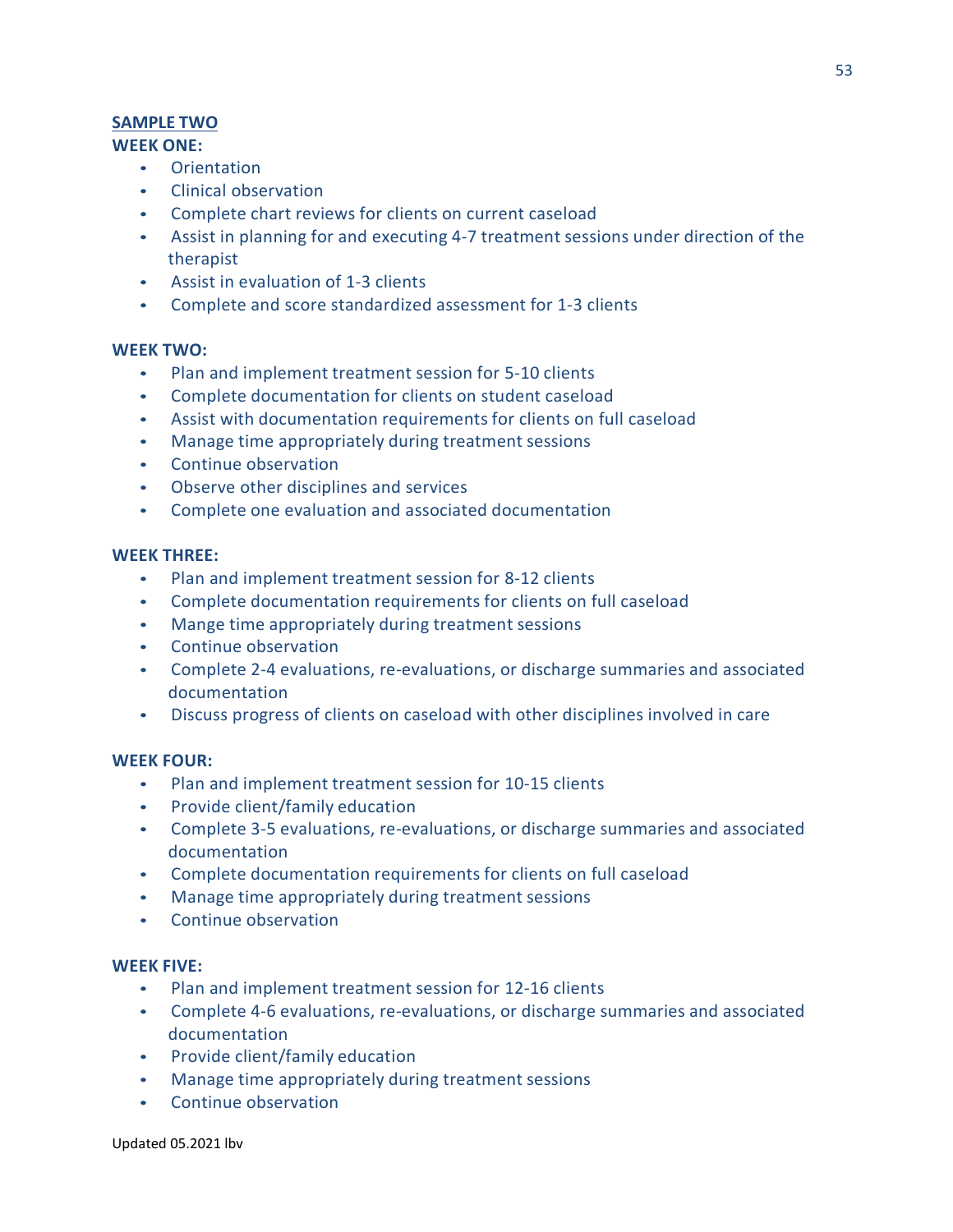## SAMPLE TWO

**WEEK ONE:**

- Orientation
- Clinical observation
- Complete chart reviews for clients on current caseload
- Assist in planning for and executing 4-7 treatment sessions under direction of the therapist
- Assist in evaluation of 1-3 clients
- Complete and score standardized assessment for 1-3 clients

**WEEK TWO:**

- Plan and implement treatment session for 5-10 clients
- Complete documentation for clients on student caseload
- Assist with documentation requirements for clients on full caseload
- Manage time appropriately during treatment sessions
- Continue observation
- Observe other disciplines and services
- Complete one evaluation and associated documentation

**WEEK THREE:**

- Plan and implement treatment session for 8-12 clients
- Complete documentation requirements for clients on full caseload
- Mange time appropriately during treatment sessions
- Continue observation
- Complete 2-4 evaluations, re-evaluations, or discharge summaries and associated documentation
- Discuss progress of clients on caseload with other disciplines involved in care

**WEEK FOUR:**

- Plan and implement treatment session for 10-15 clients
- Provide client/family education
- Complete 3-5 evaluations, re-evaluations, or discharge summaries and associated documentation
- Complete documentation requirements for clients on full caseload
- Manage time appropriately during treatment sessions
- Continue observation

**WEEK FIVE:**

- Plan and implement treatment session for 12-16 clients
- Complete 4-6 evaluations, re-evaluations, or discharge summaries and associated documentation
- Provide client/family education
- Manage time appropriately during treatment sessions
- Continue observation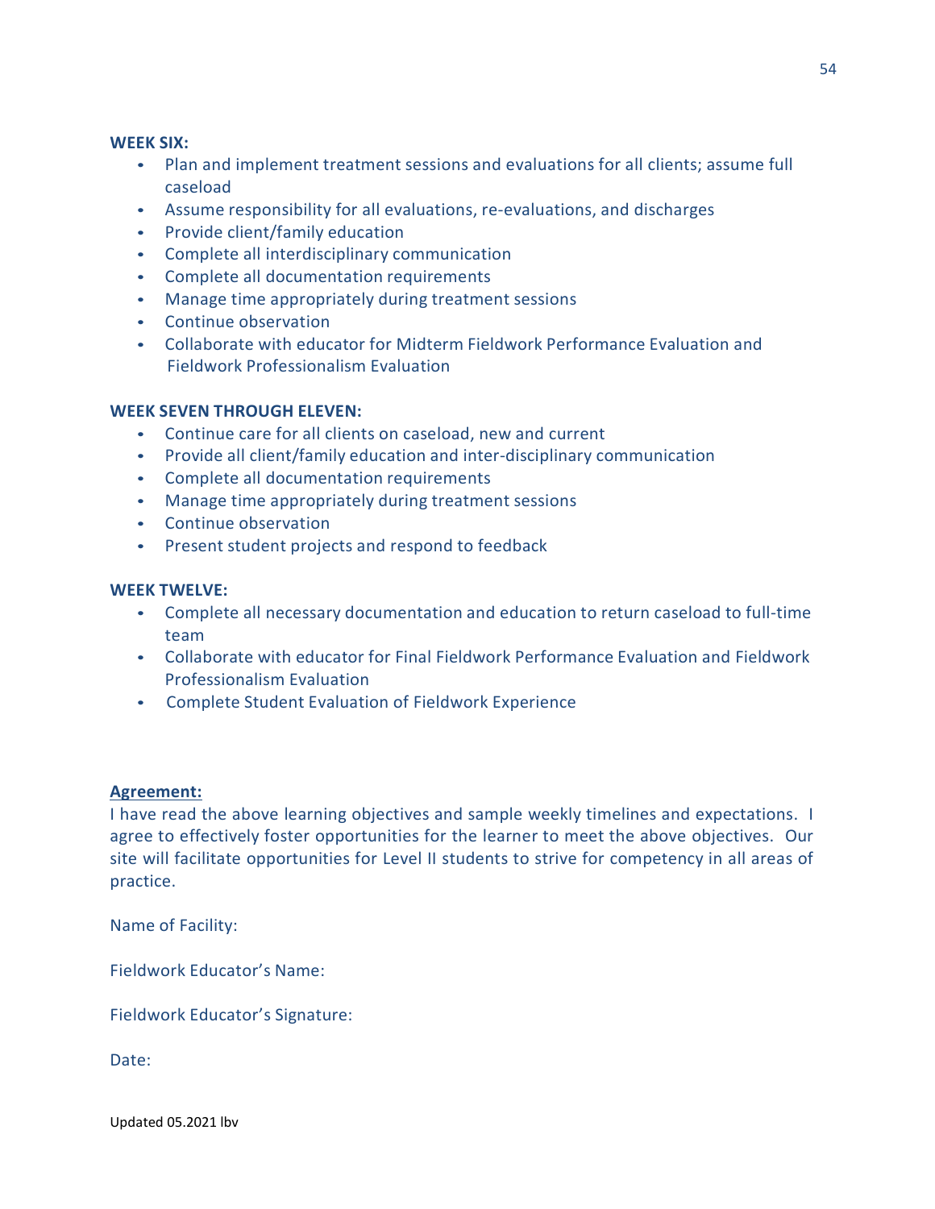**WEEK SIX:**

- Plan and implement treatment sessions and evaluations for all clients; assume full caseload
- Assume responsibility for all evaluations, re-evaluations, and discharges
- Provide client/family education
- Complete all interdisciplinary communication
- Complete all documentation requirements
- Manage time appropriately during treatment sessions
- Continue observation
- Collaborate with educator for Midterm Fieldwork Performance Evaluation and Fieldwork Professionalism Evaluation

**WEEK SEVEN THROUGH ELEVEN:**

- Continue care for all clients on caseload, new and current
- Provide all client/family education and inter-disciplinary communication
- Complete all documentation requirements
- Manage time appropriately during treatment sessions
- Continue observation
- Present student projects and respond to feedback

**WEEK TWELVE:**

- Complete all necessary documentation and education to return caseload to full-time team
- Collaborate with educator for Final Fieldwork Performance Evaluation and Fieldwork Professionalism Evaluation
- Complete Student Evaluation of Fieldwork Experience

**Agreement:**

I have read the above learning objectives and sample weekly timelines and expectations. I agree to effectively foster opportunities for the learner to meet the above objectives. Our site will facilitate opportunities for Level II students to strive for competency in all areas of practice.

Name of Facility:

Fieldwork Educator's Name:

Fieldwork Educator's Signature:

Date:

Updated 05.2021 lbv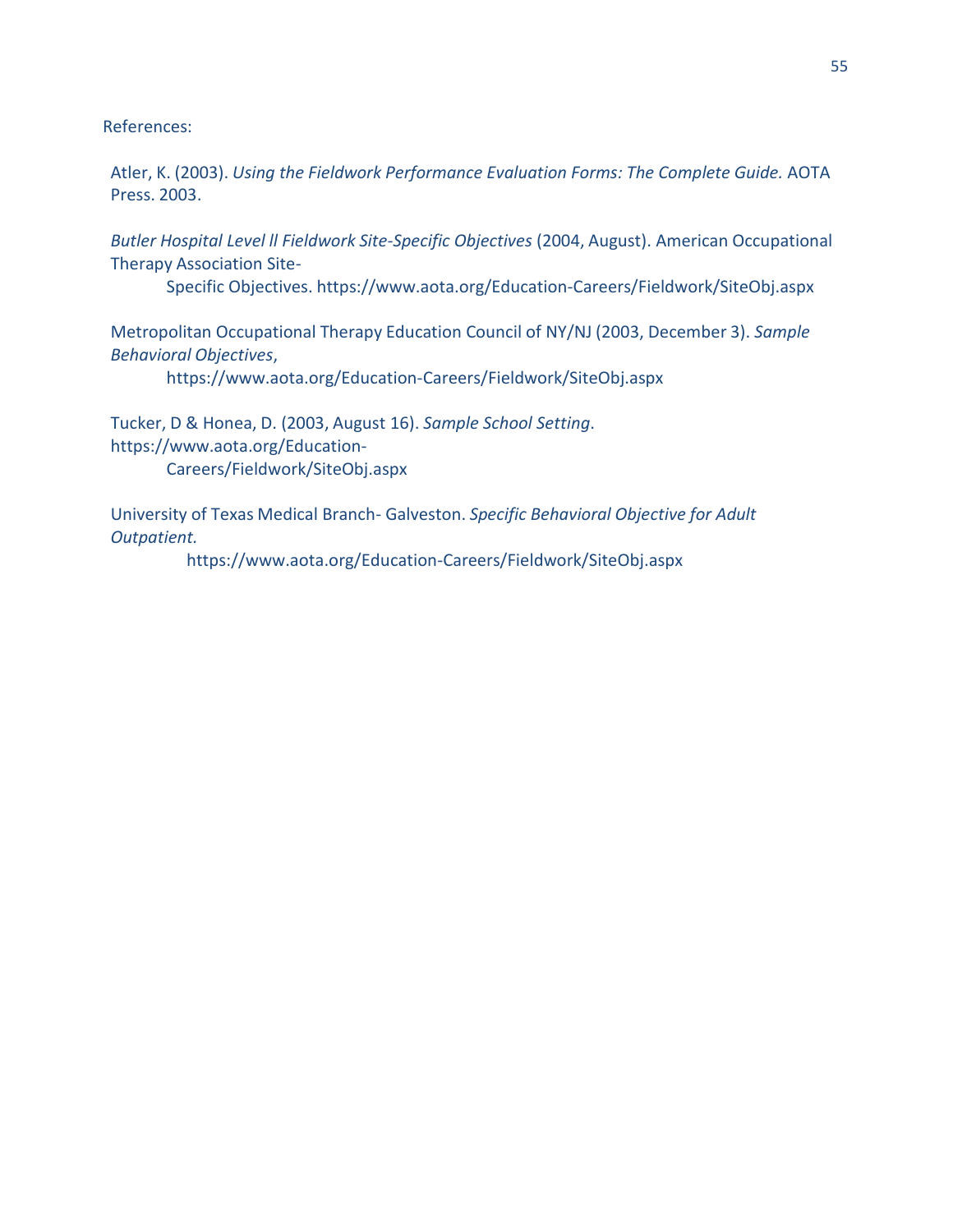References:

Atler, K. (2003). *Using the Fieldwork Performance Evaluation Forms: The Complete Guide.* AOTA Press. 2003.

*Butler Hospital Level ll Fieldwork Site-Specific Objectives* (2004, August). American Occupational Therapy Association Site-Specific Objectives. https://www.aota.org/Education-Careers/Fieldwork/SiteObj.aspx

Metropolitan Occupational Therapy Education Council of NY/NJ (2003, December 3). *Sample Behavioral Objectives*, https://www.aota.org/Education-Careers/Fieldwork/SiteObj.aspx

Tucker, D & Honea, D. (2003, August 16). *Sample School Setting*. https://www.aota.org/Education-Careers/Fieldwork/SiteObj.aspx

University of Texas Medical Branch- Galveston. *Specific Behavioral Objective for Adult Outpatient.* https://www.aota.org/Education-Careers/Fieldwork/SiteObj.aspx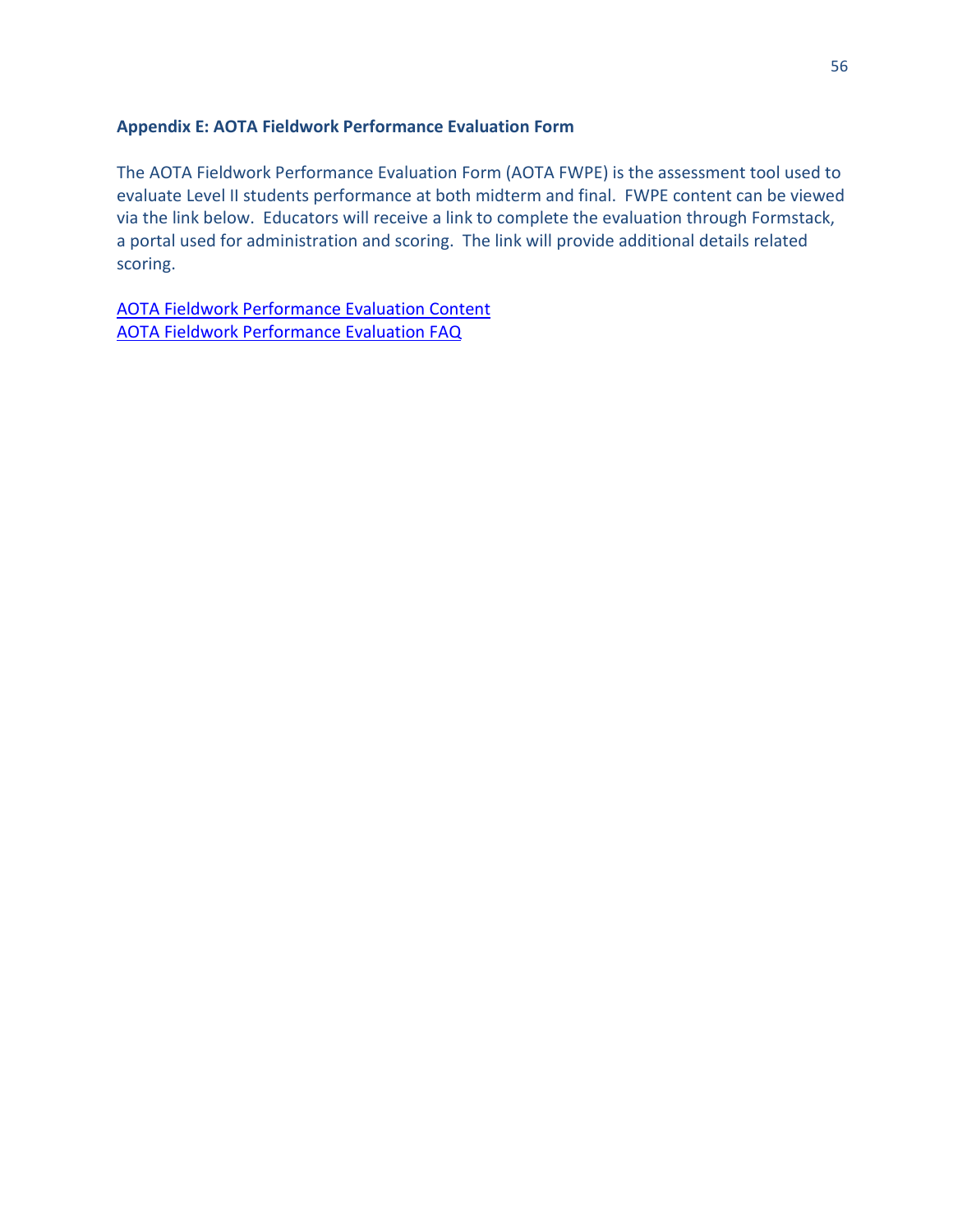## Appendix E: AOTA Fieldwork Performance Evaluation Form

The AOTA Fieldwork Performance Evaluation Form (AOTA FWPE) is the assessment tool used to evaluate Level II students performance at both midterm and final. FWPE content can be viewed via the link below. Educators will receive a link to complete the evaluation through Formstack, a portal used for administration and scoring. The link will provide additional details related scoring.

AOTA Fieldwork Performance Evaluation Content
AOTA Fieldwork Performance Evaluation FAQ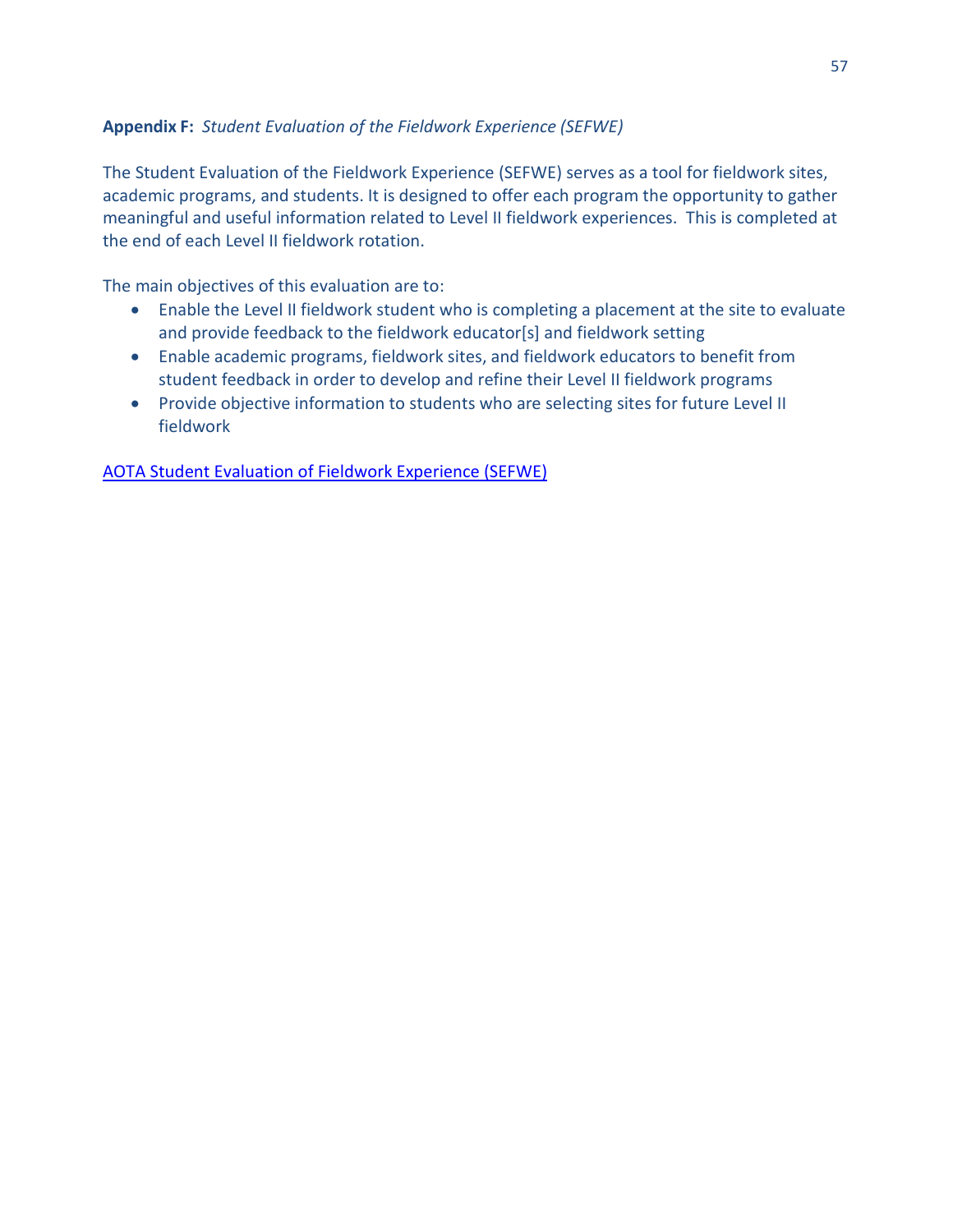**Appendix F:** *Student Evaluation of the Fieldwork Experience (SEFWE)*

The Student Evaluation of the Fieldwork Experience (SEFWE) serves as a tool for fieldwork sites, academic programs, and students. It is designed to offer each program the opportunity to gather meaningful and useful information related to Level II fieldwork experiences. This is completed at the end of each Level II fieldwork rotation.

The main objectives of this evaluation are to:

- Enable the Level II fieldwork student who is completing a placement at the site to evaluate and provide feedback to the fieldwork educator[s] and fieldwork setting
- Enable academic programs, fieldwork sites, and fieldwork educators to benefit from student feedback in order to develop and refine their Level II fieldwork programs
- Provide objective information to students who are selecting sites for future Level II fieldwork

AOTA Student Evaluation of Fieldwork Experience (SEFWE)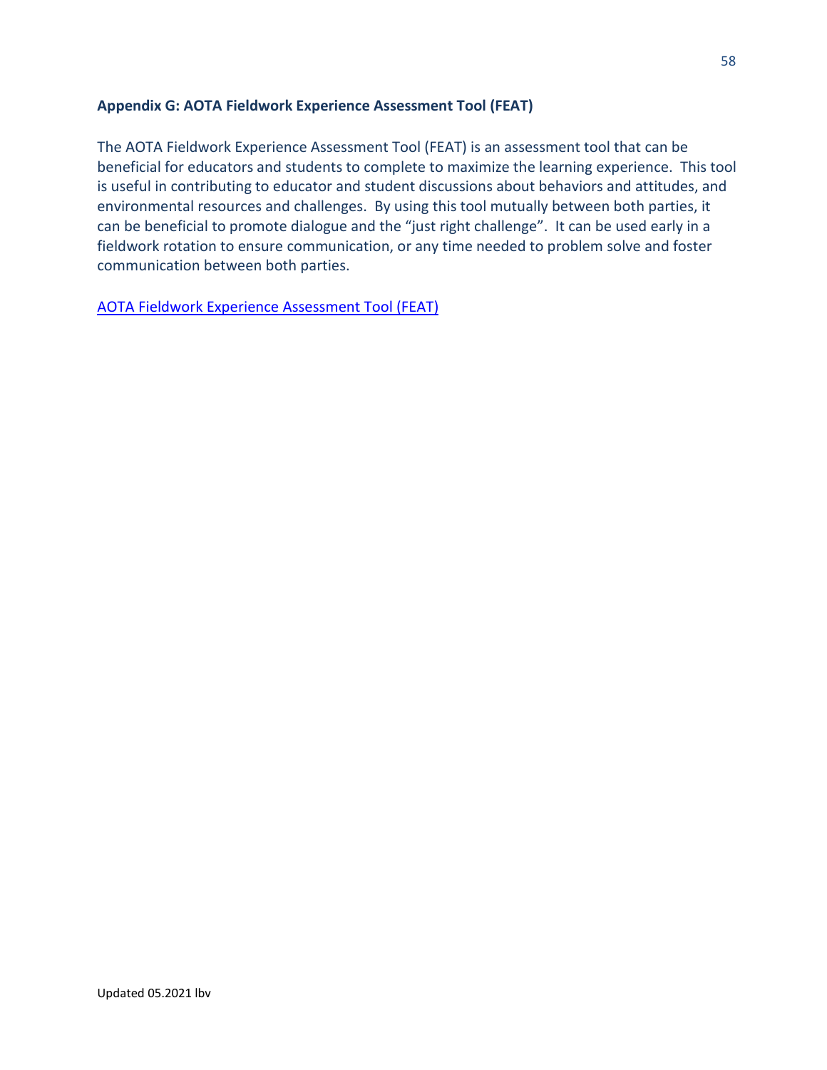### Appendix G: AOTA Fieldwork Experience Assessment Tool (FEAT)

The AOTA Fieldwork Experience Assessment Tool (FEAT) is an assessment tool that can be beneficial for educators and students to complete to maximize the learning experience. This tool is useful in contributing to educator and student discussions about behaviors and attitudes, and environmental resources and challenges. By using this tool mutually between both parties, it can be beneficial to promote dialogue and the "just right challenge". It can be used early in a fieldwork rotation to ensure communication, or any time needed to problem solve and foster communication between both parties.

AOTA Fieldwork Experience Assessment Tool (FEAT)

Updated 05.2021 lbv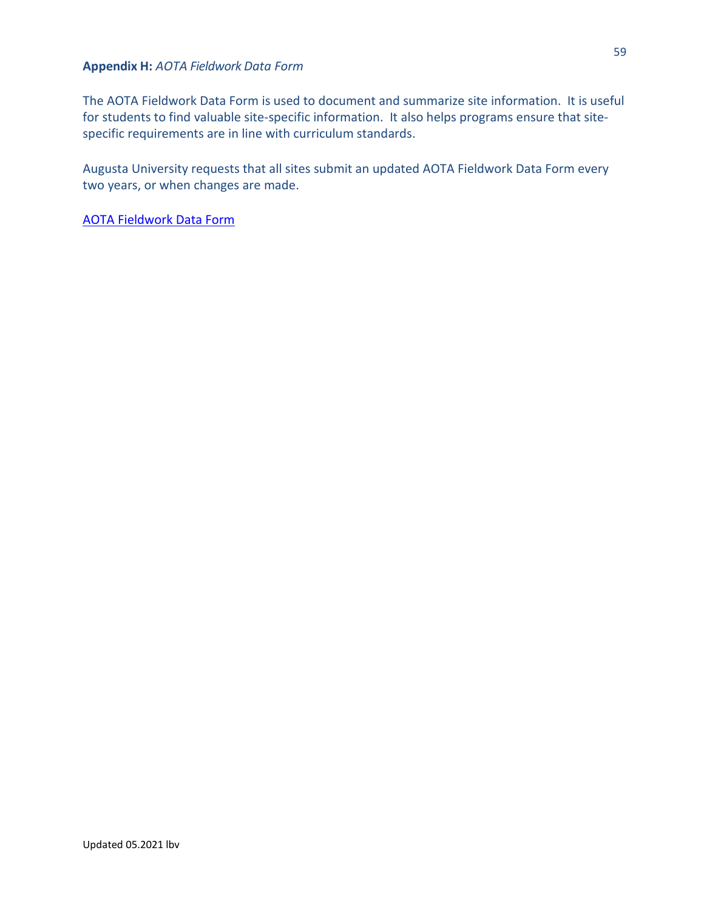**Appendix H:** *AOTA Fieldwork Data Form*

The AOTA Fieldwork Data Form is used to document and summarize site information. It is useful for students to find valuable site-specific information. It also helps programs ensure that site-specific requirements are in line with curriculum standards.

Augusta University requests that all sites submit an updated AOTA Fieldwork Data Form every two years, or when changes are made.

AOTA Fieldwork Data Form

Updated 05.2021 lbv